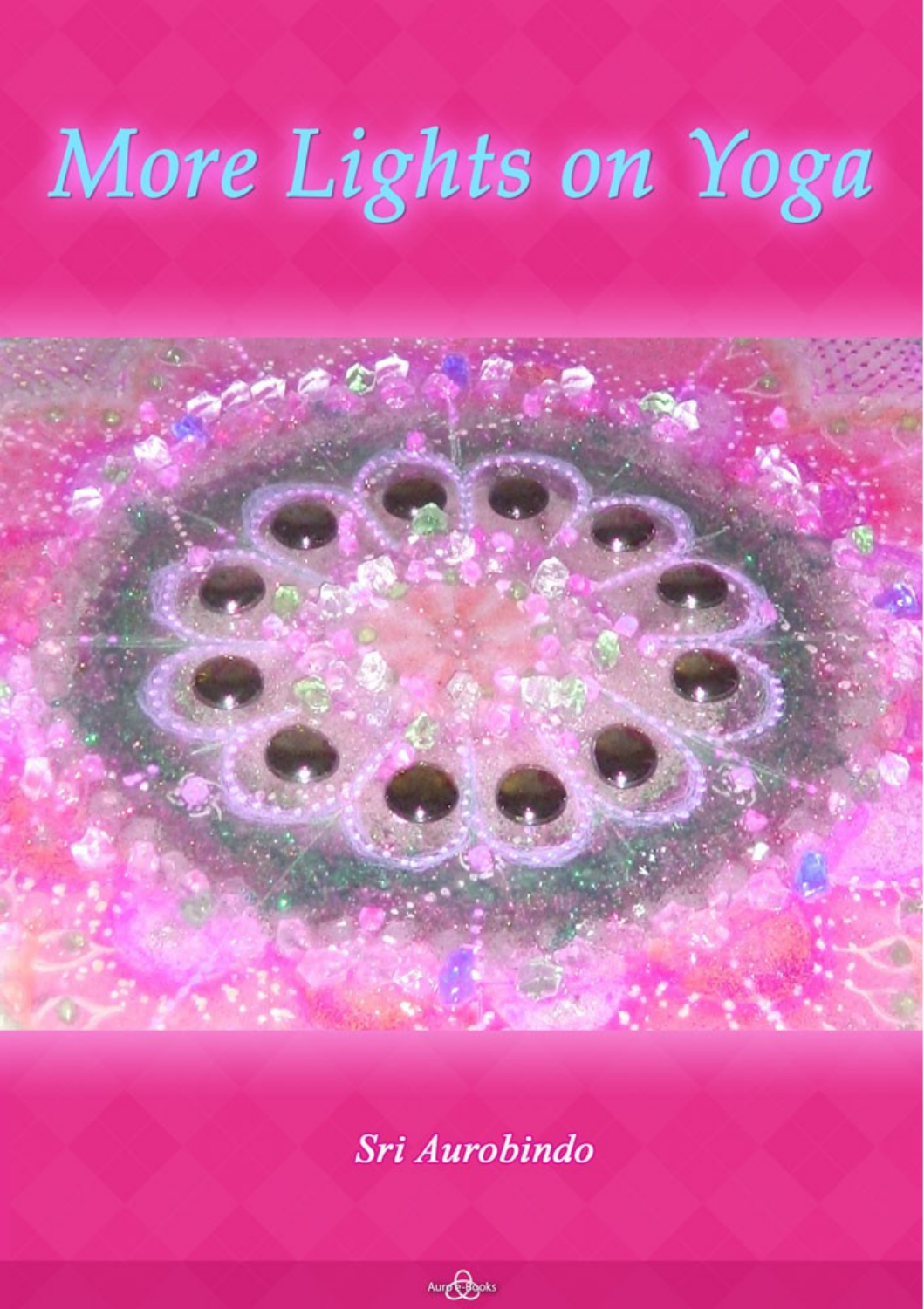# More Lights on Yoga

Sri Aurobindo

Auro e-Books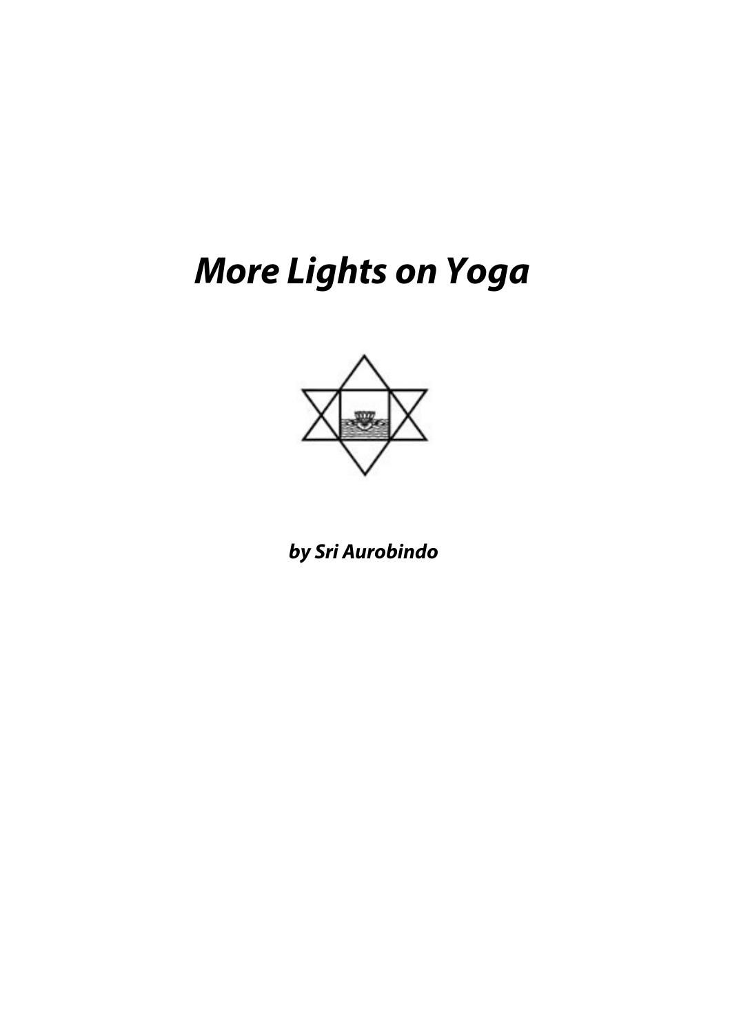# *More Lights on Yoga*

***by Sri Aurobindo***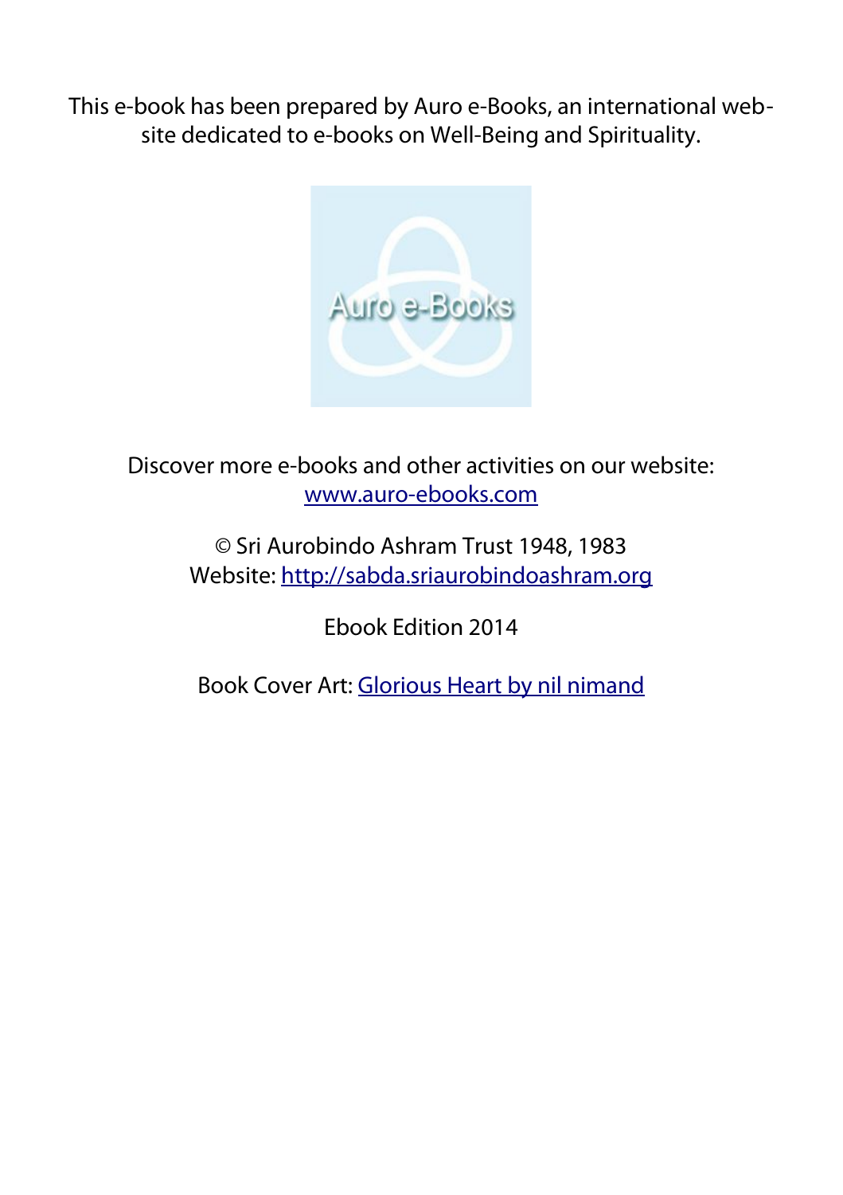This e-book has been prepared by Auro e-Books, an international web-site dedicated to e-books on Well-Being and Spirituality.

Discover more e-books and other activities on our website:
[www.auro-ebooks.com](http://www.auro-ebooks.com)

© Sri Aurobindo Ashram Trust 1948, 1983
Website: [http://sabda.sriaurobindoashram.org](http://sabda.sriaurobindoashram.org)

Ebook Edition 2014

Book Cover Art: Glorious Heart by nil nimand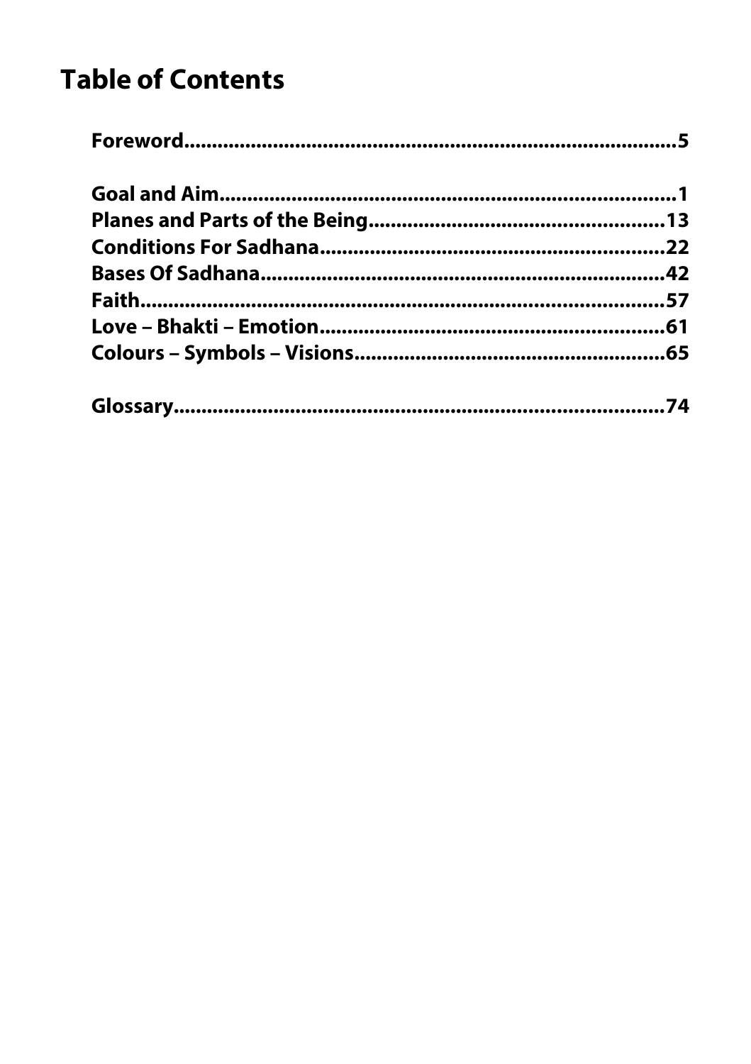# Table of Contents

**Foreword** ..... **5**

**Goal and Aim** ..... **1**
**Planes and Parts of the Being** ..... **13**
**Conditions For Sadhana** ..... **22**
**Bases Of Sadhana** ..... **42**
**Faith** ..... **57**
**Love – Bhakti – Emotion** ..... **61**
**Colours – Symbols – Visions** ..... **65**

**Glossary** ..... **74**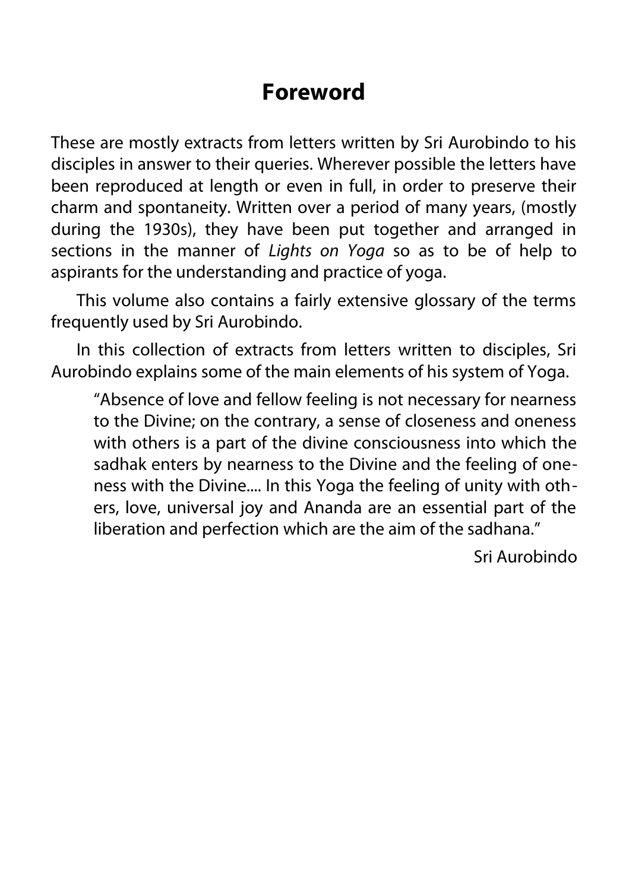# Foreword

These are mostly extracts from letters written by Sri Aurobindo to his disciples in answer to their queries. Wherever possible the letters have been reproduced at length or even in full, in order to preserve their charm and spontaneity. Written over a period of many years, (mostly during the 1930s), they have been put together and arranged in sections in the manner of *Lights on Yoga* so as to be of help to aspirants for the understanding and practice of yoga.

This volume also contains a fairly extensive glossary of the terms frequently used by Sri Aurobindo.

In this collection of extracts from letters written to disciples, Sri Aurobindo explains some of the main elements of his system of Yoga.

> "Absence of love and fellow feeling is not necessary for nearness to the Divine; on the contrary, a sense of closeness and oneness with others is a part of the divine consciousness into which the sadhak enters by nearness to the Divine and the feeling of oneness with the Divine.... In this Yoga the feeling of unity with others, love, universal joy and Ananda are an essential part of the liberation and perfection which are the aim of the sadhana."
>
> Sri Aurobindo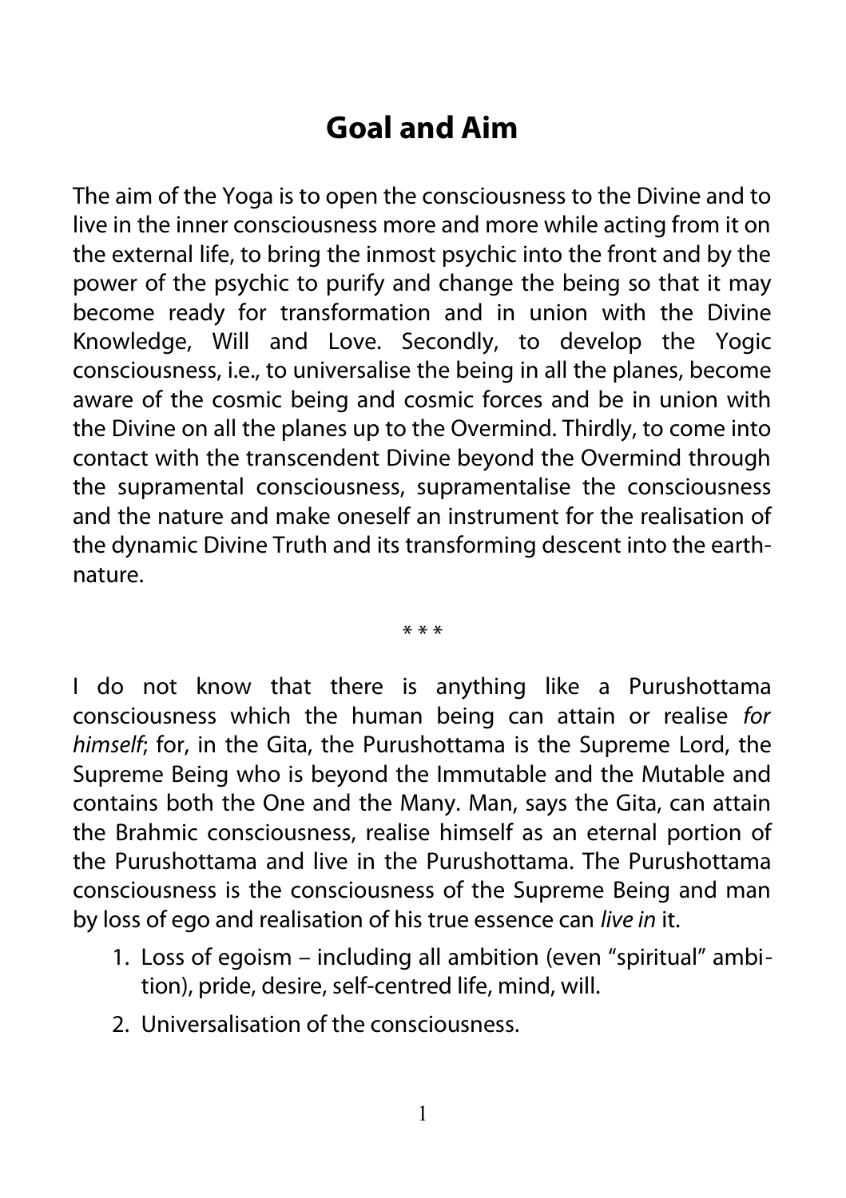# Goal and Aim

The aim of the Yoga is to open the consciousness to the Divine and to live in the inner consciousness more and more while acting from it on the external life, to bring the inmost psychic into the front and by the power of the psychic to purify and change the being so that it may become ready for transformation and in union with the Divine Knowledge, Will and Love. Secondly, to develop the Yogic consciousness, i.e., to universalise the being in all the planes, become aware of the cosmic being and cosmic forces and be in union with the Divine on all the planes up to the Overmind. Thirdly, to come into contact with the transcendent Divine beyond the Overmind through the supramental consciousness, supramentalise the consciousness and the nature and make oneself an instrument for the realisation of the dynamic Divine Truth and its transforming descent into the earth-nature.

\* \* \*

I do not know that there is anything like a Purushottama consciousness which the human being can attain or realise *for himself*; for, in the Gita, the Purushottama is the Supreme Lord, the Supreme Being who is beyond the Immutable and the Mutable and contains both the One and the Many. Man, says the Gita, can attain the Brahmic consciousness, realise himself as an eternal portion of the Purushottama and live in the Purushottama. The Purushottama consciousness is the consciousness of the Supreme Being and man by loss of ego and realisation of his true essence can *live in* it.

1. Loss of egoism – including all ambition (even "spiritual" ambition), pride, desire, self-centred life, mind, will.
2. Universalisation of the consciousness.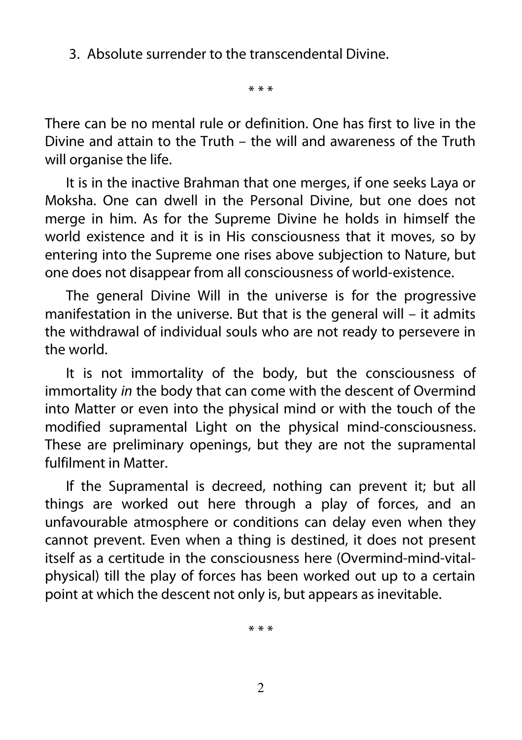3. Absolute surrender to the transcendental Divine.

\* \* \*

There can be no mental rule or definition. One has first to live in the Divine and attain to the Truth – the will and awareness of the Truth will organise the life.

It is in the inactive Brahman that one merges, if one seeks Laya or Moksha. One can dwell in the Personal Divine, but one does not merge in him. As for the Supreme Divine he holds in himself the world existence and it is in His consciousness that it moves, so by entering into the Supreme one rises above subjection to Nature, but one does not disappear from all consciousness of world-existence.

The general Divine Will in the universe is for the progressive manifestation in the universe. But that is the general will – it admits the withdrawal of individual souls who are not ready to persevere in the world.

It is not immortality of the body, but the consciousness of immortality *in* the body that can come with the descent of Overmind into Matter or even into the physical mind or with the touch of the modified supramental Light on the physical mind-consciousness. These are preliminary openings, but they are not the supramental fulfilment in Matter.

If the Supramental is decreed, nothing can prevent it; but all things are worked out here through a play of forces, and an unfavourable atmosphere or conditions can delay even when they cannot prevent. Even when a thing is destined, it does not present itself as a certitude in the consciousness here (Overmind-mind-vital-physical) till the play of forces has been worked out up to a certain point at which the descent not only is, but appears as inevitable.

\* \* \*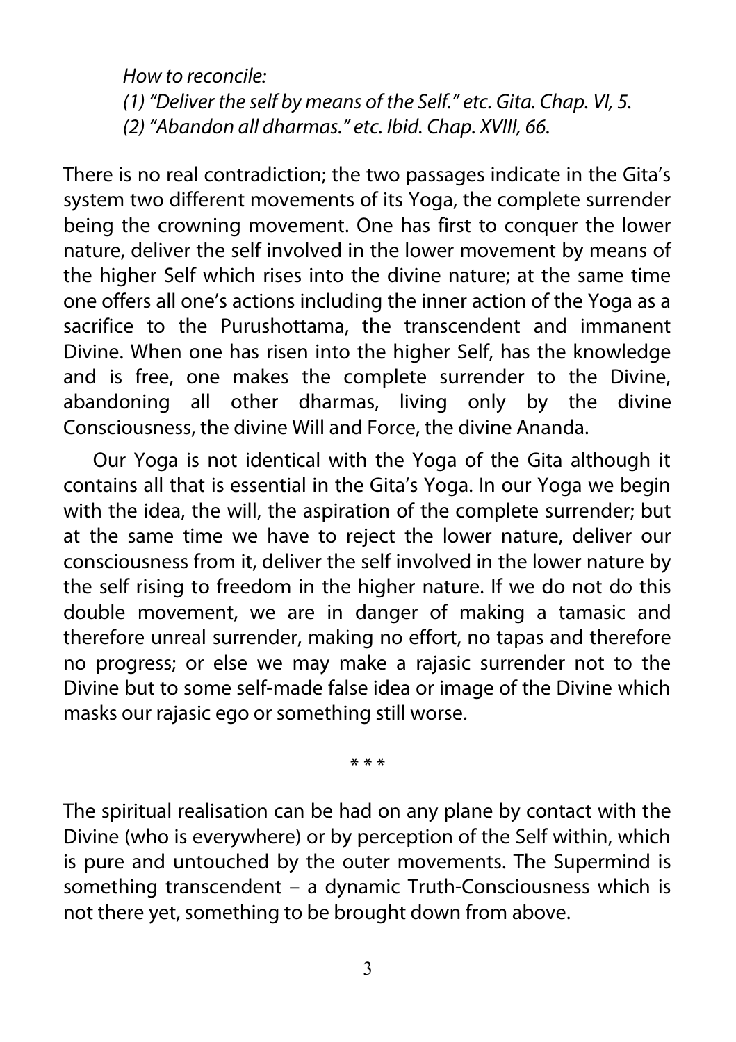*How to reconcile:*
*(1) "Deliver the self by means of the Self." etc. Gita. Chap. VI, 5.*
*(2) "Abandon all dharmas." etc. Ibid. Chap. XVIII, 66.*

There is no real contradiction; the two passages indicate in the Gita's system two different movements of its Yoga, the complete surrender being the crowning movement. One has first to conquer the lower nature, deliver the self involved in the lower movement by means of the higher Self which rises into the divine nature; at the same time one offers all one's actions including the inner action of the Yoga as a sacrifice to the Purushottama, the transcendent and immanent Divine. When one has risen into the higher Self, has the knowledge and is free, one makes the complete surrender to the Divine, abandoning all other dharmas, living only by the divine Consciousness, the divine Will and Force, the divine Ananda.

Our Yoga is not identical with the Yoga of the Gita although it contains all that is essential in the Gita's Yoga. In our Yoga we begin with the idea, the will, the aspiration of the complete surrender; but at the same time we have to reject the lower nature, deliver our consciousness from it, deliver the self involved in the lower nature by the self rising to freedom in the higher nature. If we do not do this double movement, we are in danger of making a tamasic and therefore unreal surrender, making no effort, no tapas and therefore no progress; or else we may make a rajasic surrender not to the Divine but to some self-made false idea or image of the Divine which masks our rajasic ego or something still worse.

\* \* \*

The spiritual realisation can be had on any plane by contact with the Divine (who is everywhere) or by perception of the Self within, which is pure and untouched by the outer movements. The Supermind is something transcendent – a dynamic Truth-Consciousness which is not there yet, something to be brought down from above.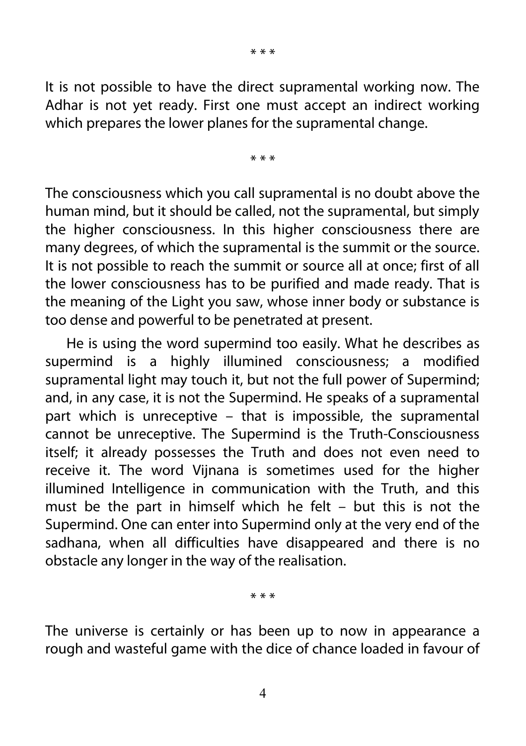\* \* \*

It is not possible to have the direct supramental working now. The Adhar is not yet ready. First one must accept an indirect working which prepares the lower planes for the supramental change.

\* \* \*

The consciousness which you call supramental is no doubt above the human mind, but it should be called, not the supramental, but simply the higher consciousness. In this higher consciousness there are many degrees, of which the supramental is the summit or the source. It is not possible to reach the summit or source all at once; first of all the lower consciousness has to be purified and made ready. That is the meaning of the Light you saw, whose inner body or substance is too dense and powerful to be penetrated at present.

He is using the word supermind too easily. What he describes as supermind is a highly illumined consciousness; a modified supramental light may touch it, but not the full power of Supermind; and, in any case, it is not the Supermind. He speaks of a supramental part which is unreceptive – that is impossible, the supramental cannot be unreceptive. The Supermind is the Truth-Consciousness itself; it already possesses the Truth and does not even need to receive it. The word Vijnana is sometimes used for the higher illumined Intelligence in communication with the Truth, and this must be the part in himself which he felt – but this is not the Supermind. One can enter into Supermind only at the very end of the sadhana, when all difficulties have disappeared and there is no obstacle any longer in the way of the realisation.

\* \* \*

The universe is certainly or has been up to now in appearance a rough and wasteful game with the dice of chance loaded in favour of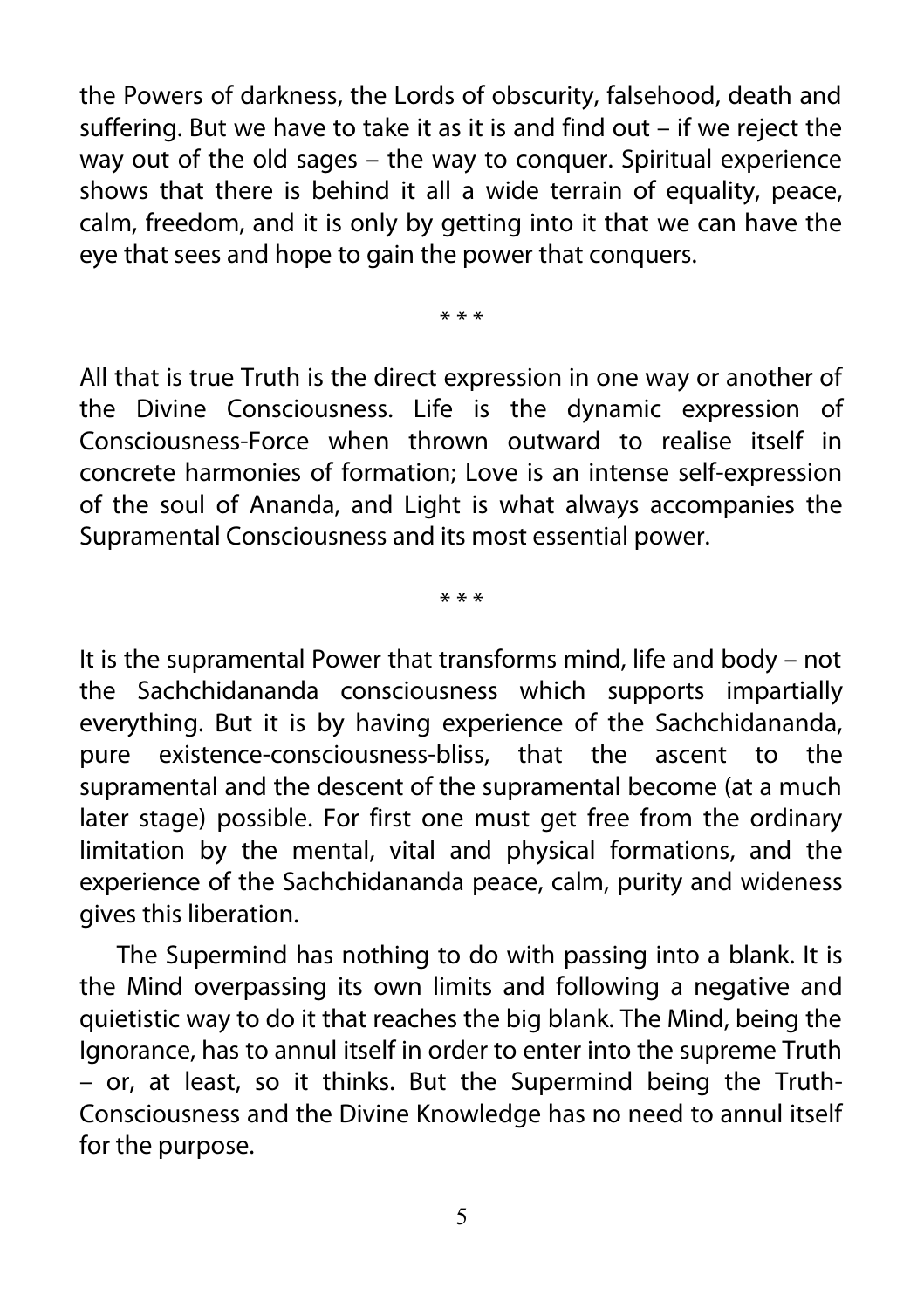the Powers of darkness, the Lords of obscurity, falsehood, death and suffering. But we have to take it as it is and find out – if we reject the way out of the old sages – the way to conquer. Spiritual experience shows that there is behind it all a wide terrain of equality, peace, calm, freedom, and it is only by getting into it that we can have the eye that sees and hope to gain the power that conquers.

\* \* \*

All that is true Truth is the direct expression in one way or another of the Divine Consciousness. Life is the dynamic expression of Consciousness-Force when thrown outward to realise itself in concrete harmonies of formation; Love is an intense self-expression of the soul of Ananda, and Light is what always accompanies the Supramental Consciousness and its most essential power.

\* \* \*

It is the supramental Power that transforms mind, life and body – not the Sachchidananda consciousness which supports impartially everything. But it is by having experience of the Sachchidananda, pure existence-consciousness-bliss, that the ascent to the supramental and the descent of the supramental become (at a much later stage) possible. For first one must get free from the ordinary limitation by the mental, vital and physical formations, and the experience of the Sachchidananda peace, calm, purity and wideness gives this liberation.

The Supermind has nothing to do with passing into a blank. It is the Mind overpassing its own limits and following a negative and quietistic way to do it that reaches the big blank. The Mind, being the Ignorance, has to annul itself in order to enter into the supreme Truth – or, at least, so it thinks. But the Supermind being the Truth-Consciousness and the Divine Knowledge has no need to annul itself for the purpose.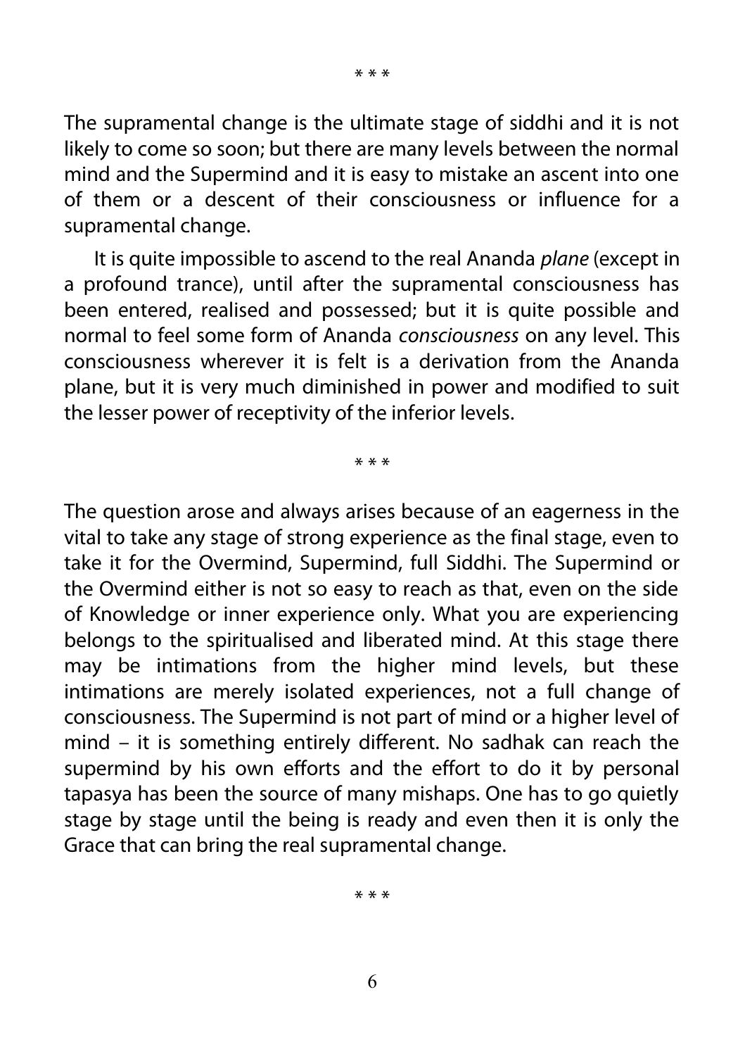\* \* \*

The supramental change is the ultimate stage of siddhi and it is not likely to come so soon; but there are many levels between the normal mind and the Supermind and it is easy to mistake an ascent into one of them or a descent of their consciousness or influence for a supramental change.

It is quite impossible to ascend to the real Ananda *plane* (except in a profound trance), until after the supramental consciousness has been entered, realised and possessed; but it is quite possible and normal to feel some form of Ananda *consciousness* on any level. This consciousness wherever it is felt is a derivation from the Ananda plane, but it is very much diminished in power and modified to suit the lesser power of receptivity of the inferior levels.

\* \* \*

The question arose and always arises because of an eagerness in the vital to take any stage of strong experience as the final stage, even to take it for the Overmind, Supermind, full Siddhi. The Supermind or the Overmind either is not so easy to reach as that, even on the side of Knowledge or inner experience only. What you are experiencing belongs to the spiritualised and liberated mind. At this stage there may be intimations from the higher mind levels, but these intimations are merely isolated experiences, not a full change of consciousness. The Supermind is not part of mind or a higher level of mind – it is something entirely different. No sadhak can reach the supermind by his own efforts and the effort to do it by personal tapasya has been the source of many mishaps. One has to go quietly stage by stage until the being is ready and even then it is only the Grace that can bring the real supramental change.

\* \* \*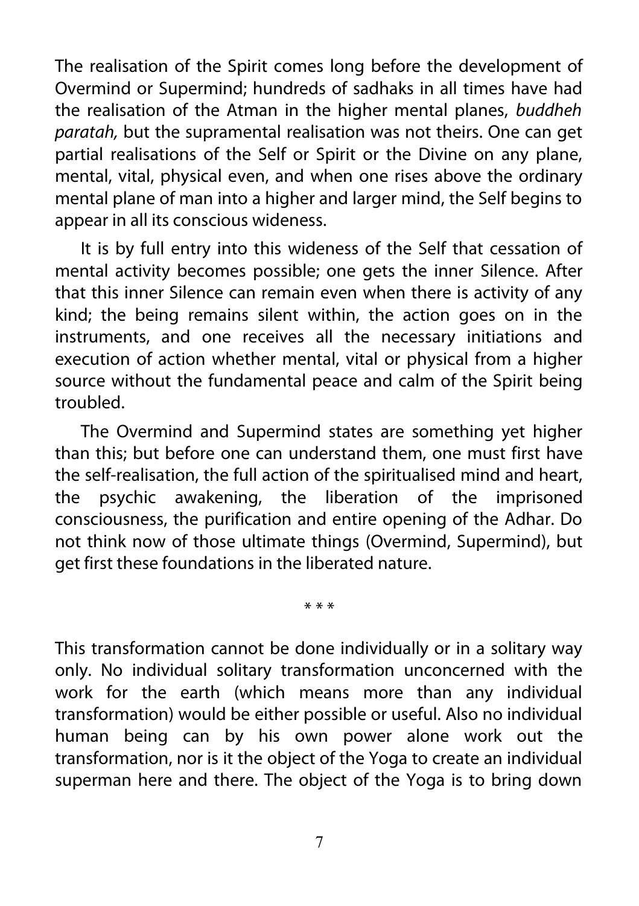The realisation of the Spirit comes long before the development of Overmind or Supermind; hundreds of sadhaks in all times have had the realisation of the Atman in the higher mental planes, *buddheh paratah,* but the supramental realisation was not theirs. One can get partial realisations of the Self or Spirit or the Divine on any plane, mental, vital, physical even, and when one rises above the ordinary mental plane of man into a higher and larger mind, the Self begins to appear in all its conscious wideness.

It is by full entry into this wideness of the Self that cessation of mental activity becomes possible; one gets the inner Silence. After that this inner Silence can remain even when there is activity of any kind; the being remains silent within, the action goes on in the instruments, and one receives all the necessary initiations and execution of action whether mental, vital or physical from a higher source without the fundamental peace and calm of the Spirit being troubled.

The Overmind and Supermind states are something yet higher than this; but before one can understand them, one must first have the self-realisation, the full action of the spiritualised mind and heart, the psychic awakening, the liberation of the imprisoned consciousness, the purification and entire opening of the Adhar. Do not think now of those ultimate things (Overmind, Supermind), but get first these foundations in the liberated nature.

\* \* \*

This transformation cannot be done individually or in a solitary way only. No individual solitary transformation unconcerned with the work for the earth (which means more than any individual transformation) would be either possible or useful. Also no individual human being can by his own power alone work out the transformation, nor is it the object of the Yoga to create an individual superman here and there. The object of the Yoga is to bring down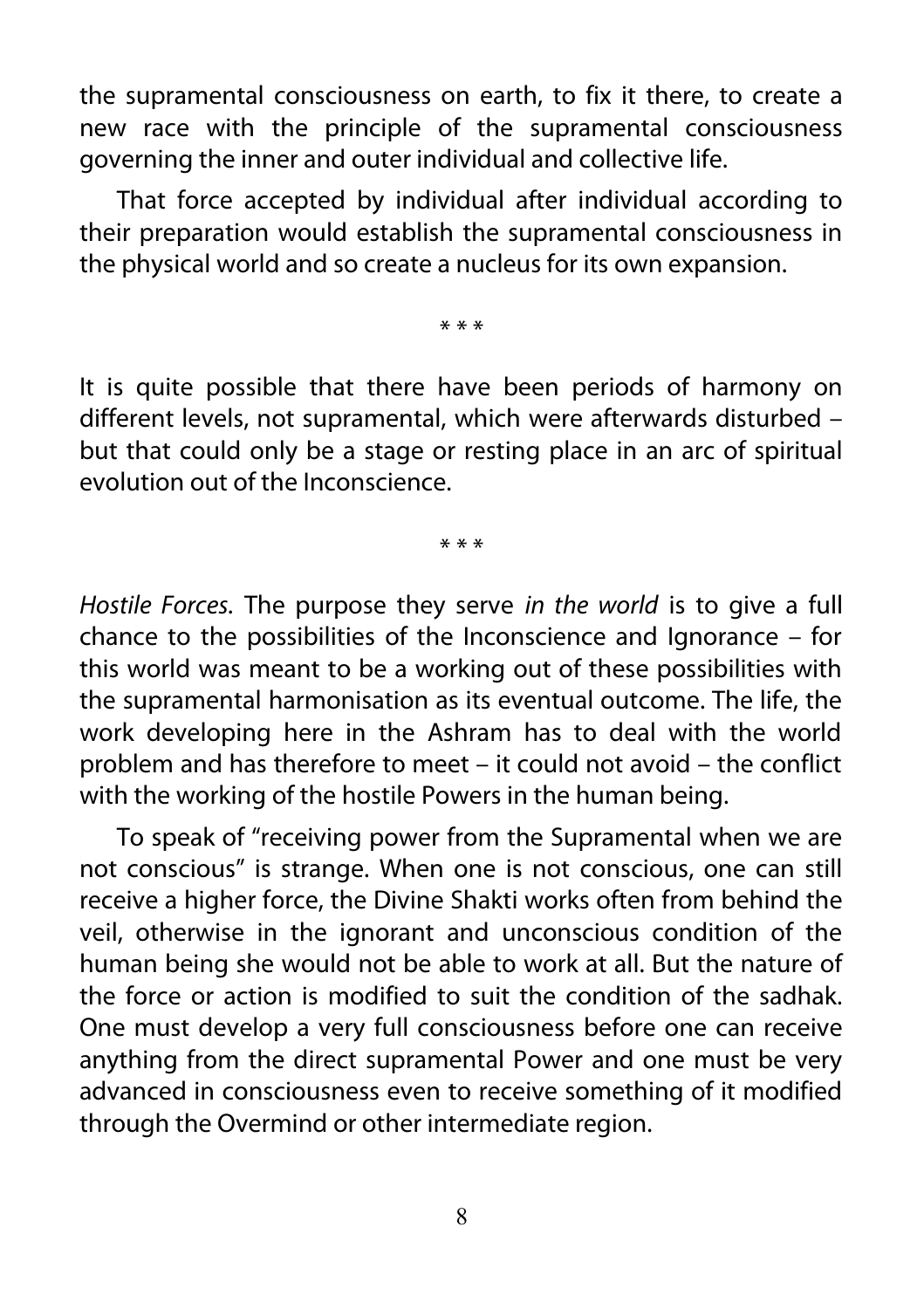the supramental consciousness on earth, to fix it there, to create a new race with the principle of the supramental consciousness governing the inner and outer individual and collective life.

That force accepted by individual after individual according to their preparation would establish the supramental consciousness in the physical world and so create a nucleus for its own expansion.

* * *

It is quite possible that there have been periods of harmony on different levels, not supramental, which were afterwards disturbed – but that could only be a stage or resting place in an arc of spiritual evolution out of the Inconscience.

* * *

*Hostile Forces.* The purpose they serve *in the world* is to give a full chance to the possibilities of the Inconscience and Ignorance – for this world was meant to be a working out of these possibilities with the supramental harmonisation as its eventual outcome. The life, the work developing here in the Ashram has to deal with the world problem and has therefore to meet – it could not avoid – the conflict with the working of the hostile Powers in the human being.

To speak of "receiving power from the Supramental when we are not conscious" is strange. When one is not conscious, one can still receive a higher force, the Divine Shakti works often from behind the veil, otherwise in the ignorant and unconscious condition of the human being she would not be able to work at all. But the nature of the force or action is modified to suit the condition of the sadhak. One must develop a very full consciousness before one can receive anything from the direct supramental Power and one must be very advanced in consciousness even to receive something of it modified through the Overmind or other intermediate region.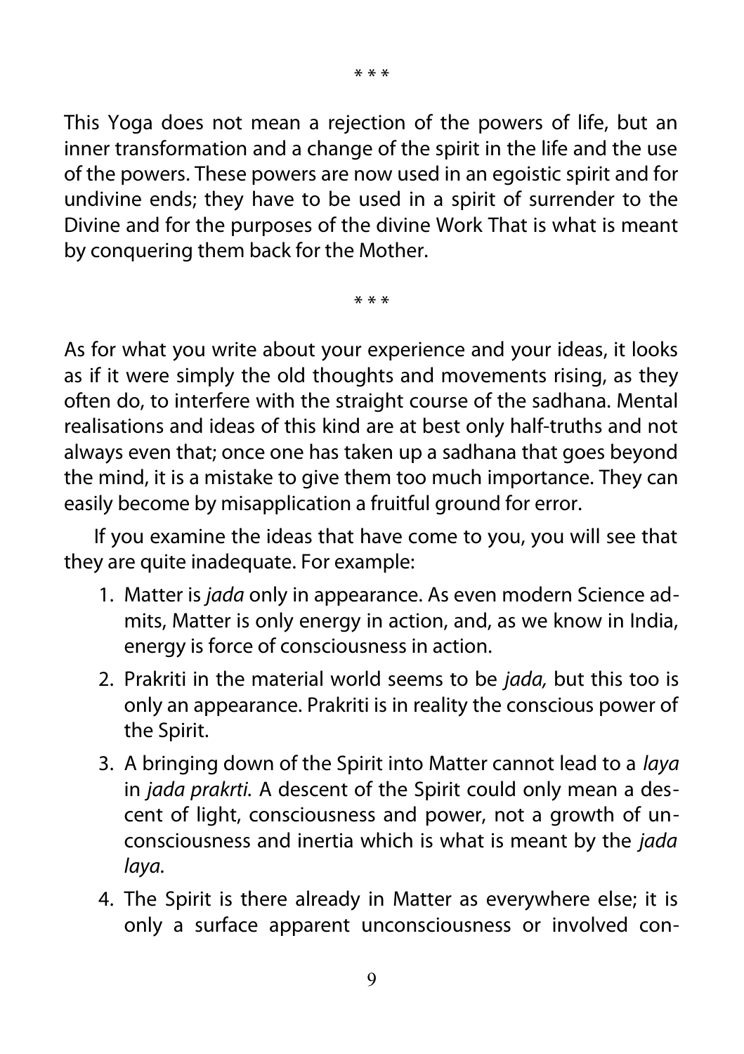\* \* \*

This Yoga does not mean a rejection of the powers of life, but an inner transformation and a change of the spirit in the life and the use of the powers. These powers are now used in an egoistic spirit and for undivine ends; they have to be used in a spirit of surrender to the Divine and for the purposes of the divine Work That is what is meant by conquering them back for the Mother.

\* \* \*

As for what you write about your experience and your ideas, it looks as if it were simply the old thoughts and movements rising, as they often do, to interfere with the straight course of the sadhana. Mental realisations and ideas of this kind are at best only half-truths and not always even that; once one has taken up a sadhana that goes beyond the mind, it is a mistake to give them too much importance. They can easily become by misapplication a fruitful ground for error.

If you examine the ideas that have come to you, you will see that they are quite inadequate. For example:

1. Matter is *jada* only in appearance. As even modern Science admits, Matter is only energy in action, and, as we know in India, energy is force of consciousness in action.
2. Prakriti in the material world seems to be *jada,* but this too is only an appearance. Prakriti is in reality the conscious power of the Spirit.
3. A bringing down of the Spirit into Matter cannot lead to a *laya* in *jada prakrti.* A descent of the Spirit could only mean a descent of light, consciousness and power, not a growth of unconsciousness and inertia which is what is meant by the *jada laya.*
4. The Spirit is there already in Matter as everywhere else; it is only a surface apparent unconsciousness or involved con-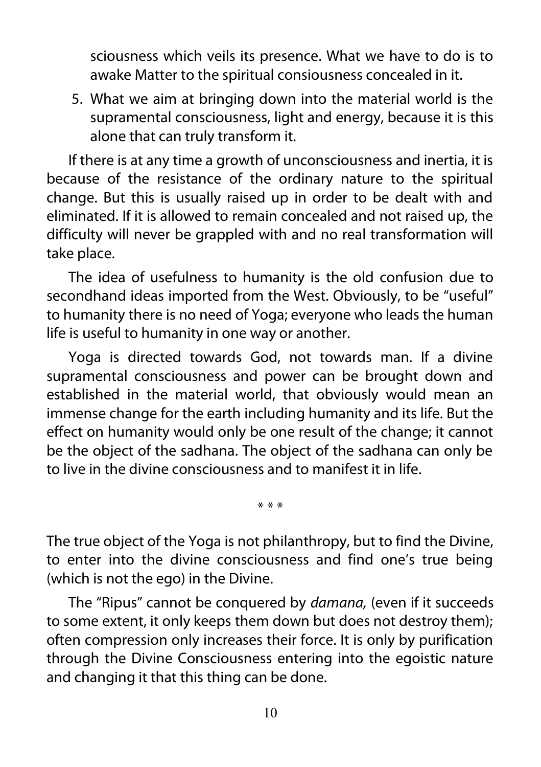sciousness which veils its presence. What we have to do is to awake Matter to the spiritual consiousness concealed in it.

5. What we aim at bringing down into the material world is the supramental consciousness, light and energy, because it is this alone that can truly transform it.

If there is at any time a growth of unconsciousness and inertia, it is because of the resistance of the ordinary nature to the spiritual change. But this is usually raised up in order to be dealt with and eliminated. If it is allowed to remain concealed and not raised up, the difficulty will never be grappled with and no real transformation will take place.

The idea of usefulness to humanity is the old confusion due to secondhand ideas imported from the West. Obviously, to be "useful" to humanity there is no need of Yoga; everyone who leads the human life is useful to humanity in one way or another.

Yoga is directed towards God, not towards man. If a divine supramental consciousness and power can be brought down and established in the material world, that obviously would mean an immense change for the earth including humanity and its life. But the effect on humanity would only be one result of the change; it cannot be the object of the sadhana. The object of the sadhana can only be to live in the divine consciousness and to manifest it in life.

\* \* \*

The true object of the Yoga is not philanthropy, but to find the Divine, to enter into the divine consciousness and find one's true being (which is not the ego) in the Divine.

The "Ripus" cannot be conquered by *damana,* (even if it succeeds to some extent, it only keeps them down but does not destroy them); often compression only increases their force. It is only by purification through the Divine Consciousness entering into the egoistic nature and changing it that this thing can be done.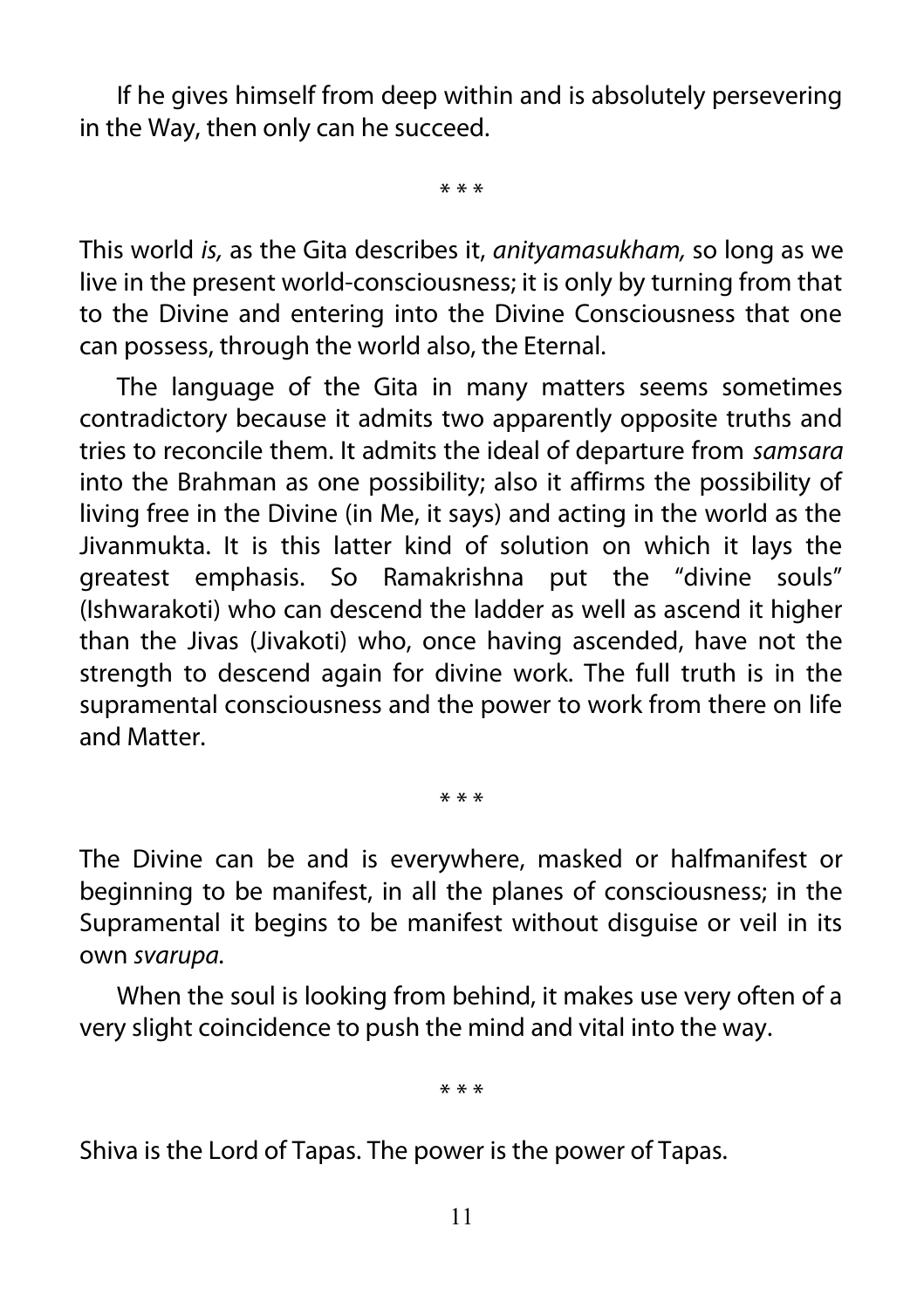If he gives himself from deep within and is absolutely persevering in the Way, then only can he succeed.

* * *

This world *is,* as the Gita describes it, *anityamasukham,* so long as we live in the present world-consciousness; it is only by turning from that to the Divine and entering into the Divine Consciousness that one can possess, through the world also, the Eternal.

The language of the Gita in many matters seems sometimes contradictory because it admits two apparently opposite truths and tries to reconcile them. It admits the ideal of departure from *samsara* into the Brahman as one possibility; also it affirms the possibility of living free in the Divine (in Me, it says) and acting in the world as the Jivanmukta. It is this latter kind of solution on which it lays the greatest emphasis. So Ramakrishna put the "divine souls" (Ishwarakoti) who can descend the ladder as well as ascend it higher than the Jivas (Jivakoti) who, once having ascended, have not the strength to descend again for divine work. The full truth is in the supramental consciousness and the power to work from there on life and Matter.

* * *

The Divine can be and is everywhere, masked or halfmanifest or beginning to be manifest, in all the planes of consciousness; in the Supramental it begins to be manifest without disguise or veil in its own *svarupa.*

When the soul is looking from behind, it makes use very often of a very slight coincidence to push the mind and vital into the way.

* * *

Shiva is the Lord of Tapas. The power is the power of Tapas.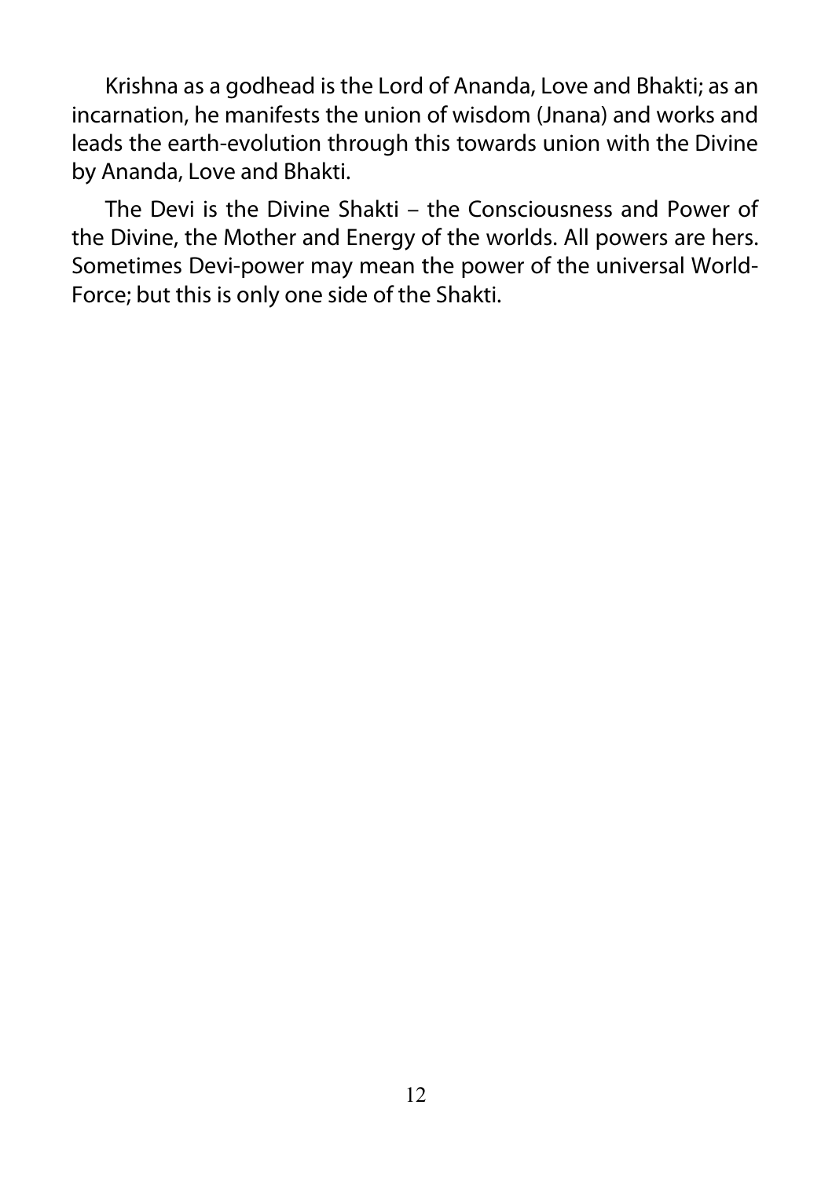Krishna as a godhead is the Lord of Ananda, Love and Bhakti; as an incarnation, he manifests the union of wisdom (Jnana) and works and leads the earth-evolution through this towards union with the Divine by Ananda, Love and Bhakti.

The Devi is the Divine Shakti – the Consciousness and Power of the Divine, the Mother and Energy of the worlds. All powers are hers. Sometimes Devi-power may mean the power of the universal World-Force; but this is only one side of the Shakti.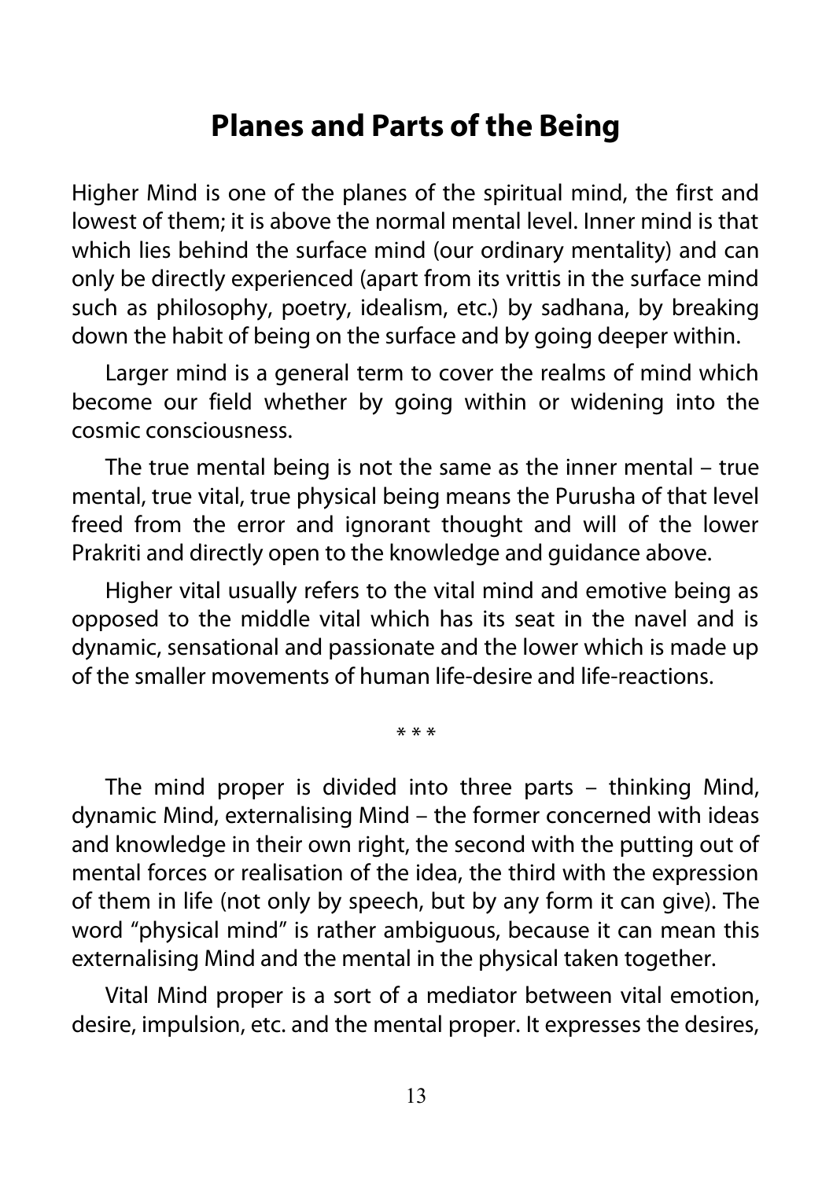## Planes and Parts of the Being

Higher Mind is one of the planes of the spiritual mind, the first and lowest of them; it is above the normal mental level. Inner mind is that which lies behind the surface mind (our ordinary mentality) and can only be directly experienced (apart from its vrittis in the surface mind such as philosophy, poetry, idealism, etc.) by sadhana, by breaking down the habit of being on the surface and by going deeper within.

Larger mind is a general term to cover the realms of mind which become our field whether by going within or widening into the cosmic consciousness.

The true mental being is not the same as the inner mental – true mental, true vital, true physical being means the Purusha of that level freed from the error and ignorant thought and will of the lower Prakriti and directly open to the knowledge and guidance above.

Higher vital usually refers to the vital mind and emotive being as opposed to the middle vital which has its seat in the navel and is dynamic, sensational and passionate and the lower which is made up of the smaller movements of human life-desire and life-reactions.

* * *

The mind proper is divided into three parts – thinking Mind, dynamic Mind, externalising Mind – the former concerned with ideas and knowledge in their own right, the second with the putting out of mental forces or realisation of the idea, the third with the expression of them in life (not only by speech, but by any form it can give). The word “physical mind” is rather ambiguous, because it can mean this externalising Mind and the mental in the physical taken together.

Vital Mind proper is a sort of a mediator between vital emotion, desire, impulsion, etc. and the mental proper. It expresses the desires,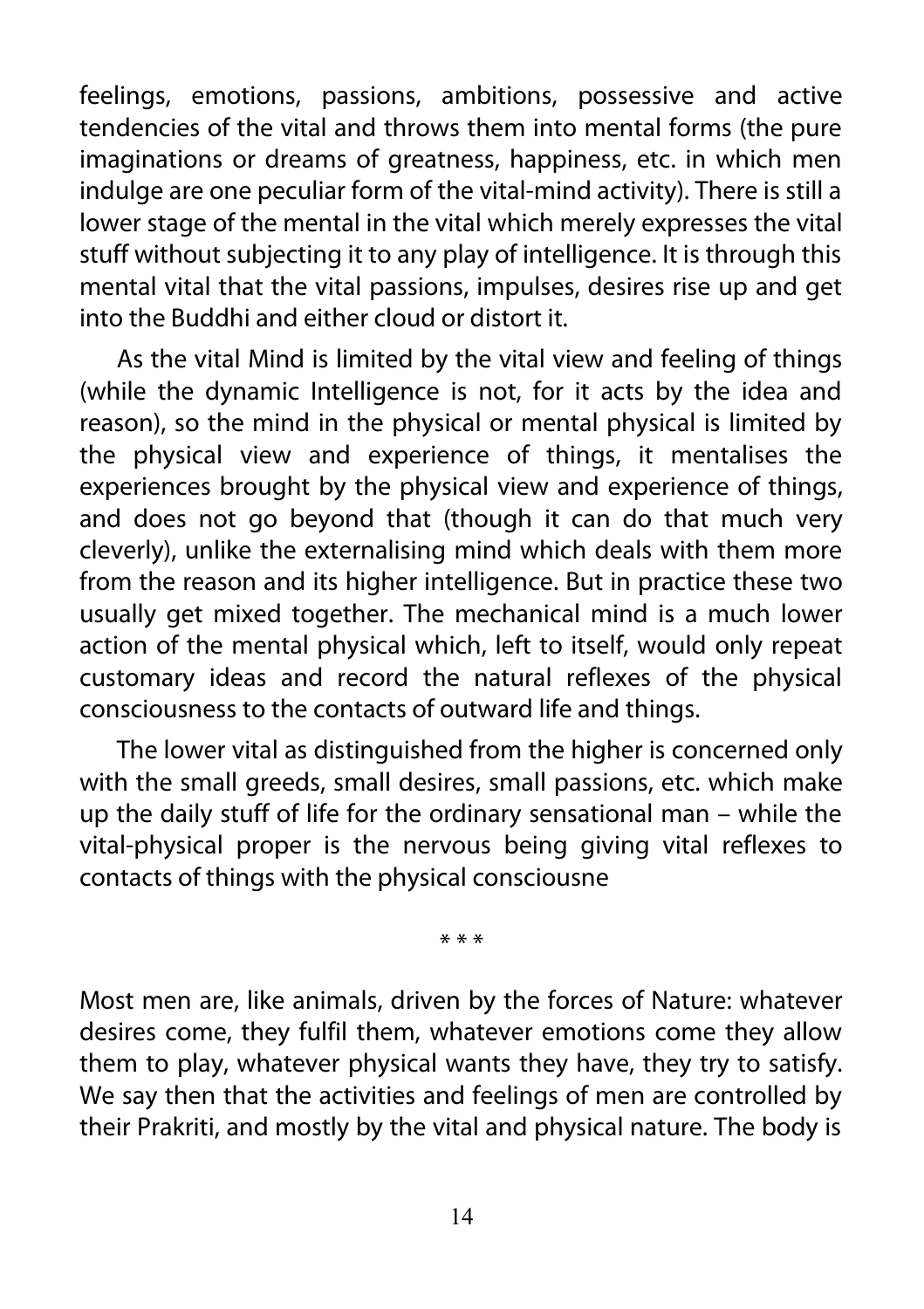feelings, emotions, passions, ambitions, possessive and active tendencies of the vital and throws them into mental forms (the pure imaginations or dreams of greatness, happiness, etc. in which men indulge are one peculiar form of the vital-mind activity). There is still a lower stage of the mental in the vital which merely expresses the vital stuff without subjecting it to any play of intelligence. It is through this mental vital that the vital passions, impulses, desires rise up and get into the Buddhi and either cloud or distort it.

As the vital Mind is limited by the vital view and feeling of things (while the dynamic Intelligence is not, for it acts by the idea and reason), so the mind in the physical or mental physical is limited by the physical view and experience of things, it mentalises the experiences brought by the physical view and experience of things, and does not go beyond that (though it can do that much very cleverly), unlike the externalising mind which deals with them more from the reason and its higher intelligence. But in practice these two usually get mixed together. The mechanical mind is a much lower action of the mental physical which, left to itself, would only repeat customary ideas and record the natural reflexes of the physical consciousness to the contacts of outward life and things.

The lower vital as distinguished from the higher is concerned only with the small greeds, small desires, small passions, etc. which make up the daily stuff of life for the ordinary sensational man – while the vital-physical proper is the nervous being giving vital reflexes to contacts of things with the physical consciousne

* * *

Most men are, like animals, driven by the forces of Nature: whatever desires come, they fulfil them, whatever emotions come they allow them to play, whatever physical wants they have, they try to satisfy. We say then that the activities and feelings of men are controlled by their Prakriti, and mostly by the vital and physical nature. The body is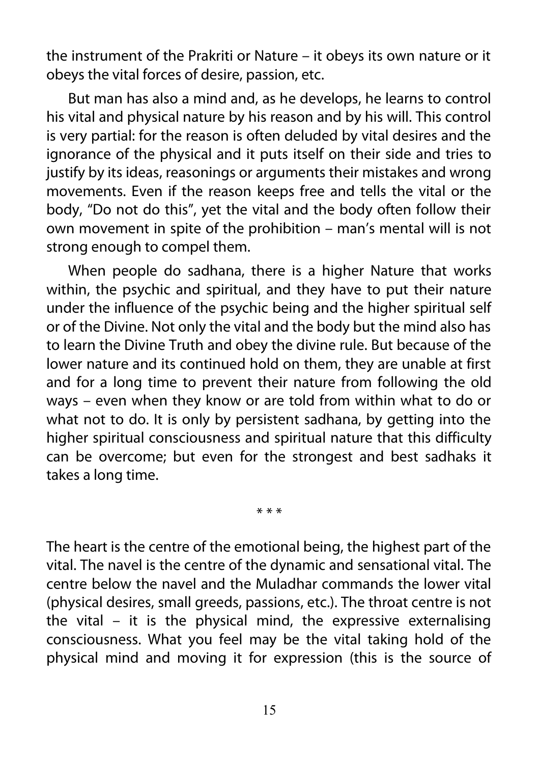the instrument of the Prakriti or Nature – it obeys its own nature or it obeys the vital forces of desire, passion, etc.

But man has also a mind and, as he develops, he learns to control his vital and physical nature by his reason and by his will. This control is very partial: for the reason is often deluded by vital desires and the ignorance of the physical and it puts itself on their side and tries to justify by its ideas, reasonings or arguments their mistakes and wrong movements. Even if the reason keeps free and tells the vital or the body, "Do not do this", yet the vital and the body often follow their own movement in spite of the prohibition – man's mental will is not strong enough to compel them.

When people do sadhana, there is a higher Nature that works within, the psychic and spiritual, and they have to put their nature under the influence of the psychic being and the higher spiritual self or of the Divine. Not only the vital and the body but the mind also has to learn the Divine Truth and obey the divine rule. But because of the lower nature and its continued hold on them, they are unable at first and for a long time to prevent their nature from following the old ways – even when they know or are told from within what to do or what not to do. It is only by persistent sadhana, by getting into the higher spiritual consciousness and spiritual nature that this difficulty can be overcome; but even for the strongest and best sadhaks it takes a long time.

\* \* \*

The heart is the centre of the emotional being, the highest part of the vital. The navel is the centre of the dynamic and sensational vital. The centre below the navel and the Muladhar commands the lower vital (physical desires, small greeds, passions, etc.). The throat centre is not the vital – it is the physical mind, the expressive externalising consciousness. What you feel may be the vital taking hold of the physical mind and moving it for expression (this is the source of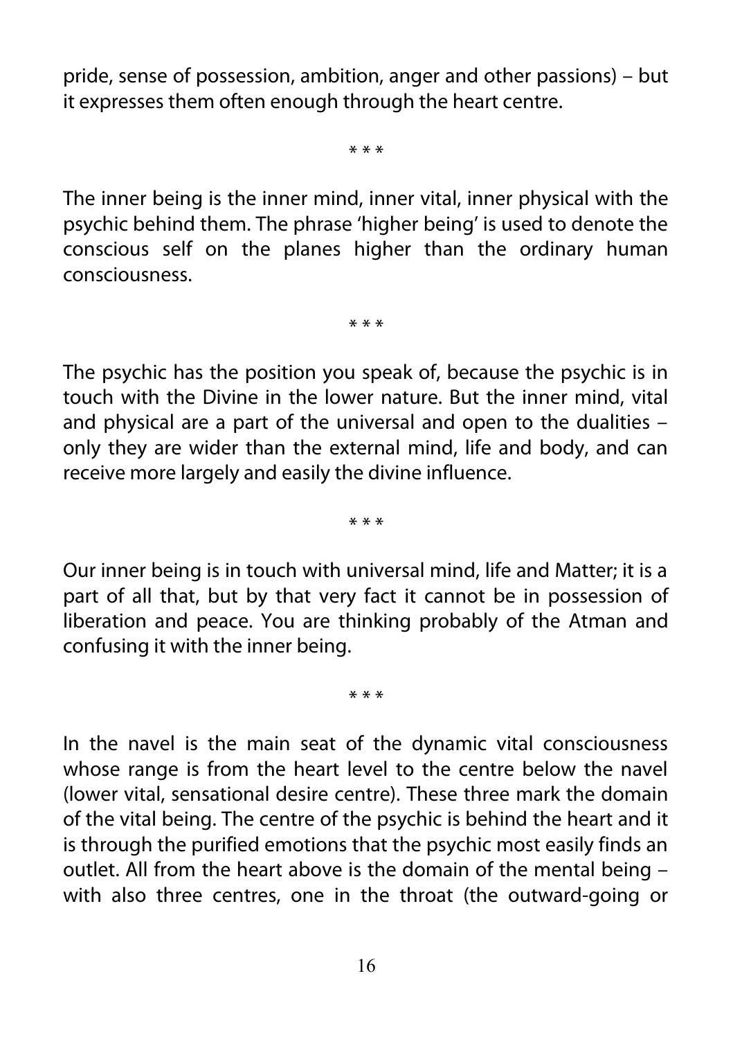pride, sense of possession, ambition, anger and other passions) – but it expresses them often enough through the heart centre.

\* \* \*

The inner being is the inner mind, inner vital, inner physical with the psychic behind them. The phrase 'higher being' is used to denote the conscious self on the planes higher than the ordinary human consciousness.

\* \* \*

The psychic has the position you speak of, because the psychic is in touch with the Divine in the lower nature. But the inner mind, vital and physical are a part of the universal and open to the dualities – only they are wider than the external mind, life and body, and can receive more largely and easily the divine influence.

\* \* \*

Our inner being is in touch with universal mind, life and Matter; it is a part of all that, but by that very fact it cannot be in possession of liberation and peace. You are thinking probably of the Atman and confusing it with the inner being.

\* \* \*

In the navel is the main seat of the dynamic vital consciousness whose range is from the heart level to the centre below the navel (lower vital, sensational desire centre). These three mark the domain of the vital being. The centre of the psychic is behind the heart and it is through the purified emotions that the psychic most easily finds an outlet. All from the heart above is the domain of the mental being – with also three centres, one in the throat (the outward-going or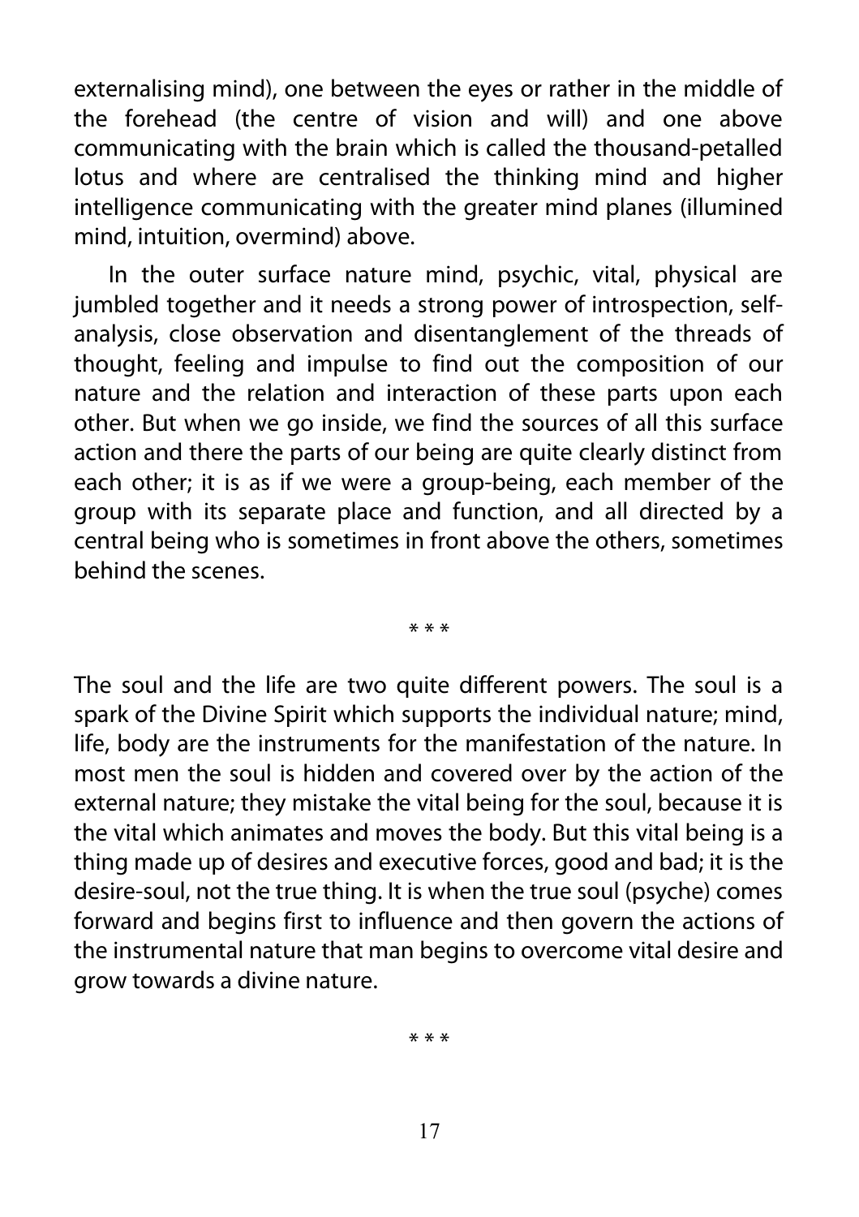externalising mind), one between the eyes or rather in the middle of the forehead (the centre of vision and will) and one above communicating with the brain which is called the thousand-petalled lotus and where are centralised the thinking mind and higher intelligence communicating with the greater mind planes (illumined mind, intuition, overmind) above.

In the outer surface nature mind, psychic, vital, physical are jumbled together and it needs a strong power of introspection, self-analysis, close observation and disentanglement of the threads of thought, feeling and impulse to find out the composition of our nature and the relation and interaction of these parts upon each other. But when we go inside, we find the sources of all this surface action and there the parts of our being are quite clearly distinct from each other; it is as if we were a group-being, each member of the group with its separate place and function, and all directed by a central being who is sometimes in front above the others, sometimes behind the scenes.

\* \* \*

The soul and the life are two quite different powers. The soul is a spark of the Divine Spirit which supports the individual nature; mind, life, body are the instruments for the manifestation of the nature. In most men the soul is hidden and covered over by the action of the external nature; they mistake the vital being for the soul, because it is the vital which animates and moves the body. But this vital being is a thing made up of desires and executive forces, good and bad; it is the desire-soul, not the true thing. It is when the true soul (psyche) comes forward and begins first to influence and then govern the actions of the instrumental nature that man begins to overcome vital desire and grow towards a divine nature.

\* \* \*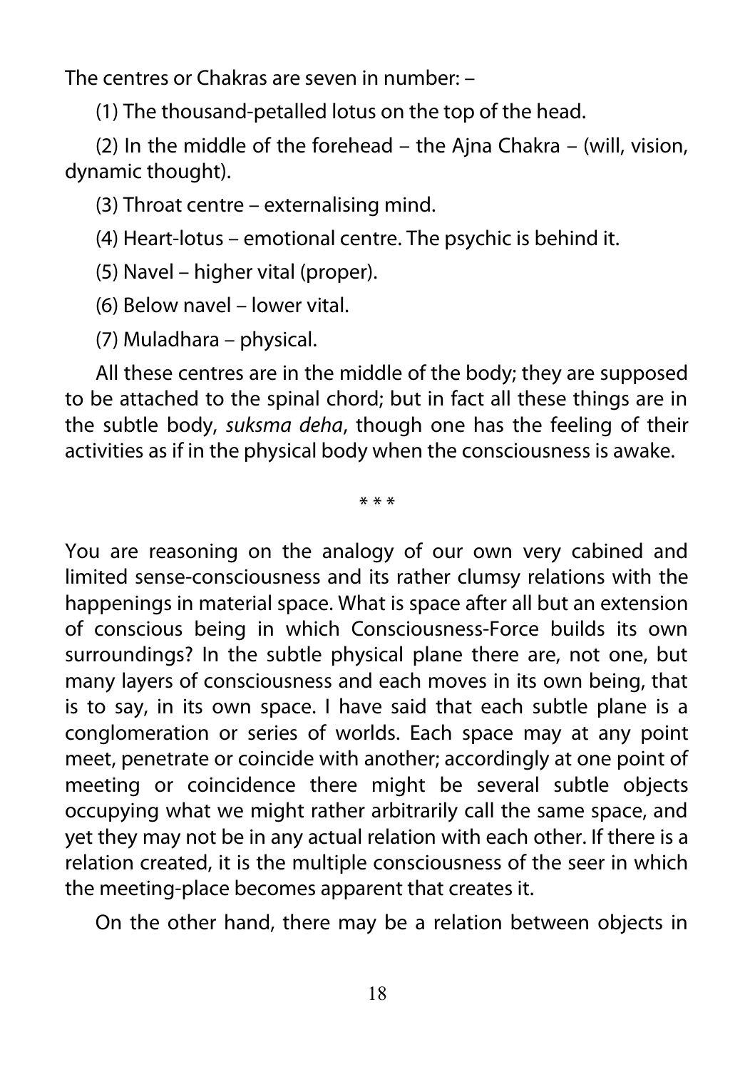The centres or Chakras are seven in number: –

(1) The thousand-petalled lotus on the top of the head.

(2) In the middle of the forehead – the Ajna Chakra – (will, vision, dynamic thought).

(3) Throat centre – externalising mind.

(4) Heart-lotus – emotional centre. The psychic is behind it.

(5) Navel – higher vital (proper).

(6) Below navel – lower vital.

(7) Muladhara – physical.

All these centres are in the middle of the body; they are supposed to be attached to the spinal chord; but in fact all these things are in the subtle body, *suksma deha*, though one has the feeling of their activities as if in the physical body when the consciousness is awake.

\* \* \*

You are reasoning on the analogy of our own very cabined and limited sense-consciousness and its rather clumsy relations with the happenings in material space. What is space after all but an extension of conscious being in which Consciousness-Force builds its own surroundings? In the subtle physical plane there are, not one, but many layers of consciousness and each moves in its own being, that is to say, in its own space. I have said that each subtle plane is a conglomeration or series of worlds. Each space may at any point meet, penetrate or coincide with another; accordingly at one point of meeting or coincidence there might be several subtle objects occupying what we might rather arbitrarily call the same space, and yet they may not be in any actual relation with each other. If there is a relation created, it is the multiple consciousness of the seer in which the meeting-place becomes apparent that creates it.

On the other hand, there may be a relation between objects in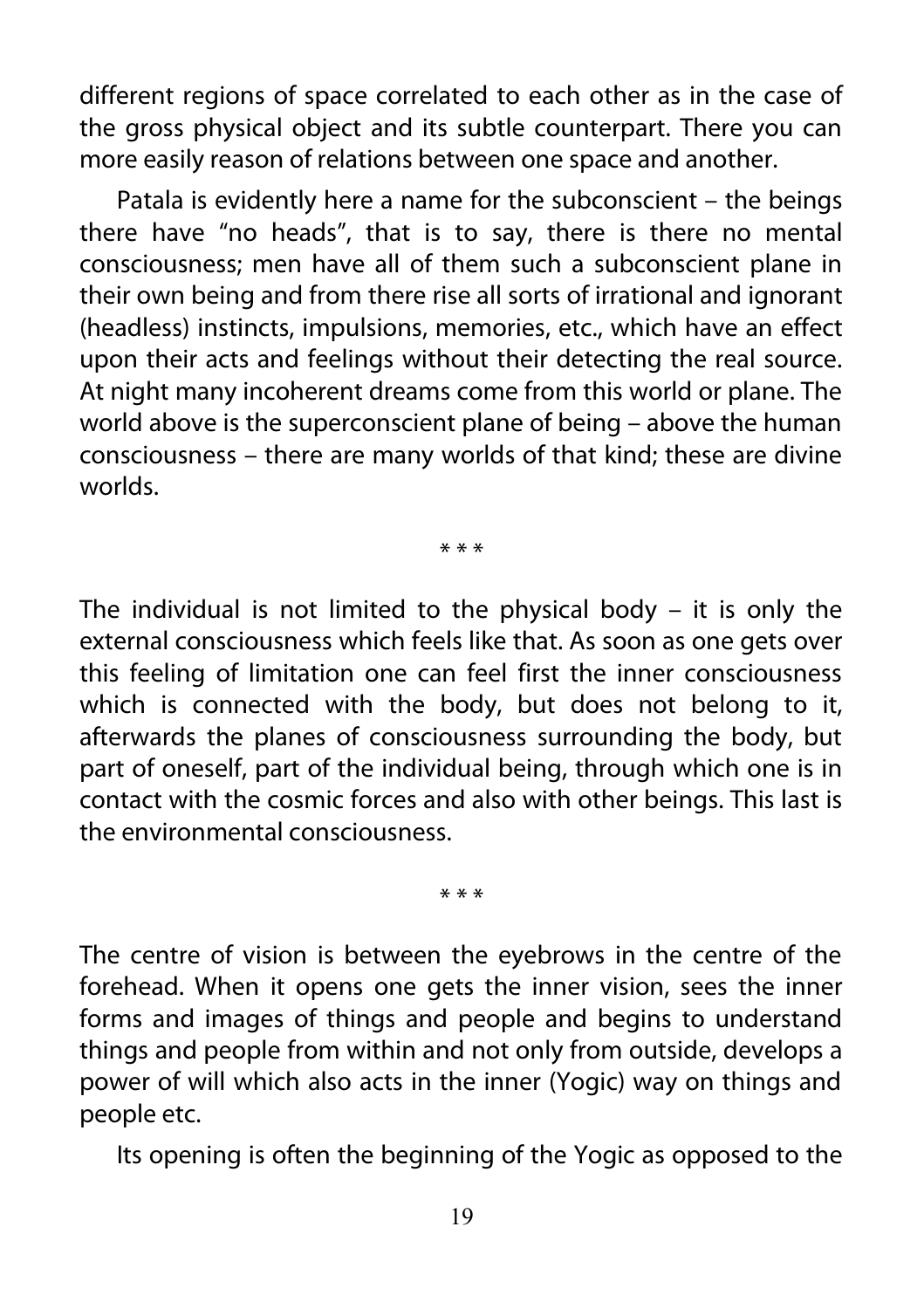different regions of space correlated to each other as in the case of the gross physical object and its subtle counterpart. There you can more easily reason of relations between one space and another.

Patala is evidently here a name for the subconscient – the beings there have "no heads", that is to say, there is there no mental consciousness; men have all of them such a subconscient plane in their own being and from there rise all sorts of irrational and ignorant (headless) instincts, impulsions, memories, etc., which have an effect upon their acts and feelings without their detecting the real source. At night many incoherent dreams come from this world or plane. The world above is the superconscient plane of being – above the human consciousness – there are many worlds of that kind; these are divine worlds.

\* \* \*

The individual is not limited to the physical body – it is only the external consciousness which feels like that. As soon as one gets over this feeling of limitation one can feel first the inner consciousness which is connected with the body, but does not belong to it, afterwards the planes of consciousness surrounding the body, but part of oneself, part of the individual being, through which one is in contact with the cosmic forces and also with other beings. This last is the environmental consciousness.

\* \* \*

The centre of vision is between the eyebrows in the centre of the forehead. When it opens one gets the inner vision, sees the inner forms and images of things and people and begins to understand things and people from within and not only from outside, develops a power of will which also acts in the inner (Yogic) way on things and people etc.

Its opening is often the beginning of the Yogic as opposed to the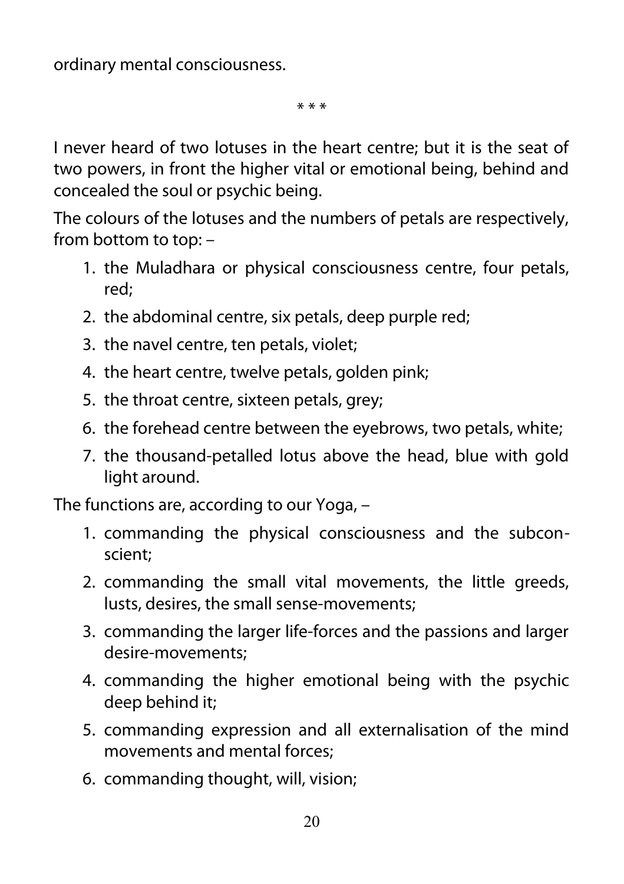ordinary mental consciousness.

\* \* \*

I never heard of two lotuses in the heart centre; but it is the seat of two powers, in front the higher vital or emotional being, behind and concealed the soul or psychic being.

The colours of the lotuses and the numbers of petals are respectively, from bottom to top: –

1. the Muladhara or physical consciousness centre, four petals, red;
2. the abdominal centre, six petals, deep purple red;
3. the navel centre, ten petals, violet;
4. the heart centre, twelve petals, golden pink;
5. the throat centre, sixteen petals, grey;
6. the forehead centre between the eyebrows, two petals, white;
7. the thousand-petalled lotus above the head, blue with gold light around.

The functions are, according to our Yoga, –

1. commanding the physical consciousness and the subconscient;
2. commanding the small vital movements, the little greeds, lusts, desires, the small sense-movements;
3. commanding the larger life-forces and the passions and larger desire-movements;
4. commanding the higher emotional being with the psychic deep behind it;
5. commanding expression and all externalisation of the mind movements and mental forces;
6. commanding thought, will, vision;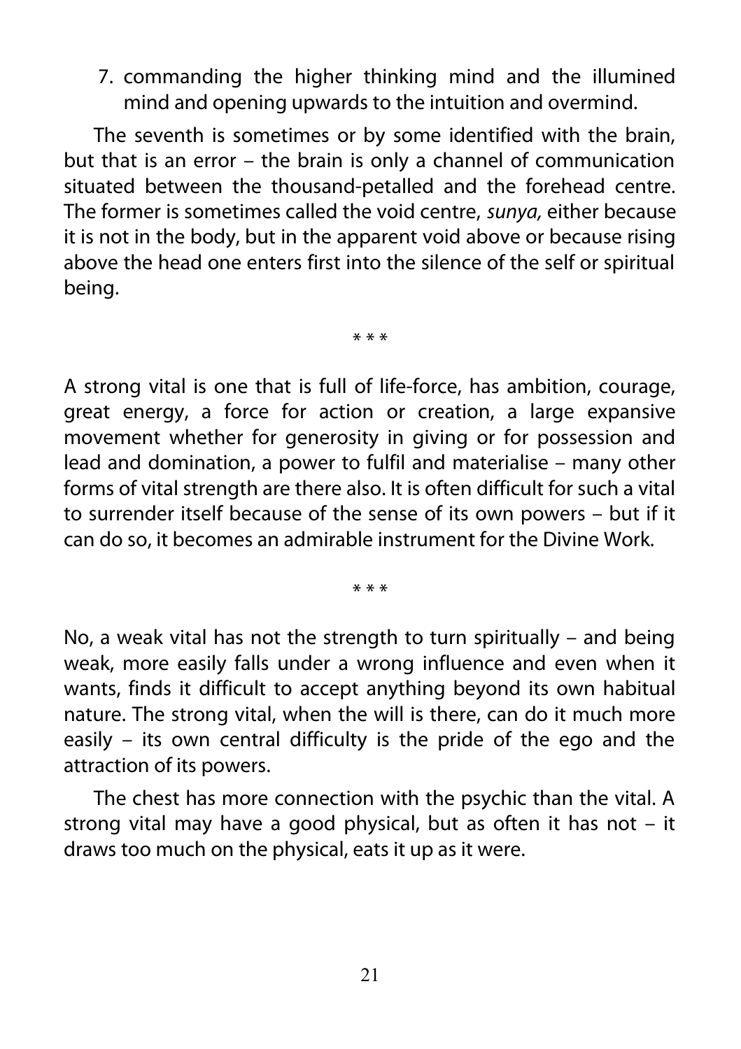7. commanding the higher thinking mind and the illumined mind and opening upwards to the intuition and overmind.

The seventh is sometimes or by some identified with the brain, but that is an error – the brain is only a channel of communication situated between the thousand-petalled and the forehead centre. The former is sometimes called the void centre, *sunya,* either because it is not in the body, but in the apparent void above or because rising above the head one enters first into the silence of the self or spiritual being.

\* \* \*

A strong vital is one that is full of life-force, has ambition, courage, great energy, a force for action or creation, a large expansive movement whether for generosity in giving or for possession and lead and domination, a power to fulfil and materialise – many other forms of vital strength are there also. It is often difficult for such a vital to surrender itself because of the sense of its own powers – but if it can do so, it becomes an admirable instrument for the Divine Work.

\* \* \*

No, a weak vital has not the strength to turn spiritually – and being weak, more easily falls under a wrong influence and even when it wants, finds it difficult to accept anything beyond its own habitual nature. The strong vital, when the will is there, can do it much more easily – its own central difficulty is the pride of the ego and the attraction of its powers.

The chest has more connection with the psychic than the vital. A strong vital may have a good physical, but as often it has not – it draws too much on the physical, eats it up as it were.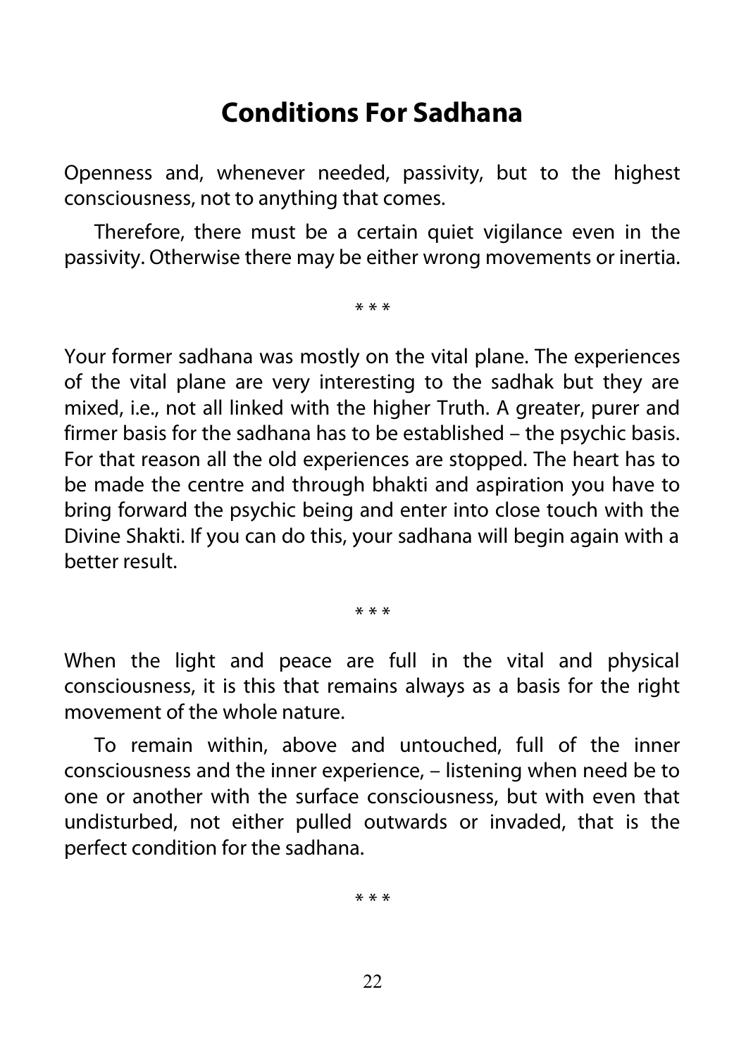# Conditions For Sadhana

Openness and, whenever needed, passivity, but to the highest consciousness, not to anything that comes.

Therefore, there must be a certain quiet vigilance even in the passivity. Otherwise there may be either wrong movements or inertia.

* * *

Your former sadhana was mostly on the vital plane. The experiences of the vital plane are very interesting to the sadhak but they are mixed, i.e., not all linked with the higher Truth. A greater, purer and firmer basis for the sadhana has to be established – the psychic basis. For that reason all the old experiences are stopped. The heart has to be made the centre and through bhakti and aspiration you have to bring forward the psychic being and enter into close touch with the Divine Shakti. If you can do this, your sadhana will begin again with a better result.

* * *

When the light and peace are full in the vital and physical consciousness, it is this that remains always as a basis for the right movement of the whole nature.

To remain within, above and untouched, full of the inner consciousness and the inner experience, – listening when need be to one or another with the surface consciousness, but with even that undisturbed, not either pulled outwards or invaded, that is the perfect condition for the sadhana.

* * *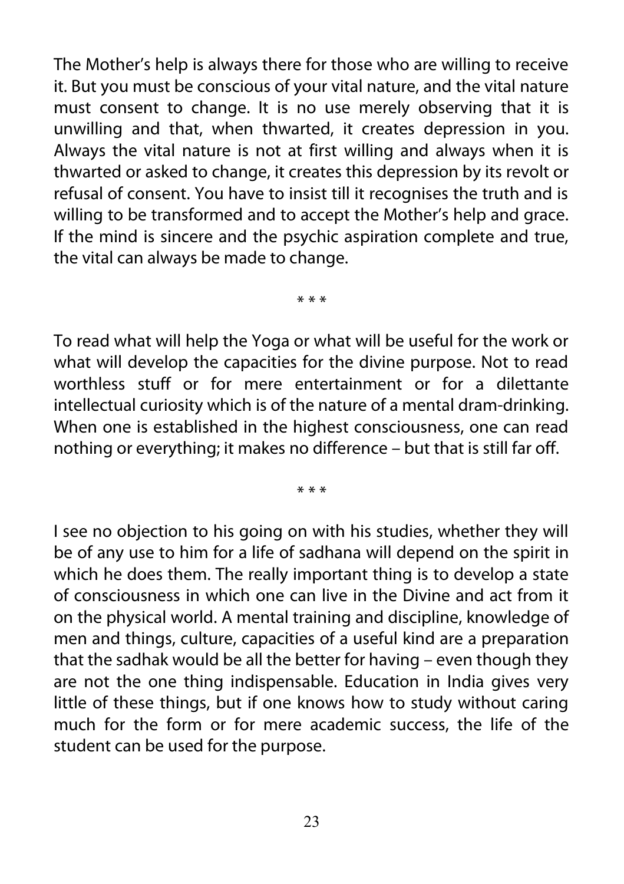The Mother's help is always there for those who are willing to receive it. But you must be conscious of your vital nature, and the vital nature must consent to change. It is no use merely observing that it is unwilling and that, when thwarted, it creates depression in you. Always the vital nature is not at first willing and always when it is thwarted or asked to change, it creates this depression by its revolt or refusal of consent. You have to insist till it recognises the truth and is willing to be transformed and to accept the Mother's help and grace. If the mind is sincere and the psychic aspiration complete and true, the vital can always be made to change.

\* \* \*

To read what will help the Yoga or what will be useful for the work or what will develop the capacities for the divine purpose. Not to read worthless stuff or for mere entertainment or for a dilettante intellectual curiosity which is of the nature of a mental dram-drinking. When one is established in the highest consciousness, one can read nothing or everything; it makes no difference – but that is still far off.

\* \* \*

I see no objection to his going on with his studies, whether they will be of any use to him for a life of sadhana will depend on the spirit in which he does them. The really important thing is to develop a state of consciousness in which one can live in the Divine and act from it on the physical world. A mental training and discipline, knowledge of men and things, culture, capacities of a useful kind are a preparation that the sadhak would be all the better for having – even though they are not the one thing indispensable. Education in India gives very little of these things, but if one knows how to study without caring much for the form or for mere academic success, the life of the student can be used for the purpose.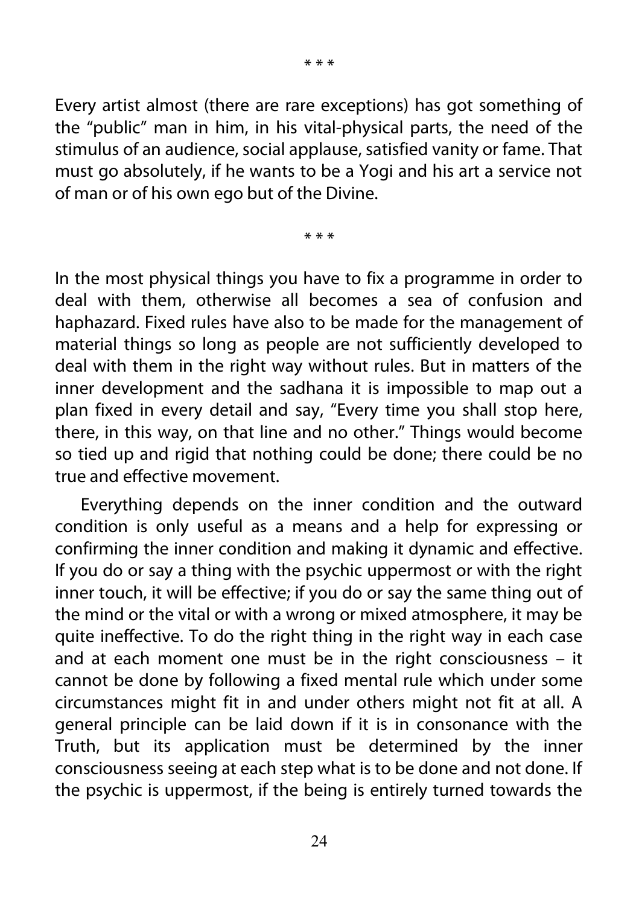\* \* \*

Every artist almost (there are rare exceptions) has got something of the "public" man in him, in his vital-physical parts, the need of the stimulus of an audience, social applause, satisfied vanity or fame. That must go absolutely, if he wants to be a Yogi and his art a service not of man or of his own ego but of the Divine.

\* \* \*

In the most physical things you have to fix a programme in order to deal with them, otherwise all becomes a sea of confusion and haphazard. Fixed rules have also to be made for the management of material things so long as people are not sufficiently developed to deal with them in the right way without rules. But in matters of the inner development and the sadhana it is impossible to map out a plan fixed in every detail and say, "Every time you shall stop here, there, in this way, on that line and no other." Things would become so tied up and rigid that nothing could be done; there could be no true and effective movement.

Everything depends on the inner condition and the outward condition is only useful as a means and a help for expressing or confirming the inner condition and making it dynamic and effective. If you do or say a thing with the psychic uppermost or with the right inner touch, it will be effective; if you do or say the same thing out of the mind or the vital or with a wrong or mixed atmosphere, it may be quite ineffective. To do the right thing in the right way in each case and at each moment one must be in the right consciousness – it cannot be done by following a fixed mental rule which under some circumstances might fit in and under others might not fit at all. A general principle can be laid down if it is in consonance with the Truth, but its application must be determined by the inner consciousness seeing at each step what is to be done and not done. If the psychic is uppermost, if the being is entirely turned towards the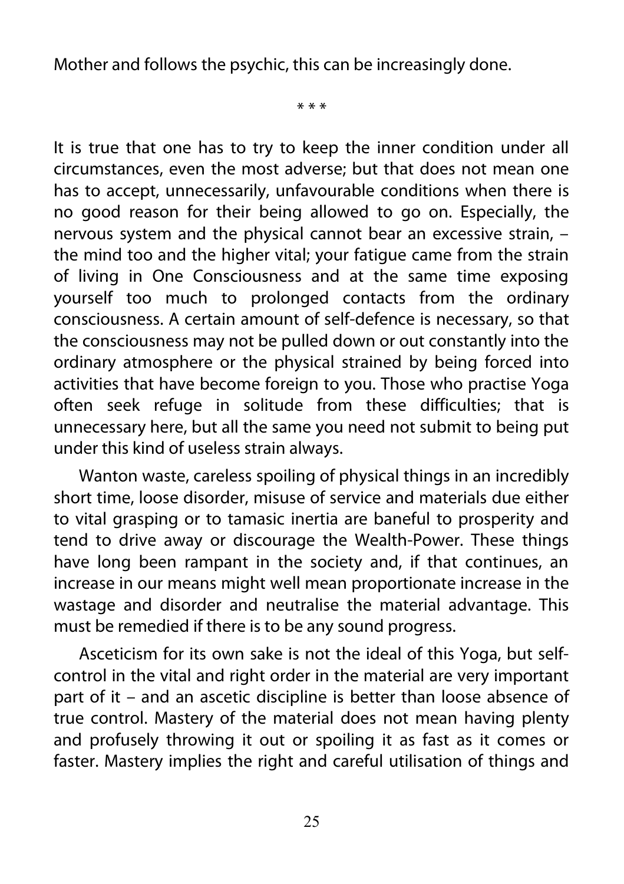Mother and follows the psychic, this can be increasingly done.

\* \* \*

It is true that one has to try to keep the inner condition under all circumstances, even the most adverse; but that does not mean one has to accept, unnecessarily, unfavourable conditions when there is no good reason for their being allowed to go on. Especially, the nervous system and the physical cannot bear an excessive strain, – the mind too and the higher vital; your fatigue came from the strain of living in One Consciousness and at the same time exposing yourself too much to prolonged contacts from the ordinary consciousness. A certain amount of self-defence is necessary, so that the consciousness may not be pulled down or out constantly into the ordinary atmosphere or the physical strained by being forced into activities that have become foreign to you. Those who practise Yoga often seek refuge in solitude from these difficulties; that is unnecessary here, but all the same you need not submit to being put under this kind of useless strain always.

Wanton waste, careless spoiling of physical things in an incredibly short time, loose disorder, misuse of service and materials due either to vital grasping or to tamasic inertia are baneful to prosperity and tend to drive away or discourage the Wealth-Power. These things have long been rampant in the society and, if that continues, an increase in our means might well mean proportionate increase in the wastage and disorder and neutralise the material advantage. This must be remedied if there is to be any sound progress.

Asceticism for its own sake is not the ideal of this Yoga, but self-control in the vital and right order in the material are very important part of it – and an ascetic discipline is better than loose absence of true control. Mastery of the material does not mean having plenty and profusely throwing it out or spoiling it as fast as it comes or faster. Mastery implies the right and careful utilisation of things and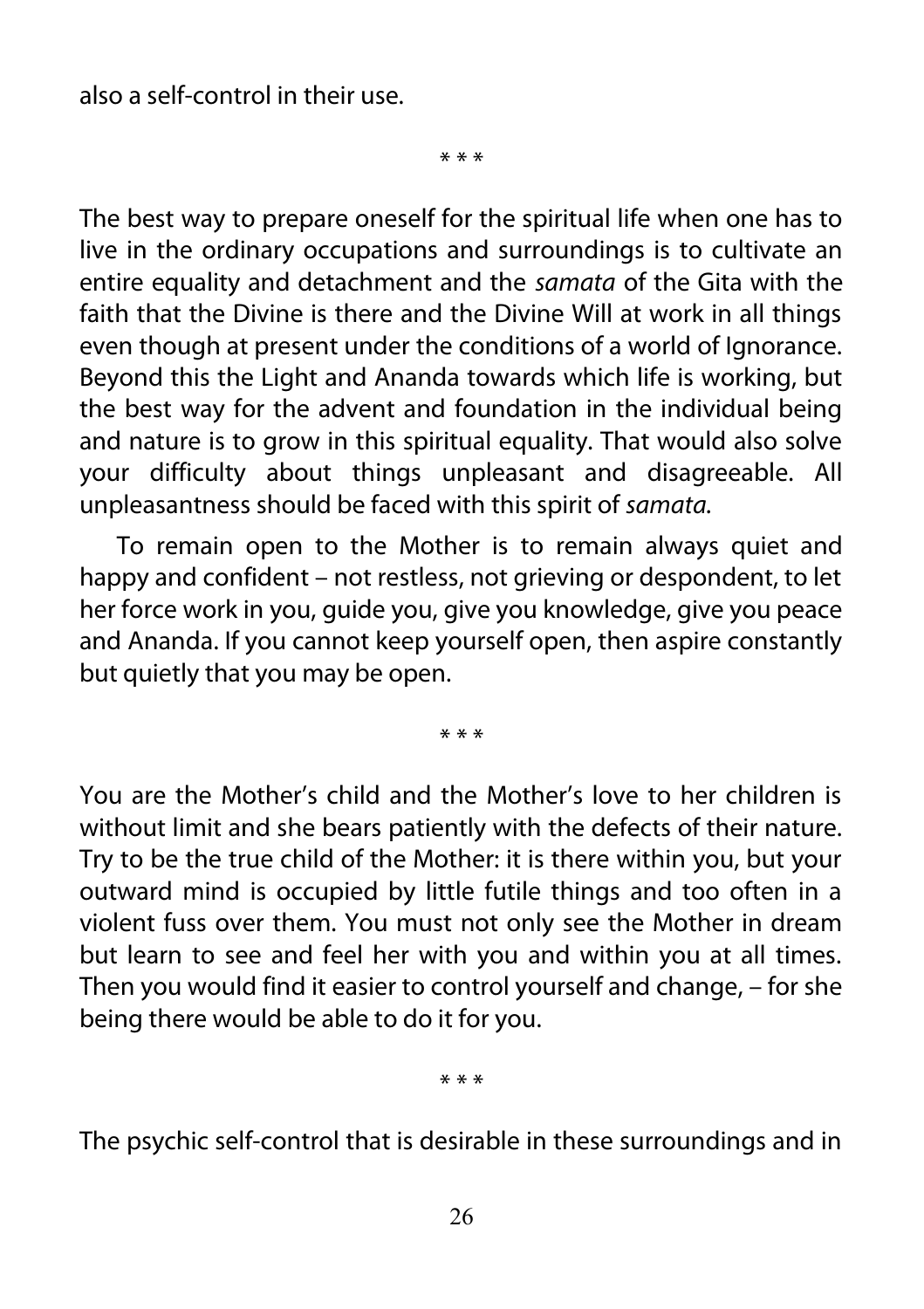also a self-control in their use.

\* \* \*

The best way to prepare oneself for the spiritual life when one has to live in the ordinary occupations and surroundings is to cultivate an entire equality and detachment and the *samata* of the Gita with the faith that the Divine is there and the Divine Will at work in all things even though at present under the conditions of a world of Ignorance. Beyond this the Light and Ananda towards which life is working, but the best way for the advent and foundation in the individual being and nature is to grow in this spiritual equality. That would also solve your difficulty about things unpleasant and disagreeable. All unpleasantness should be faced with this spirit of *samata.*

To remain open to the Mother is to remain always quiet and happy and confident – not restless, not grieving or despondent, to let her force work in you, guide you, give you knowledge, give you peace and Ananda. If you cannot keep yourself open, then aspire constantly but quietly that you may be open.

\* \* \*

You are the Mother's child and the Mother's love to her children is without limit and she bears patiently with the defects of their nature. Try to be the true child of the Mother: it is there within you, but your outward mind is occupied by little futile things and too often in a violent fuss over them. You must not only see the Mother in dream but learn to see and feel her with you and within you at all times. Then you would find it easier to control yourself and change, – for she being there would be able to do it for you.

\* \* \*

The psychic self-control that is desirable in these surroundings and in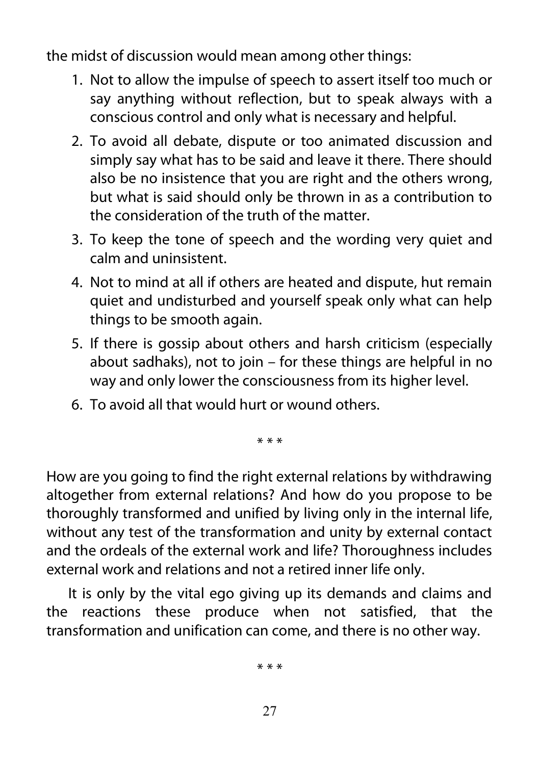the midst of discussion would mean among other things:

1. Not to allow the impulse of speech to assert itself too much or say anything without reflection, but to speak always with a conscious control and only what is necessary and helpful.
2. To avoid all debate, dispute or too animated discussion and simply say what has to be said and leave it there. There should also be no insistence that you are right and the others wrong, but what is said should only be thrown in as a contribution to the consideration of the truth of the matter.
3. To keep the tone of speech and the wording very quiet and calm and uninsistent.
4. Not to mind at all if others are heated and dispute, hut remain quiet and undisturbed and yourself speak only what can help things to be smooth again.
5. If there is gossip about others and harsh criticism (especially about sadhaks), not to join – for these things are helpful in no way and only lower the consciousness from its higher level.
6. To avoid all that would hurt or wound others.

\* \* \*

How are you going to find the right external relations by withdrawing altogether from external relations? And how do you propose to be thoroughly transformed and unified by living only in the internal life, without any test of the transformation and unity by external contact and the ordeals of the external work and life? Thoroughness includes external work and relations and not a retired inner life only.

It is only by the vital ego giving up its demands and claims and the reactions these produce when not satisfied, that the transformation and unification can come, and there is no other way.

\* \* \*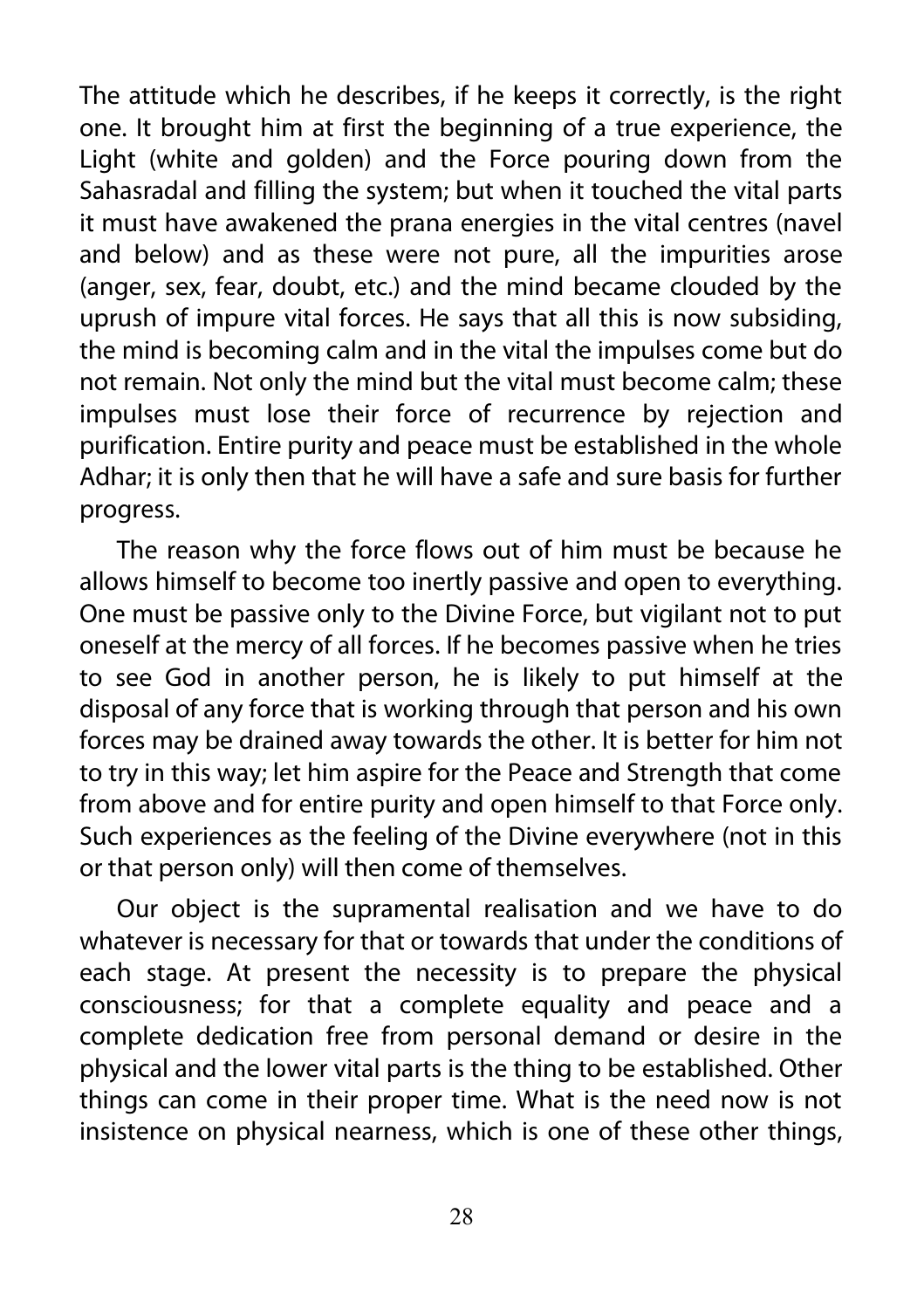The attitude which he describes, if he keeps it correctly, is the right one. It brought him at first the beginning of a true experience, the Light (white and golden) and the Force pouring down from the Sahasradal and filling the system; but when it touched the vital parts it must have awakened the prana energies in the vital centres (navel and below) and as these were not pure, all the impurities arose (anger, sex, fear, doubt, etc.) and the mind became clouded by the uprush of impure vital forces. He says that all this is now subsiding, the mind is becoming calm and in the vital the impulses come but do not remain. Not only the mind but the vital must become calm; these impulses must lose their force of recurrence by rejection and purification. Entire purity and peace must be established in the whole Adhar; it is only then that he will have a safe and sure basis for further progress.

The reason why the force flows out of him must be because he allows himself to become too inertly passive and open to everything. One must be passive only to the Divine Force, but vigilant not to put oneself at the mercy of all forces. If he becomes passive when he tries to see God in another person, he is likely to put himself at the disposal of any force that is working through that person and his own forces may be drained away towards the other. It is better for him not to try in this way; let him aspire for the Peace and Strength that come from above and for entire purity and open himself to that Force only. Such experiences as the feeling of the Divine everywhere (not in this or that person only) will then come of themselves.

Our object is the supramental realisation and we have to do whatever is necessary for that or towards that under the conditions of each stage. At present the necessity is to prepare the physical consciousness; for that a complete equality and peace and a complete dedication free from personal demand or desire in the physical and the lower vital parts is the thing to be established. Other things can come in their proper time. What is the need now is not insistence on physical nearness, which is one of these other things,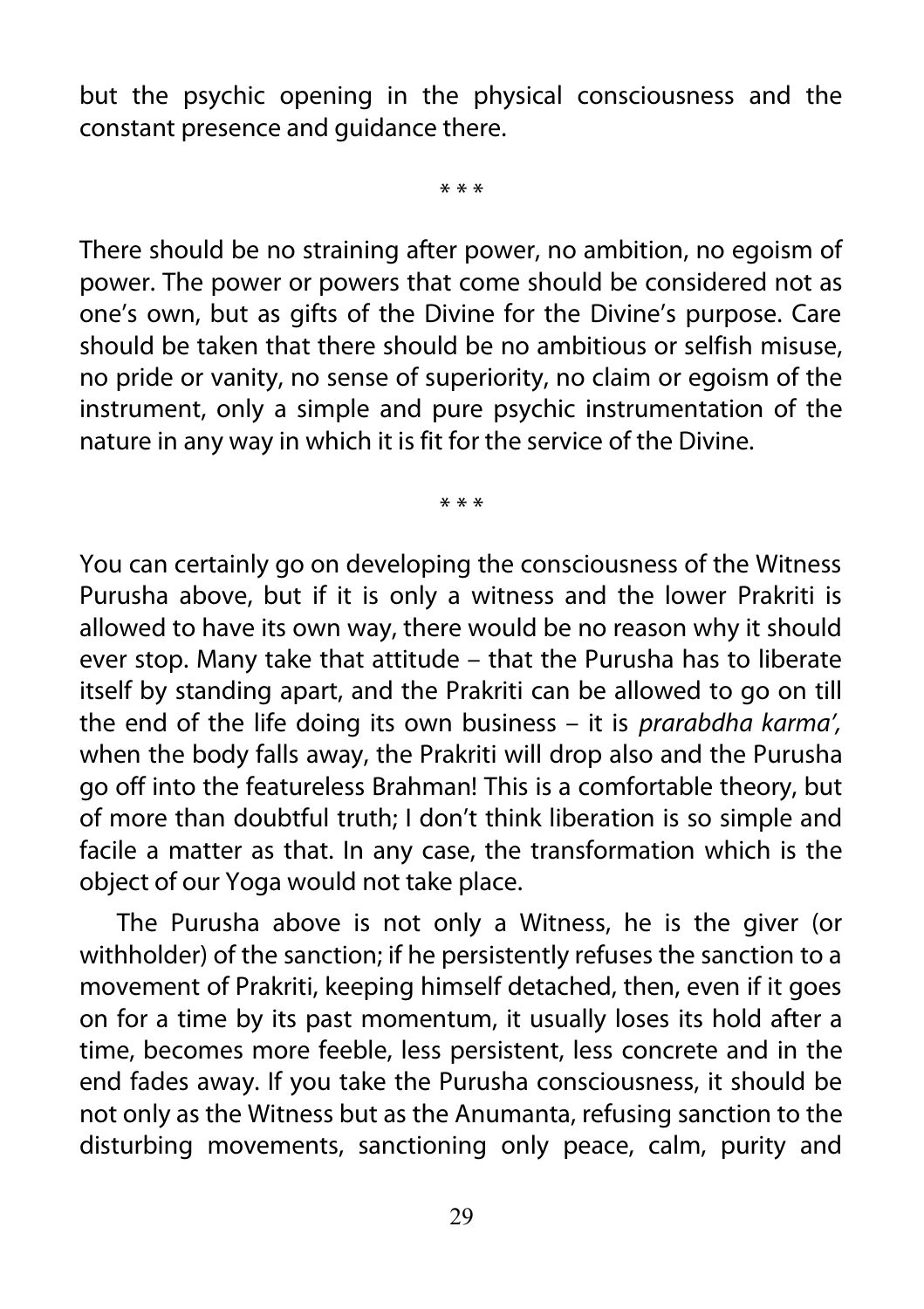but the psychic opening in the physical consciousness and the constant presence and guidance there.

\* \* \*

There should be no straining after power, no ambition, no egoism of power. The power or powers that come should be considered not as one's own, but as gifts of the Divine for the Divine's purpose. Care should be taken that there should be no ambitious or selfish misuse, no pride or vanity, no sense of superiority, no claim or egoism of the instrument, only a simple and pure psychic instrumentation of the nature in any way in which it is fit for the service of the Divine.

\* \* \*

You can certainly go on developing the consciousness of the Witness Purusha above, but if it is only a witness and the lower Prakriti is allowed to have its own way, there would be no reason why it should ever stop. Many take that attitude – that the Purusha has to liberate itself by standing apart, and the Prakriti can be allowed to go on till the end of the life doing its own business – it is *prarabdha karma',* when the body falls away, the Prakriti will drop also and the Purusha go off into the featureless Brahman! This is a comfortable theory, but of more than doubtful truth; I don't think liberation is so simple and facile a matter as that. In any case, the transformation which is the object of our Yoga would not take place.

The Purusha above is not only a Witness, he is the giver (or withholder) of the sanction; if he persistently refuses the sanction to a movement of Prakriti, keeping himself detached, then, even if it goes on for a time by its past momentum, it usually loses its hold after a time, becomes more feeble, less persistent, less concrete and in the end fades away. If you take the Purusha consciousness, it should be not only as the Witness but as the Anumanta, refusing sanction to the disturbing movements, sanctioning only peace, calm, purity and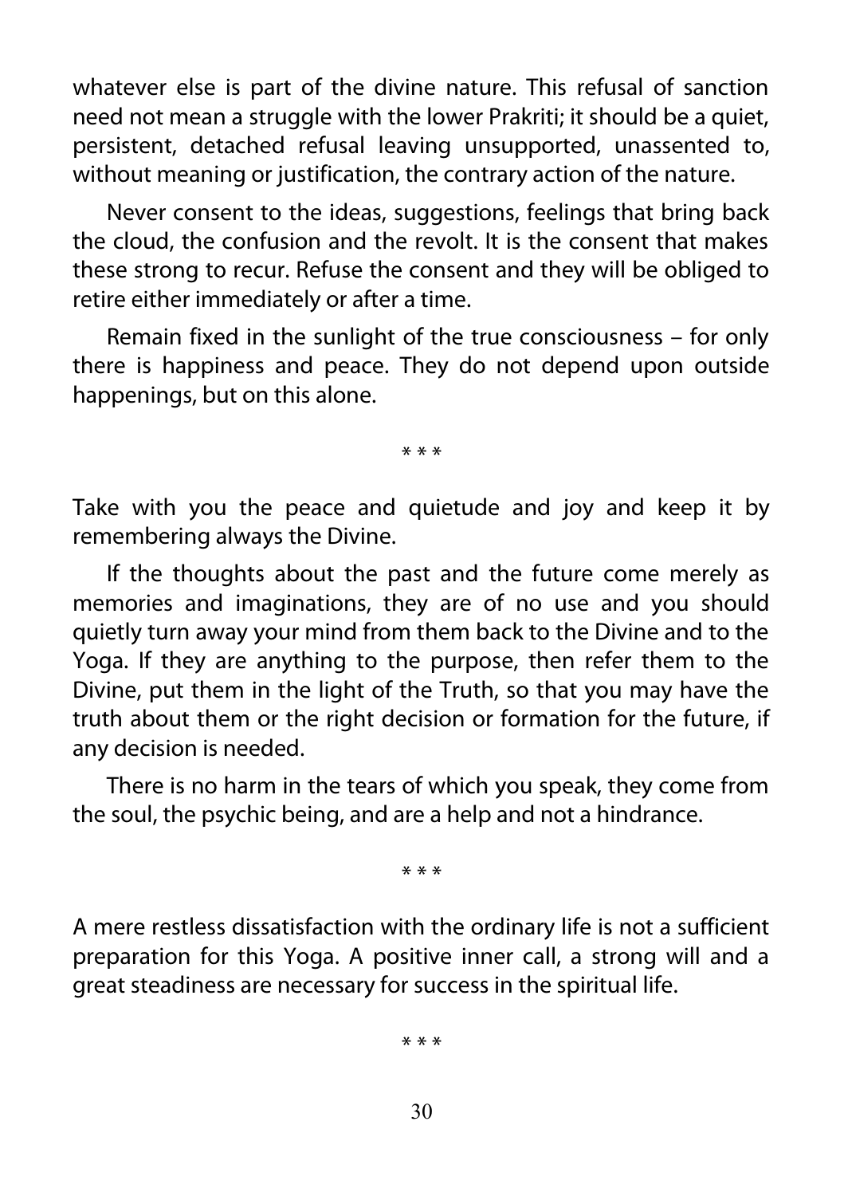whatever else is part of the divine nature. This refusal of sanction need not mean a struggle with the lower Prakriti; it should be a quiet, persistent, detached refusal leaving unsupported, unassented to, without meaning or justification, the contrary action of the nature.

Never consent to the ideas, suggestions, feelings that bring back the cloud, the confusion and the revolt. It is the consent that makes these strong to recur. Refuse the consent and they will be obliged to retire either immediately or after a time.

Remain fixed in the sunlight of the true consciousness – for only there is happiness and peace. They do not depend upon outside happenings, but on this alone.

* * *

Take with you the peace and quietude and joy and keep it by remembering always the Divine.

If the thoughts about the past and the future come merely as memories and imaginations, they are of no use and you should quietly turn away your mind from them back to the Divine and to the Yoga. If they are anything to the purpose, then refer them to the Divine, put them in the light of the Truth, so that you may have the truth about them or the right decision or formation for the future, if any decision is needed.

There is no harm in the tears of which you speak, they come from the soul, the psychic being, and are a help and not a hindrance.

* * *

A mere restless dissatisfaction with the ordinary life is not a sufficient preparation for this Yoga. A positive inner call, a strong will and a great steadiness are necessary for success in the spiritual life.

* * *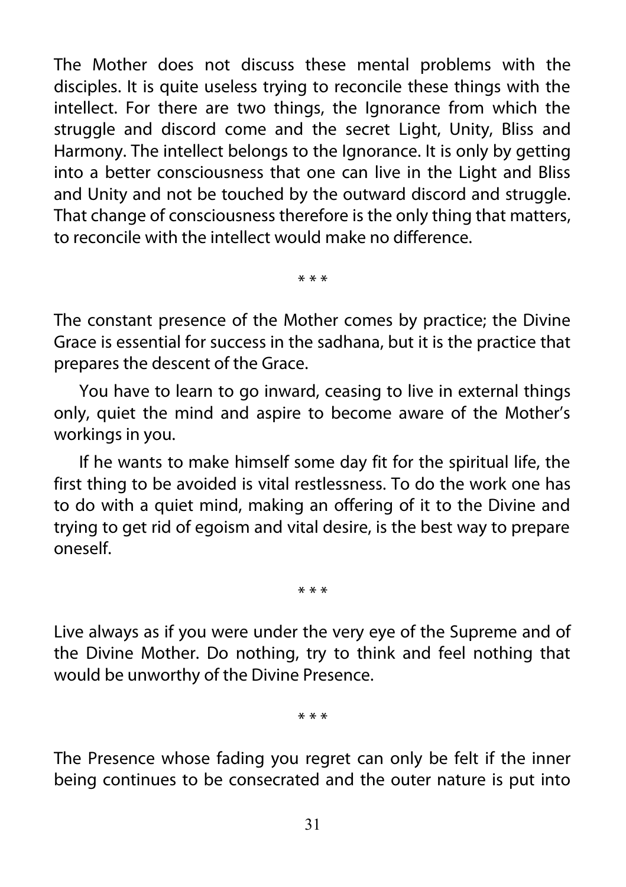The Mother does not discuss these mental problems with the disciples. It is quite useless trying to reconcile these things with the intellect. For there are two things, the Ignorance from which the struggle and discord come and the secret Light, Unity, Bliss and Harmony. The intellect belongs to the Ignorance. It is only by getting into a better consciousness that one can live in the Light and Bliss and Unity and not be touched by the outward discord and struggle. That change of consciousness therefore is the only thing that matters, to reconcile with the intellect would make no difference.

\* \* \*

The constant presence of the Mother comes by practice; the Divine Grace is essential for success in the sadhana, but it is the practice that prepares the descent of the Grace.

You have to learn to go inward, ceasing to live in external things only, quiet the mind and aspire to become aware of the Mother's workings in you.

If he wants to make himself some day fit for the spiritual life, the first thing to be avoided is vital restlessness. To do the work one has to do with a quiet mind, making an offering of it to the Divine and trying to get rid of egoism and vital desire, is the best way to prepare oneself.

\* \* \*

Live always as if you were under the very eye of the Supreme and of the Divine Mother. Do nothing, try to think and feel nothing that would be unworthy of the Divine Presence.

\* \* \*

The Presence whose fading you regret can only be felt if the inner being continues to be consecrated and the outer nature is put into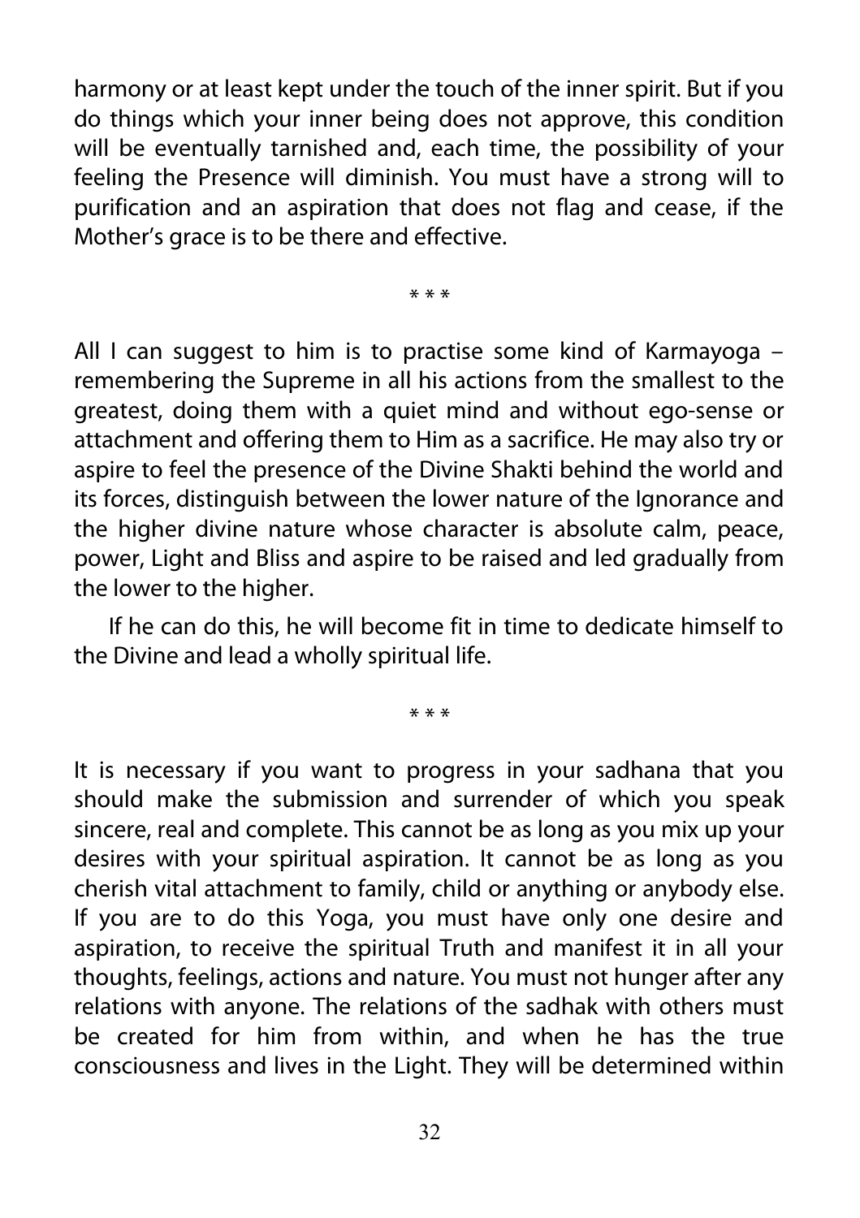harmony or at least kept under the touch of the inner spirit. But if you do things which your inner being does not approve, this condition will be eventually tarnished and, each time, the possibility of your feeling the Presence will diminish. You must have a strong will to purification and an aspiration that does not flag and cease, if the Mother's grace is to be there and effective.

* * *

All I can suggest to him is to practise some kind of Karmayoga – remembering the Supreme in all his actions from the smallest to the greatest, doing them with a quiet mind and without ego-sense or attachment and offering them to Him as a sacrifice. He may also try or aspire to feel the presence of the Divine Shakti behind the world and its forces, distinguish between the lower nature of the Ignorance and the higher divine nature whose character is absolute calm, peace, power, Light and Bliss and aspire to be raised and led gradually from the lower to the higher.

If he can do this, he will become fit in time to dedicate himself to the Divine and lead a wholly spiritual life.

* * *

It is necessary if you want to progress in your sadhana that you should make the submission and surrender of which you speak sincere, real and complete. This cannot be as long as you mix up your desires with your spiritual aspiration. It cannot be as long as you cherish vital attachment to family, child or anything or anybody else. If you are to do this Yoga, you must have only one desire and aspiration, to receive the spiritual Truth and manifest it in all your thoughts, feelings, actions and nature. You must not hunger after any relations with anyone. The relations of the sadhak with others must be created for him from within, and when he has the true consciousness and lives in the Light. They will be determined within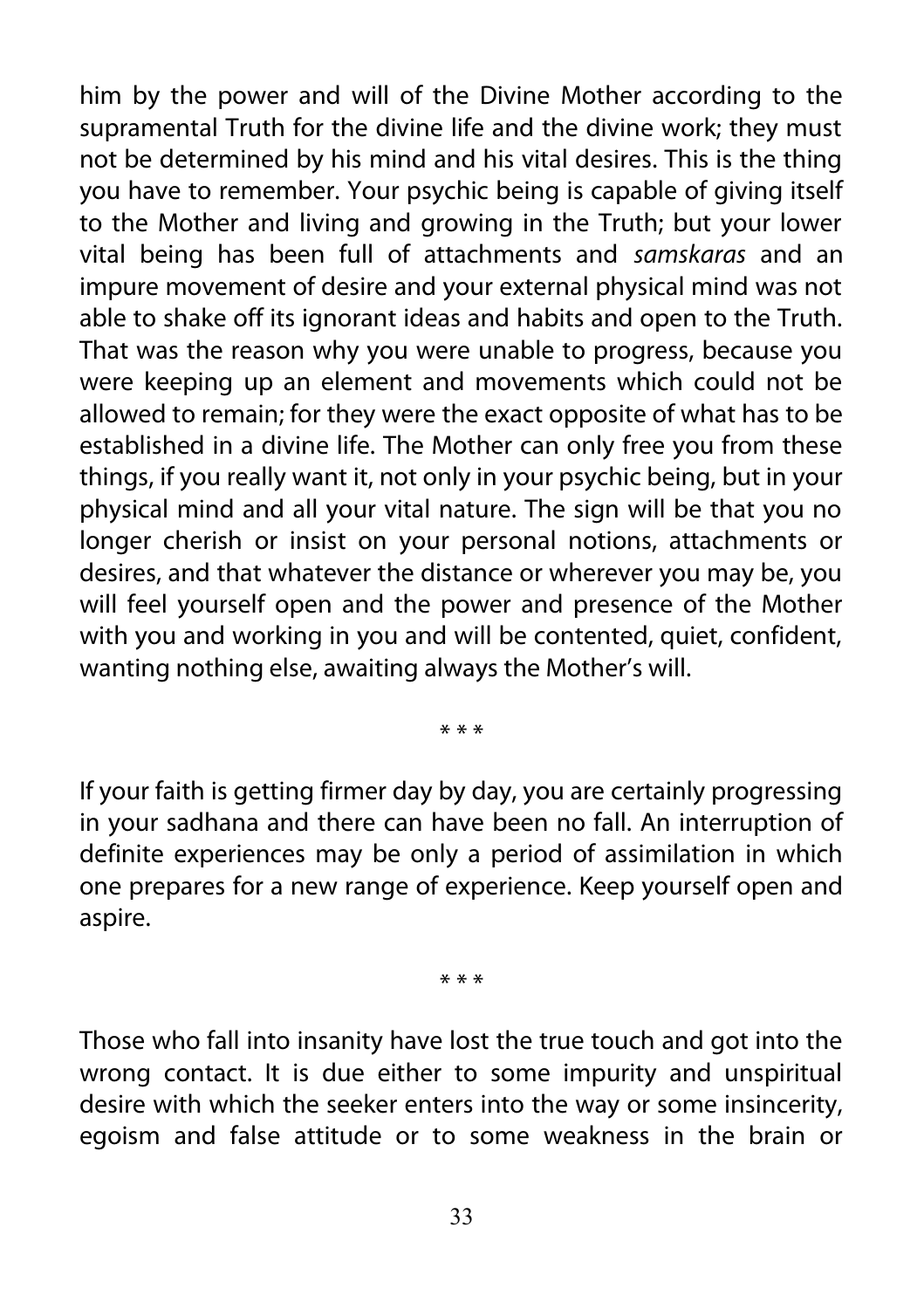him by the power and will of the Divine Mother according to the supramental Truth for the divine life and the divine work; they must not be determined by his mind and his vital desires. This is the thing you have to remember. Your psychic being is capable of giving itself to the Mother and living and growing in the Truth; but your lower vital being has been full of attachments and *samskaras* and an impure movement of desire and your external physical mind was not able to shake off its ignorant ideas and habits and open to the Truth. That was the reason why you were unable to progress, because you were keeping up an element and movements which could not be allowed to remain; for they were the exact opposite of what has to be established in a divine life. The Mother can only free you from these things, if you really want it, not only in your psychic being, but in your physical mind and all your vital nature. The sign will be that you no longer cherish or insist on your personal notions, attachments or desires, and that whatever the distance or wherever you may be, you will feel yourself open and the power and presence of the Mother with you and working in you and will be contented, quiet, confident, wanting nothing else, awaiting always the Mother's will.

* * *

If your faith is getting firmer day by day, you are certainly progressing in your sadhana and there can have been no fall. An interruption of definite experiences may be only a period of assimilation in which one prepares for a new range of experience. Keep yourself open and aspire.

* * *

Those who fall into insanity have lost the true touch and got into the wrong contact. It is due either to some impurity and unspiritual desire with which the seeker enters into the way or some insincerity, egoism and false attitude or to some weakness in the brain or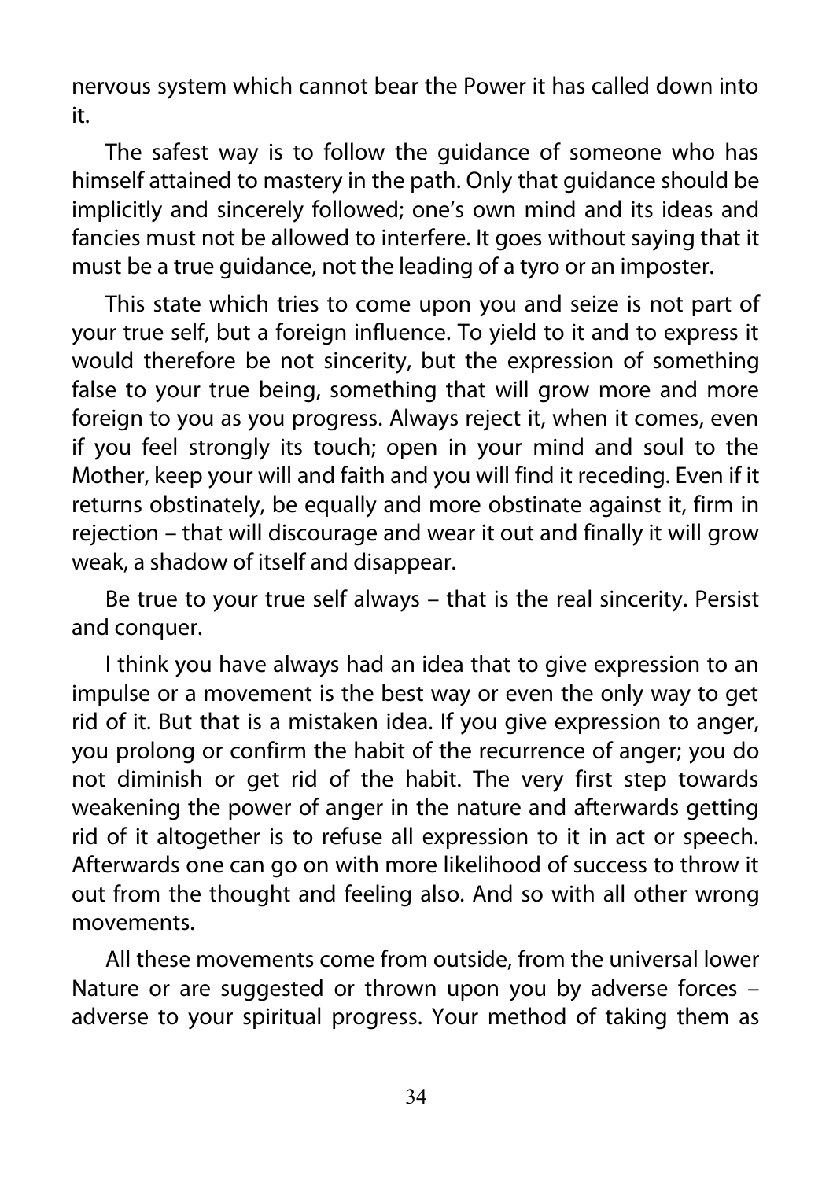nervous system which cannot bear the Power it has called down into it.

The safest way is to follow the guidance of someone who has himself attained to mastery in the path. Only that guidance should be implicitly and sincerely followed; one's own mind and its ideas and fancies must not be allowed to interfere. It goes without saying that it must be a true guidance, not the leading of a tyro or an imposter.

This state which tries to come upon you and seize is not part of your true self, but a foreign influence. To yield to it and to express it would therefore be not sincerity, but the expression of something false to your true being, something that will grow more and more foreign to you as you progress. Always reject it, when it comes, even if you feel strongly its touch; open in your mind and soul to the Mother, keep your will and faith and you will find it receding. Even if it returns obstinately, be equally and more obstinate against it, firm in rejection – that will discourage and wear it out and finally it will grow weak, a shadow of itself and disappear.

Be true to your true self always – that is the real sincerity. Persist and conquer.

I think you have always had an idea that to give expression to an impulse or a movement is the best way or even the only way to get rid of it. But that is a mistaken idea. If you give expression to anger, you prolong or confirm the habit of the recurrence of anger; you do not diminish or get rid of the habit. The very first step towards weakening the power of anger in the nature and afterwards getting rid of it altogether is to refuse all expression to it in act or speech. Afterwards one can go on with more likelihood of success to throw it out from the thought and feeling also. And so with all other wrong movements.

All these movements come from outside, from the universal lower Nature or are suggested or thrown upon you by adverse forces – adverse to your spiritual progress. Your method of taking them as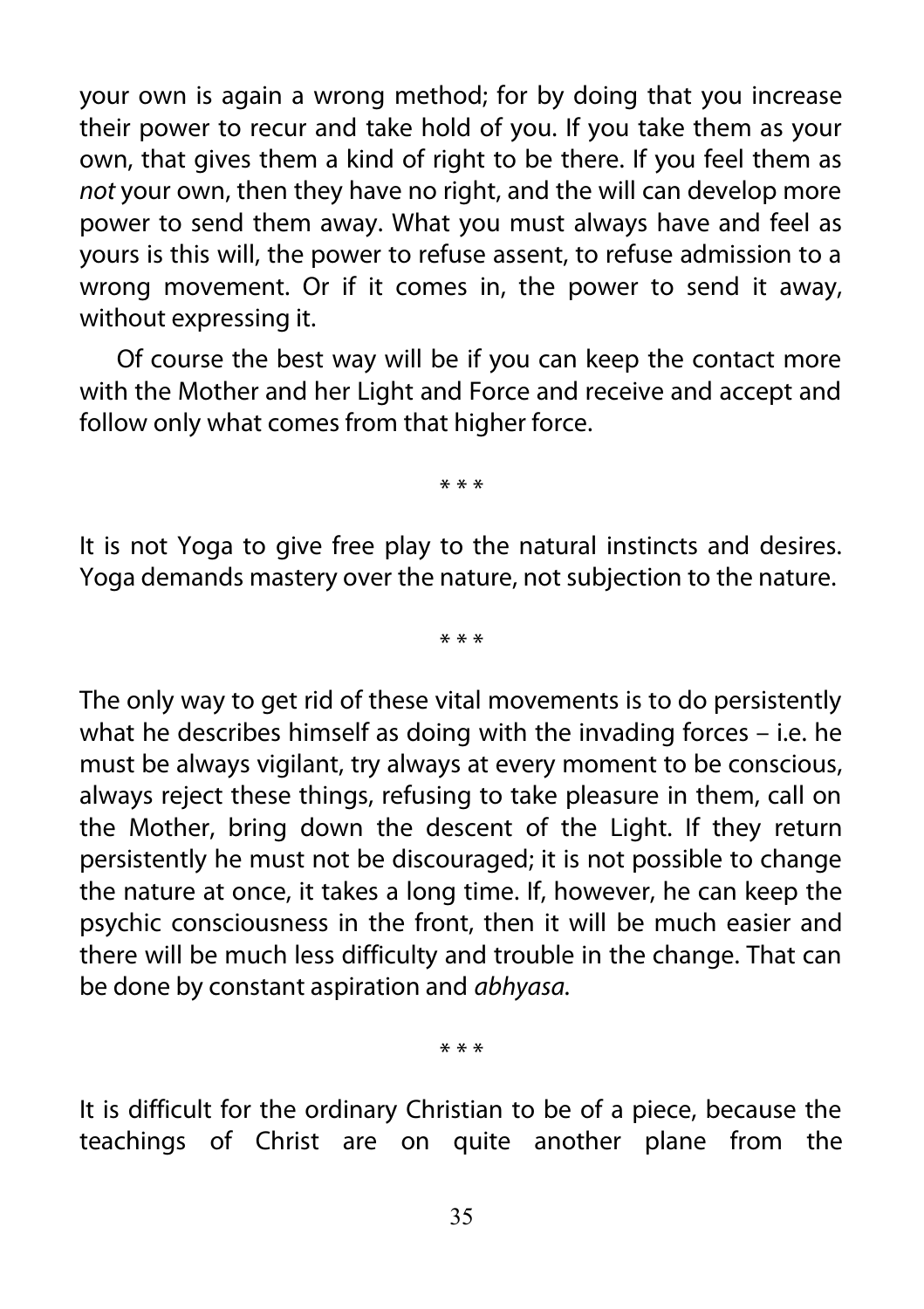your own is again a wrong method; for by doing that you increase their power to recur and take hold of you. If you take them as your own, that gives them a kind of right to be there. If you feel them as *not* your own, then they have no right, and the will can develop more power to send them away. What you must always have and feel as yours is this will, the power to refuse assent, to refuse admission to a wrong movement. Or if it comes in, the power to send it away, without expressing it.

Of course the best way will be if you can keep the contact more with the Mother and her Light and Force and receive and accept and follow only what comes from that higher force.

\* \* \*

It is not Yoga to give free play to the natural instincts and desires. Yoga demands mastery over the nature, not subjection to the nature.

\* \* \*

The only way to get rid of these vital movements is to do persistently what he describes himself as doing with the invading forces – i.e. he must be always vigilant, try always at every moment to be conscious, always reject these things, refusing to take pleasure in them, call on the Mother, bring down the descent of the Light. If they return persistently he must not be discouraged; it is not possible to change the nature at once, it takes a long time. If, however, he can keep the psychic consciousness in the front, then it will be much easier and there will be much less difficulty and trouble in the change. That can be done by constant aspiration and *abhyasa*.

\* \* \*

It is difficult for the ordinary Christian to be of a piece, because the teachings of Christ are on quite another plane from the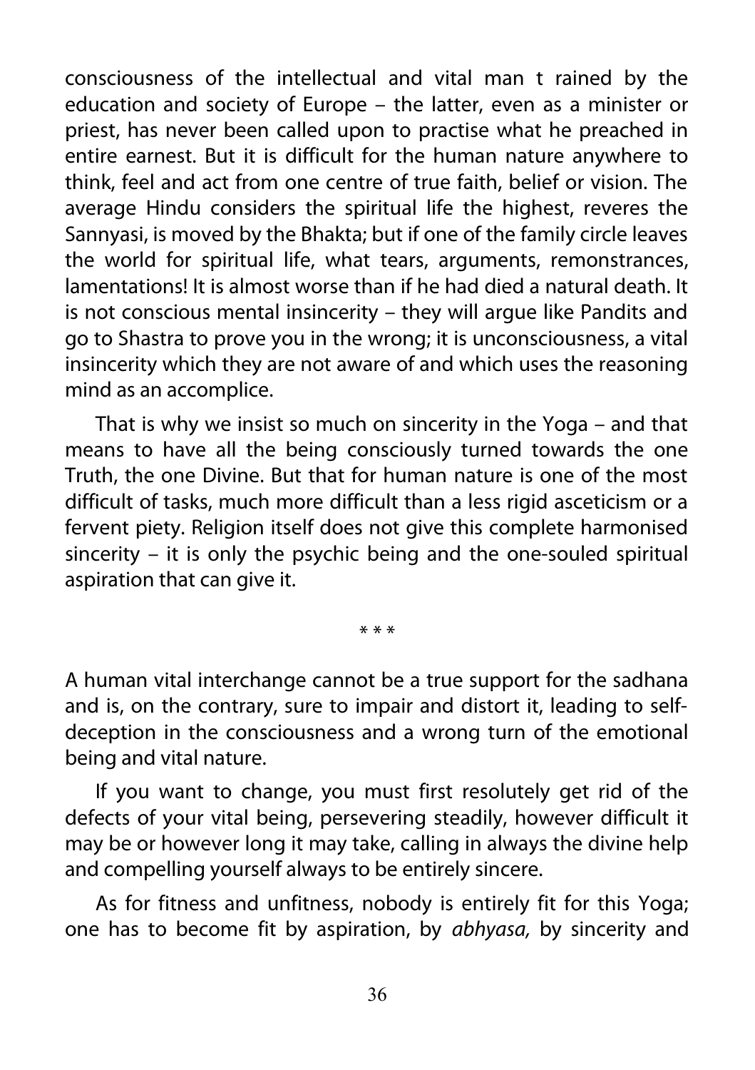consciousness of the intellectual and vital man t rained by the education and society of Europe – the latter, even as a minister or priest, has never been called upon to practise what he preached in entire earnest. But it is difficult for the human nature anywhere to think, feel and act from one centre of true faith, belief or vision. The average Hindu considers the spiritual life the highest, reveres the Sannyasi, is moved by the Bhakta; but if one of the family circle leaves the world for spiritual life, what tears, arguments, remonstrances, lamentations! It is almost worse than if he had died a natural death. It is not conscious mental insincerity – they will argue like Pandits and go to Shastra to prove you in the wrong; it is unconsciousness, a vital insincerity which they are not aware of and which uses the reasoning mind as an accomplice.

That is why we insist so much on sincerity in the Yoga – and that means to have all the being consciously turned towards the one Truth, the one Divine. But that for human nature is one of the most difficult of tasks, much more difficult than a less rigid asceticism or a fervent piety. Religion itself does not give this complete harmonised sincerity – it is only the psychic being and the one-souled spiritual aspiration that can give it.

\* \* \*

A human vital interchange cannot be a true support for the sadhana and is, on the contrary, sure to impair and distort it, leading to self-deception in the consciousness and a wrong turn of the emotional being and vital nature.

If you want to change, you must first resolutely get rid of the defects of your vital being, persevering steadily, however difficult it may be or however long it may take, calling in always the divine help and compelling yourself always to be entirely sincere.

As for fitness and unfitness, nobody is entirely fit for this Yoga; one has to become fit by aspiration, by *abhyasa,* by sincerity and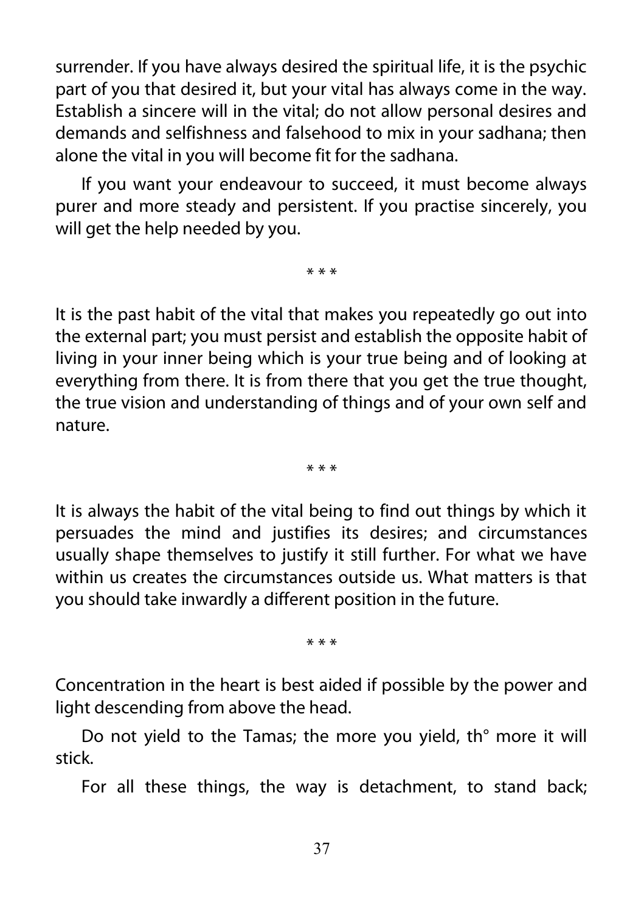surrender. If you have always desired the spiritual life, it is the psychic part of you that desired it, but your vital has always come in the way. Establish a sincere will in the vital; do not allow personal desires and demands and selfishness and falsehood to mix in your sadhana; then alone the vital in you will become fit for the sadhana.

If you want your endeavour to succeed, it must become always purer and more steady and persistent. If you practise sincerely, you will get the help needed by you.

* * *

It is the past habit of the vital that makes you repeatedly go out into the external part; you must persist and establish the opposite habit of living in your inner being which is your true being and of looking at everything from there. It is from there that you get the true thought, the true vision and understanding of things and of your own self and nature.

* * *

It is always the habit of the vital being to find out things by which it persuades the mind and justifies its desires; and circumstances usually shape themselves to justify it still further. For what we have within us creates the circumstances outside us. What matters is that you should take inwardly a different position in the future.

* * *

Concentration in the heart is best aided if possible by the power and light descending from above the head.

Do not yield to the Tamas; the more you yield, th° more it will stick.

For all these things, the way is detachment, to stand back;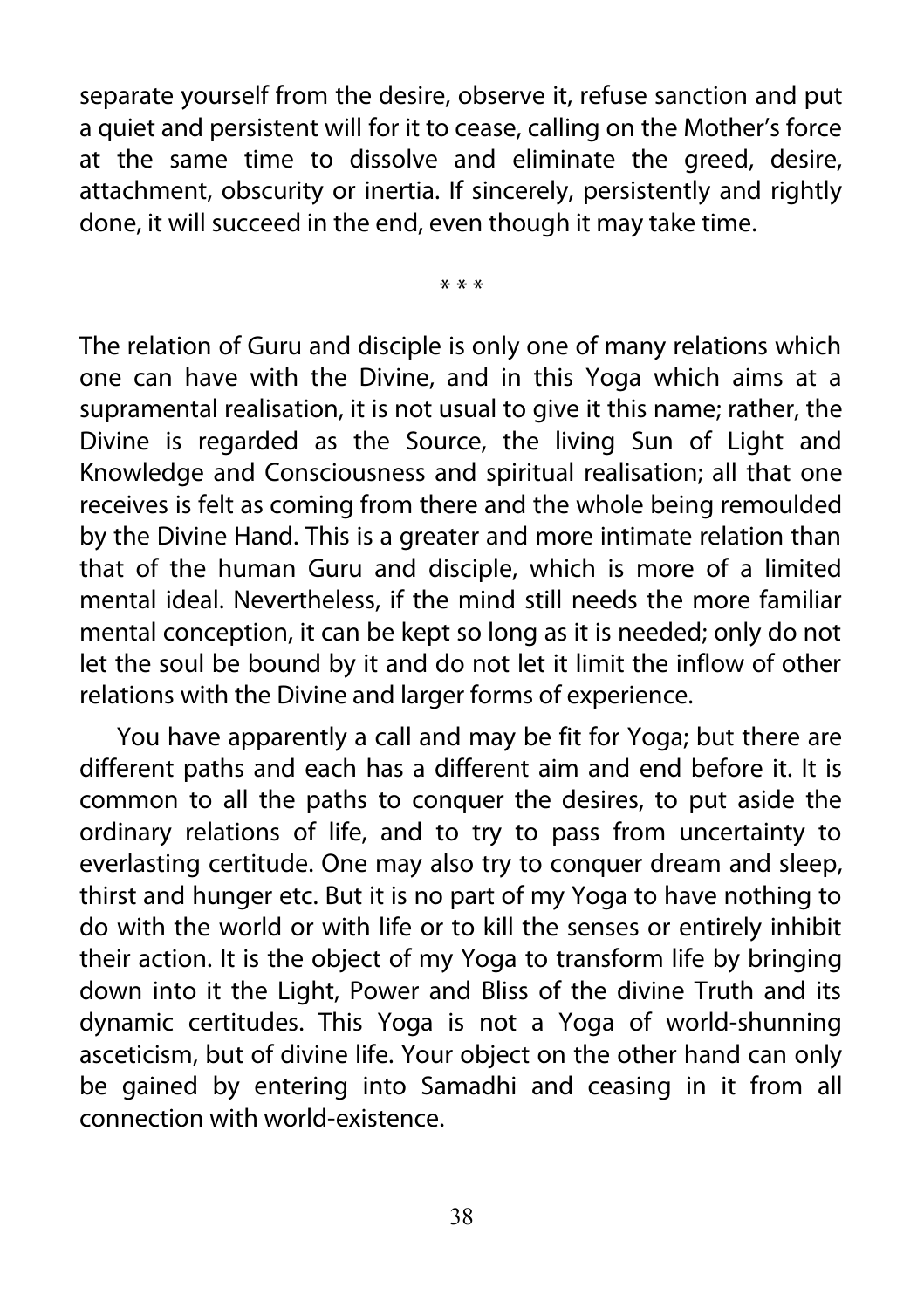separate yourself from the desire, observe it, refuse sanction and put a quiet and persistent will for it to cease, calling on the Mother's force at the same time to dissolve and eliminate the greed, desire, attachment, obscurity or inertia. If sincerely, persistently and rightly done, it will succeed in the end, even though it may take time.

\* \* \*

The relation of Guru and disciple is only one of many relations which one can have with the Divine, and in this Yoga which aims at a supramental realisation, it is not usual to give it this name; rather, the Divine is regarded as the Source, the living Sun of Light and Knowledge and Consciousness and spiritual realisation; all that one receives is felt as coming from there and the whole being remoulded by the Divine Hand. This is a greater and more intimate relation than that of the human Guru and disciple, which is more of a limited mental ideal. Nevertheless, if the mind still needs the more familiar mental conception, it can be kept so long as it is needed; only do not let the soul be bound by it and do not let it limit the inflow of other relations with the Divine and larger forms of experience.

You have apparently a call and may be fit for Yoga; but there are different paths and each has a different aim and end before it. It is common to all the paths to conquer the desires, to put aside the ordinary relations of life, and to try to pass from uncertainty to everlasting certitude. One may also try to conquer dream and sleep, thirst and hunger etc. But it is no part of my Yoga to have nothing to do with the world or with life or to kill the senses or entirely inhibit their action. It is the object of my Yoga to transform life by bringing down into it the Light, Power and Bliss of the divine Truth and its dynamic certitudes. This Yoga is not a Yoga of world-shunning asceticism, but of divine life. Your object on the other hand can only be gained by entering into Samadhi and ceasing in it from all connection with world-existence.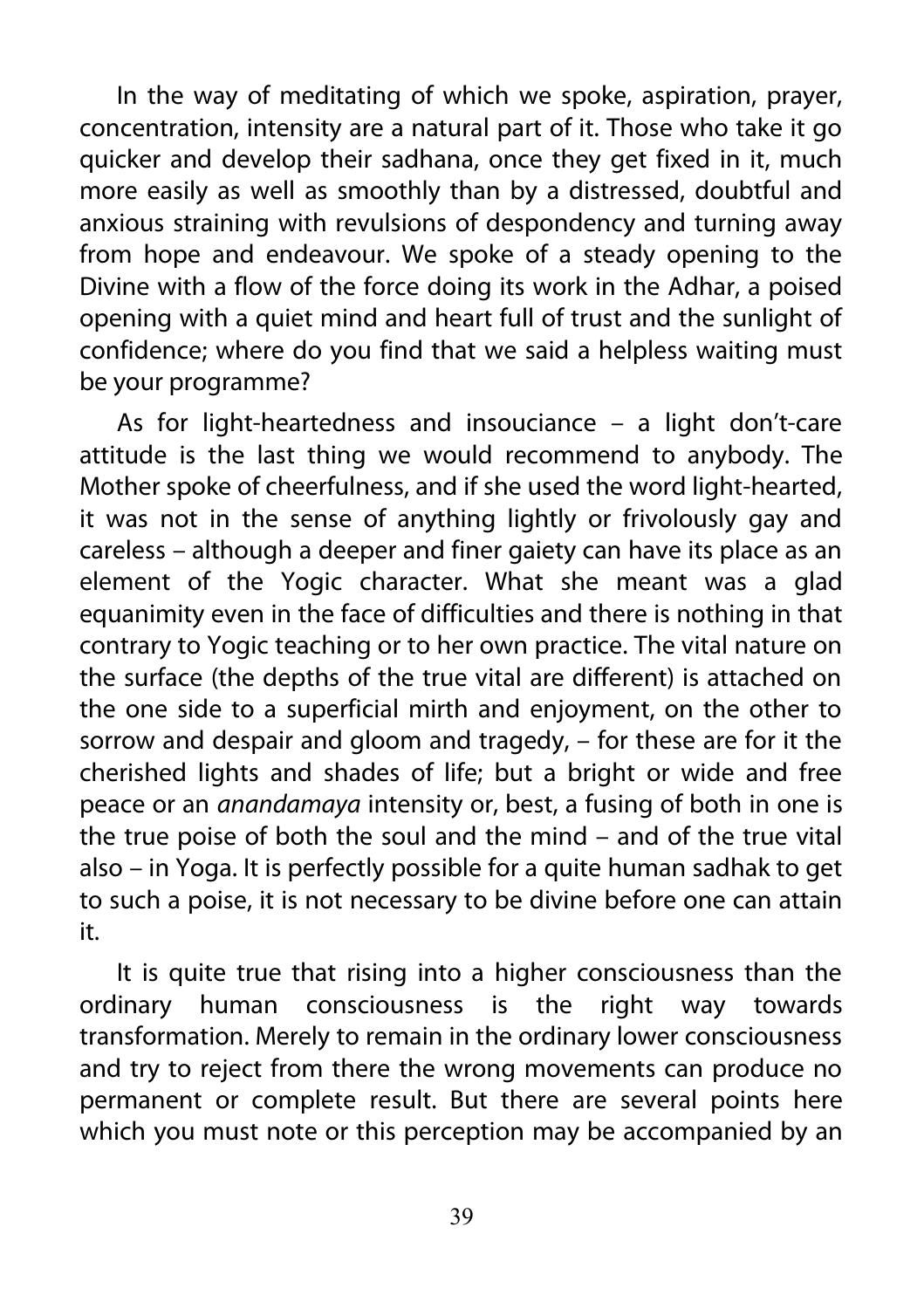In the way of meditating of which we spoke, aspiration, prayer, concentration, intensity are a natural part of it. Those who take it go quicker and develop their sadhana, once they get fixed in it, much more easily as well as smoothly than by a distressed, doubtful and anxious straining with revulsions of despondency and turning away from hope and endeavour. We spoke of a steady opening to the Divine with a flow of the force doing its work in the Adhar, a poised opening with a quiet mind and heart full of trust and the sunlight of confidence; where do you find that we said a helpless waiting must be your programme?

As for light-heartedness and insouciance – a light don't-care attitude is the last thing we would recommend to anybody. The Mother spoke of cheerfulness, and if she used the word light-hearted, it was not in the sense of anything lightly or frivolously gay and careless – although a deeper and finer gaiety can have its place as an element of the Yogic character. What she meant was a glad equanimity even in the face of difficulties and there is nothing in that contrary to Yogic teaching or to her own practice. The vital nature on the surface (the depths of the true vital are different) is attached on the one side to a superficial mirth and enjoyment, on the other to sorrow and despair and gloom and tragedy, – for these are for it the cherished lights and shades of life; but a bright or wide and free peace or an *anandamaya* intensity or, best, a fusing of both in one is the true poise of both the soul and the mind – and of the true vital also – in Yoga. It is perfectly possible for a quite human sadhak to get to such a poise, it is not necessary to be divine before one can attain it.

It is quite true that rising into a higher consciousness than the ordinary human consciousness is the right way towards transformation. Merely to remain in the ordinary lower consciousness and try to reject from there the wrong movements can produce no permanent or complete result. But there are several points here which you must note or this perception may be accompanied by an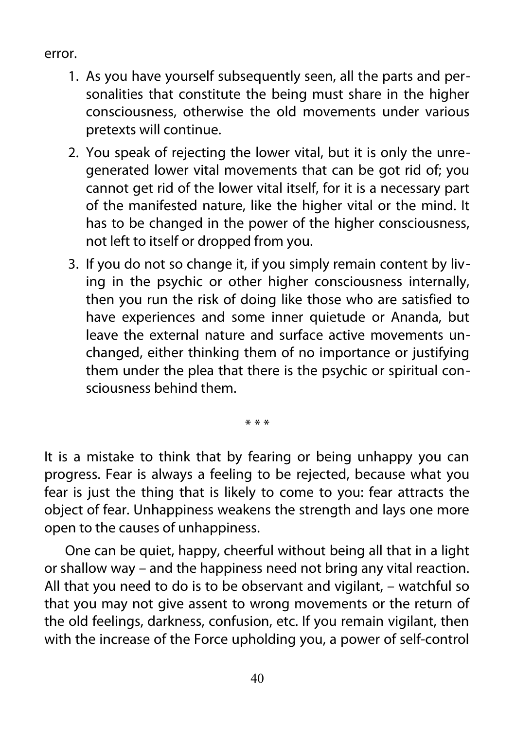error.

1. As you have yourself subsequently seen, all the parts and personalities that constitute the being must share in the higher consciousness, otherwise the old movements under various pretexts will continue.
2. You speak of rejecting the lower vital, but it is only the unregenerated lower vital movements that can be got rid of; you cannot get rid of the lower vital itself, for it is a necessary part of the manifested nature, like the higher vital or the mind. It has to be changed in the power of the higher consciousness, not left to itself or dropped from you.
3. If you do not so change it, if you simply remain content by living in the psychic or other higher consciousness internally, then you run the risk of doing like those who are satisfied to have experiences and some inner quietude or Ananda, but leave the external nature and surface active movements unchanged, either thinking them of no importance or justifying them under the plea that there is the psychic or spiritual consciousness behind them.

* * *

It is a mistake to think that by fearing or being unhappy you can progress. Fear is always a feeling to be rejected, because what you fear is just the thing that is likely to come to you: fear attracts the object of fear. Unhappiness weakens the strength and lays one more open to the causes of unhappiness.

One can be quiet, happy, cheerful without being all that in a light or shallow way – and the happiness need not bring any vital reaction. All that you need to do is to be observant and vigilant, – watchful so that you may not give assent to wrong movements or the return of the old feelings, darkness, confusion, etc. If you remain vigilant, then with the increase of the Force upholding you, a power of self-control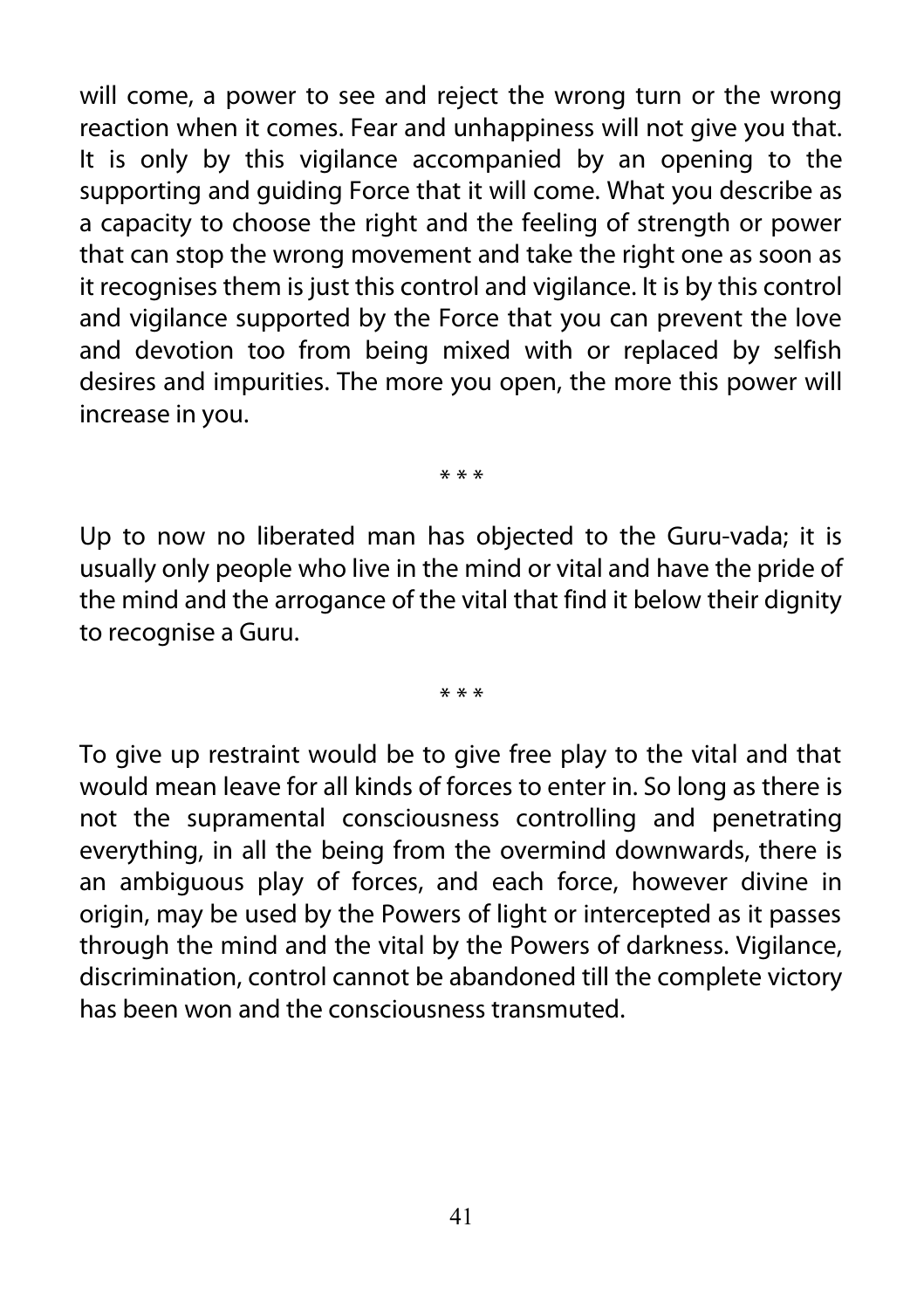will come, a power to see and reject the wrong turn or the wrong reaction when it comes. Fear and unhappiness will not give you that. It is only by this vigilance accompanied by an opening to the supporting and guiding Force that it will come. What you describe as a capacity to choose the right and the feeling of strength or power that can stop the wrong movement and take the right one as soon as it recognises them is just this control and vigilance. It is by this control and vigilance supported by the Force that you can prevent the love and devotion too from being mixed with or replaced by selfish desires and impurities. The more you open, the more this power will increase in you.

* * *

Up to now no liberated man has objected to the Guru-vada; it is usually only people who live in the mind or vital and have the pride of the mind and the arrogance of the vital that find it below their dignity to recognise a Guru.

* * *

To give up restraint would be to give free play to the vital and that would mean leave for all kinds of forces to enter in. So long as there is not the supramental consciousness controlling and penetrating everything, in all the being from the overmind downwards, there is an ambiguous play of forces, and each force, however divine in origin, may be used by the Powers of light or intercepted as it passes through the mind and the vital by the Powers of darkness. Vigilance, discrimination, control cannot be abandoned till the complete victory has been won and the consciousness transmuted.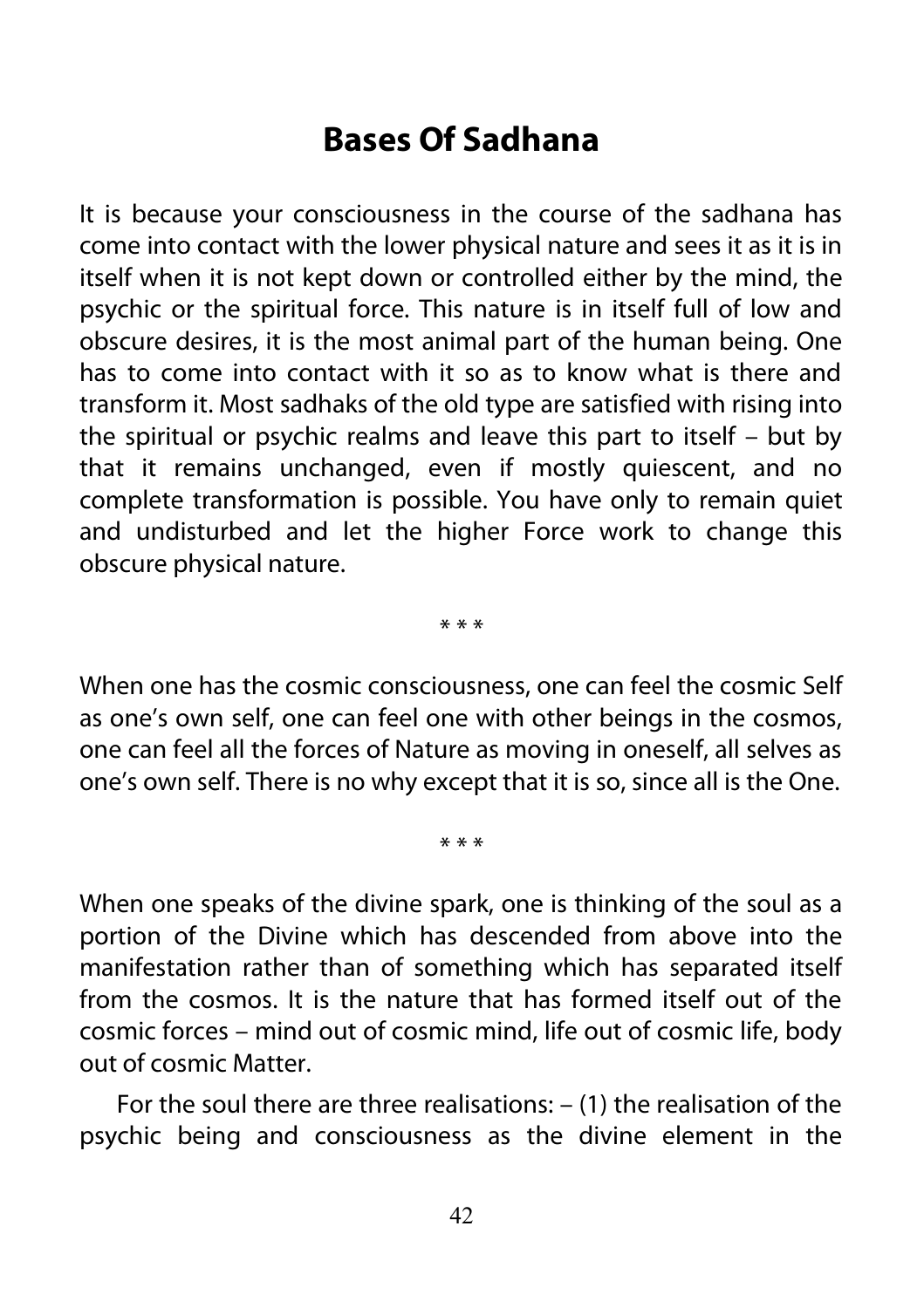# Bases Of Sadhana

It is because your consciousness in the course of the sadhana has come into contact with the lower physical nature and sees it as it is in itself when it is not kept down or controlled either by the mind, the psychic or the spiritual force. This nature is in itself full of low and obscure desires, it is the most animal part of the human being. One has to come into contact with it so as to know what is there and transform it. Most sadhaks of the old type are satisfied with rising into the spiritual or psychic realms and leave this part to itself – but by that it remains unchanged, even if mostly quiescent, and no complete transformation is possible. You have only to remain quiet and undisturbed and let the higher Force work to change this obscure physical nature.

\* \* \*

When one has the cosmic consciousness, one can feel the cosmic Self as one's own self, one can feel one with other beings in the cosmos, one can feel all the forces of Nature as moving in oneself, all selves as one's own self. There is no why except that it is so, since all is the One.

\* \* \*

When one speaks of the divine spark, one is thinking of the soul as a portion of the Divine which has descended from above into the manifestation rather than of something which has separated itself from the cosmos. It is the nature that has formed itself out of the cosmic forces – mind out of cosmic mind, life out of cosmic life, body out of cosmic Matter.

For the soul there are three realisations: – (1) the realisation of the psychic being and consciousness as the divine element in the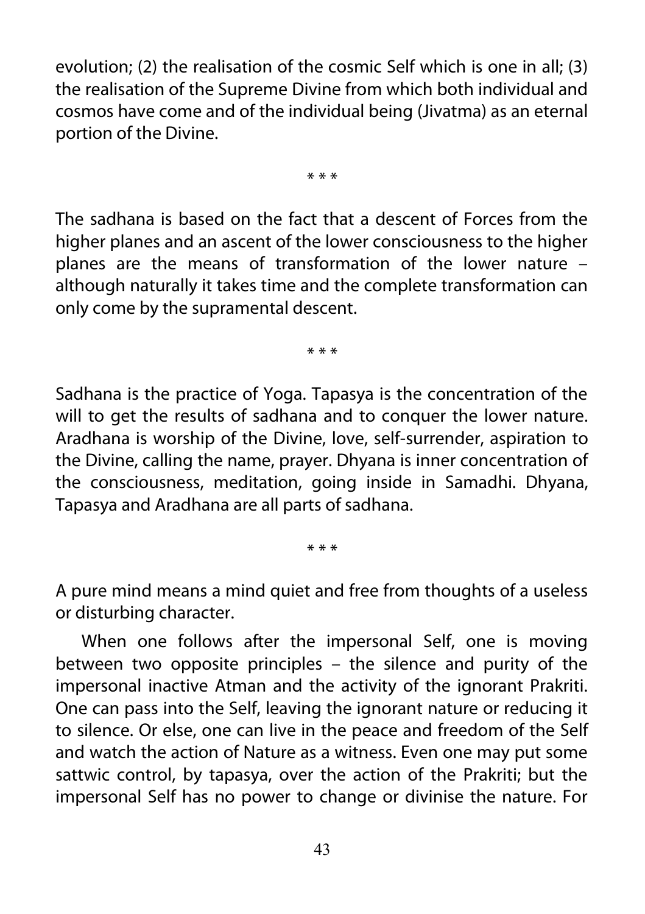evolution; (2) the realisation of the cosmic Self which is one in all; (3) the realisation of the Supreme Divine from which both individual and cosmos have come and of the individual being (Jivatma) as an eternal portion of the Divine.

\* \* \*

The sadhana is based on the fact that a descent of Forces from the higher planes and an ascent of the lower consciousness to the higher planes are the means of transformation of the lower nature – although naturally it takes time and the complete transformation can only come by the supramental descent.

\* \* \*

Sadhana is the practice of Yoga. Tapasya is the concentration of the will to get the results of sadhana and to conquer the lower nature. Aradhana is worship of the Divine, love, self-surrender, aspiration to the Divine, calling the name, prayer. Dhyana is inner concentration of the consciousness, meditation, going inside in Samadhi. Dhyana, Tapasya and Aradhana are all parts of sadhana.

\* \* \*

A pure mind means a mind quiet and free from thoughts of a useless or disturbing character.

When one follows after the impersonal Self, one is moving between two opposite principles – the silence and purity of the impersonal inactive Atman and the activity of the ignorant Prakriti. One can pass into the Self, leaving the ignorant nature or reducing it to silence. Or else, one can live in the peace and freedom of the Self and watch the action of Nature as a witness. Even one may put some sattwic control, by tapasya, over the action of the Prakriti; but the impersonal Self has no power to change or divinise the nature. For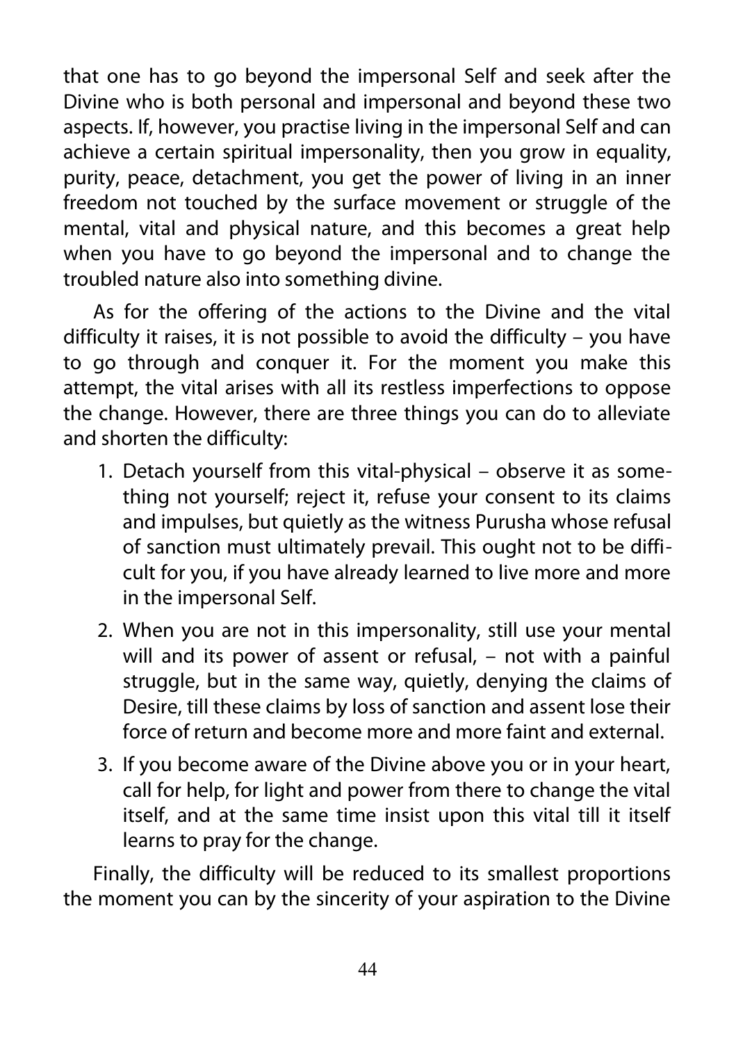that one has to go beyond the impersonal Self and seek after the Divine who is both personal and impersonal and beyond these two aspects. If, however, you practise living in the impersonal Self and can achieve a certain spiritual impersonality, then you grow in equality, purity, peace, detachment, you get the power of living in an inner freedom not touched by the surface movement or struggle of the mental, vital and physical nature, and this becomes a great help when you have to go beyond the impersonal and to change the troubled nature also into something divine.

As for the offering of the actions to the Divine and the vital difficulty it raises, it is not possible to avoid the difficulty – you have to go through and conquer it. For the moment you make this attempt, the vital arises with all its restless imperfections to oppose the change. However, there are three things you can do to alleviate and shorten the difficulty:

1. Detach yourself from this vital-physical – observe it as something not yourself; reject it, refuse your consent to its claims and impulses, but quietly as the witness Purusha whose refusal of sanction must ultimately prevail. This ought not to be difficult for you, if you have already learned to live more and more in the impersonal Self.
2. When you are not in this impersonality, still use your mental will and its power of assent or refusal, – not with a painful struggle, but in the same way, quietly, denying the claims of Desire, till these claims by loss of sanction and assent lose their force of return and become more and more faint and external.
3. If you become aware of the Divine above you or in your heart, call for help, for light and power from there to change the vital itself, and at the same time insist upon this vital till it itself learns to pray for the change.

Finally, the difficulty will be reduced to its smallest proportions the moment you can by the sincerity of your aspiration to the Divine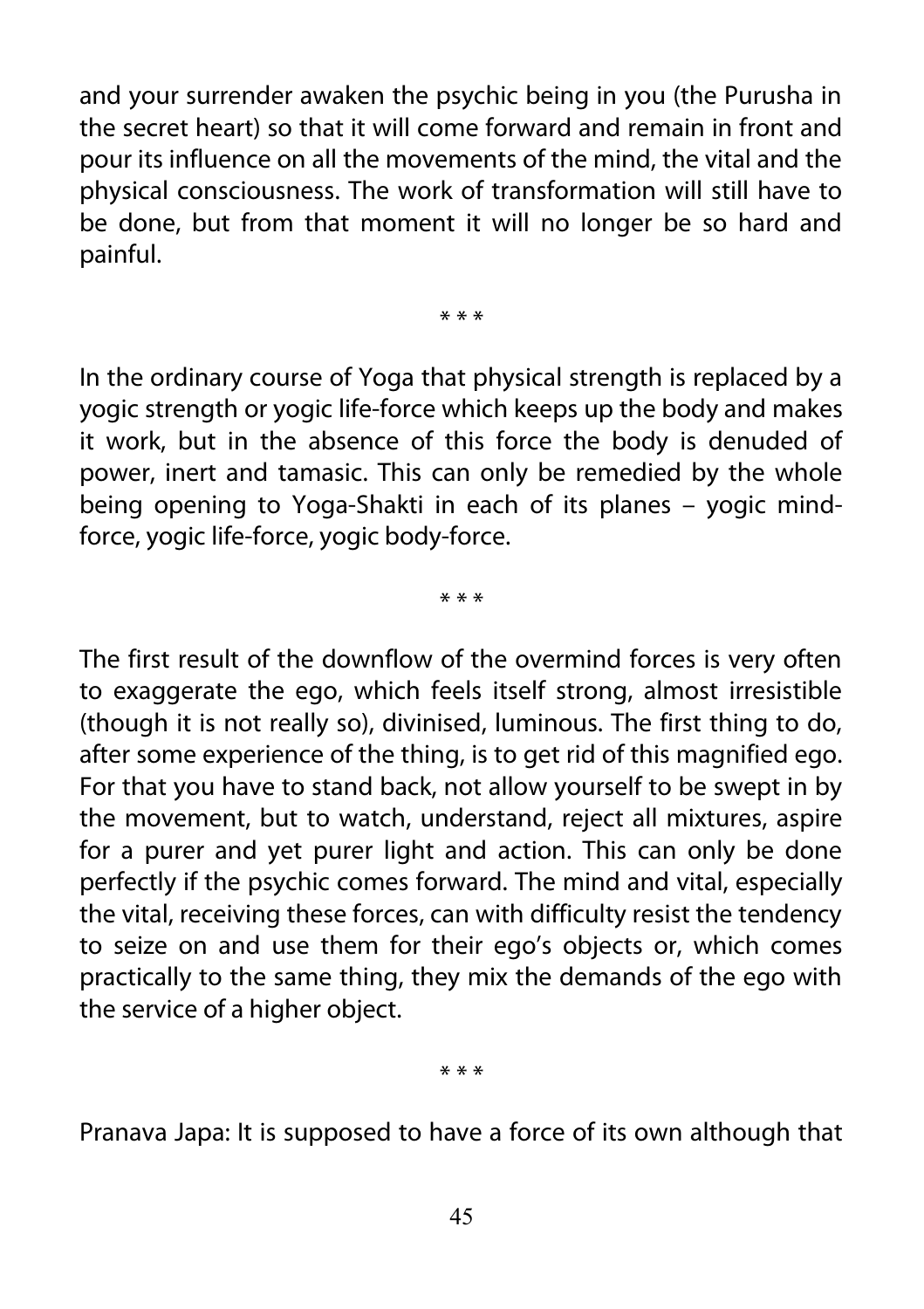and your surrender awaken the psychic being in you (the Purusha in the secret heart) so that it will come forward and remain in front and pour its influence on all the movements of the mind, the vital and the physical consciousness. The work of transformation will still have to be done, but from that moment it will no longer be so hard and painful.

* * *

In the ordinary course of Yoga that physical strength is replaced by a yogic strength or yogic life-force which keeps up the body and makes it work, but in the absence of this force the body is denuded of power, inert and tamasic. This can only be remedied by the whole being opening to Yoga-Shakti in each of its planes – yogic mind-force, yogic life-force, yogic body-force.

* * *

The first result of the downflow of the overmind forces is very often to exaggerate the ego, which feels itself strong, almost irresistible (though it is not really so), divinised, luminous. The first thing to do, after some experience of the thing, is to get rid of this magnified ego. For that you have to stand back, not allow yourself to be swept in by the movement, but to watch, understand, reject all mixtures, aspire for a purer and yet purer light and action. This can only be done perfectly if the psychic comes forward. The mind and vital, especially the vital, receiving these forces, can with difficulty resist the tendency to seize on and use them for their ego's objects or, which comes practically to the same thing, they mix the demands of the ego with the service of a higher object.

* * *

Pranava Japa: It is supposed to have a force of its own although that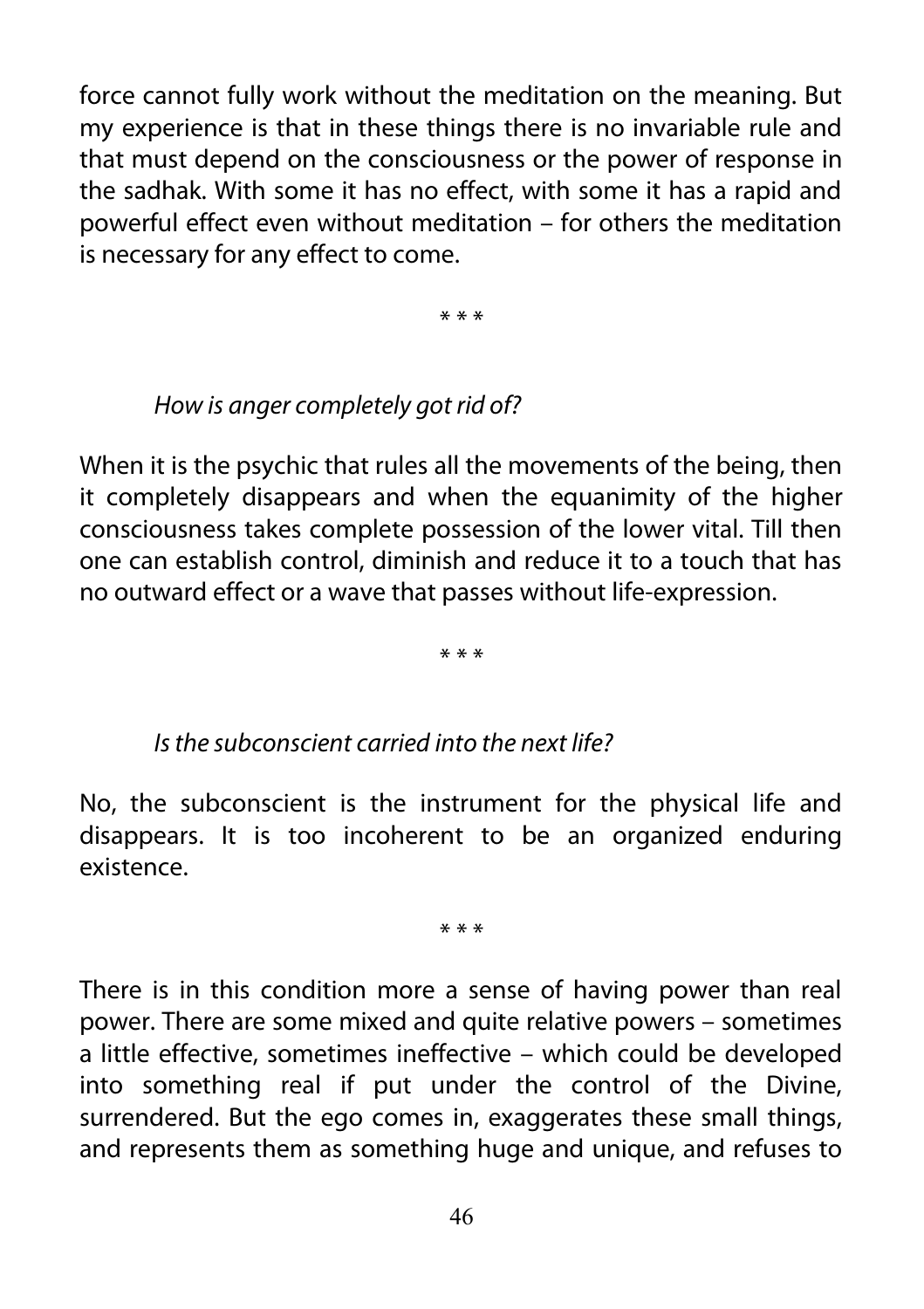force cannot fully work without the meditation on the meaning. But my experience is that in these things there is no invariable rule and that must depend on the consciousness or the power of response in the sadhak. With some it has no effect, with some it has a rapid and powerful effect even without meditation – for others the meditation is necessary for any effect to come.

\* \* \*

*How is anger completely got rid of?*

When it is the psychic that rules all the movements of the being, then it completely disappears and when the equanimity of the higher consciousness takes complete possession of the lower vital. Till then one can establish control, diminish and reduce it to a touch that has no outward effect or a wave that passes without life-expression.

\* \* \*

*Is the subconscient carried into the next life?*

No, the subconscient is the instrument for the physical life and disappears. It is too incoherent to be an organized enduring existence.

\* \* \*

There is in this condition more a sense of having power than real power. There are some mixed and quite relative powers – sometimes a little effective, sometimes ineffective – which could be developed into something real if put under the control of the Divine, surrendered. But the ego comes in, exaggerates these small things, and represents them as something huge and unique, and refuses to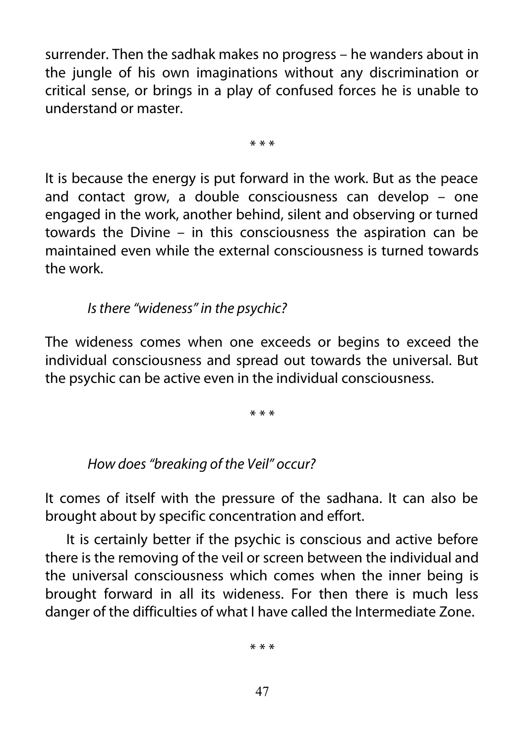surrender. Then the sadhak makes no progress – he wanders about in the jungle of his own imaginations without any discrimination or critical sense, or brings in a play of confused forces he is unable to understand or master.

\* \* \*

It is because the energy is put forward in the work. But as the peace and contact grow, a double consciousness can develop – one engaged in the work, another behind, silent and observing or turned towards the Divine – in this consciousness the aspiration can be maintained even while the external consciousness is turned towards the work.

*Is there "wideness" in the psychic?*

The wideness comes when one exceeds or begins to exceed the individual consciousness and spread out towards the universal. But the psychic can be active even in the individual consciousness.

\* \* \*

*How does "breaking of the Veil" occur?*

It comes of itself with the pressure of the sadhana. It can also be brought about by specific concentration and effort.

It is certainly better if the psychic is conscious and active before there is the removing of the veil or screen between the individual and the universal consciousness which comes when the inner being is brought forward in all its wideness. For then there is much less danger of the difficulties of what I have called the Intermediate Zone.

\* \* \*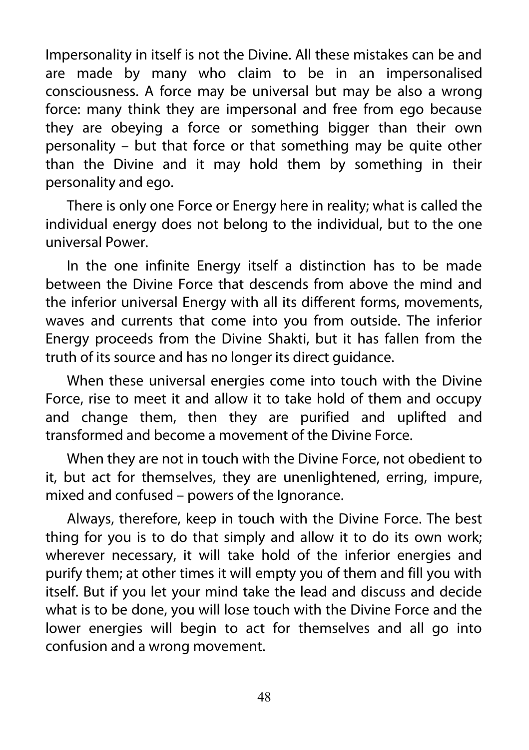Impersonality in itself is not the Divine. All these mistakes can be and are made by many who claim to be in an impersonalised consciousness. A force may be universal but may be also a wrong force: many think they are impersonal and free from ego because they are obeying a force or something bigger than their own personality – but that force or that something may be quite other than the Divine and it may hold them by something in their personality and ego.

There is only one Force or Energy here in reality; what is called the individual energy does not belong to the individual, but to the one universal Power.

In the one infinite Energy itself a distinction has to be made between the Divine Force that descends from above the mind and the inferior universal Energy with all its different forms, movements, waves and currents that come into you from outside. The inferior Energy proceeds from the Divine Shakti, but it has fallen from the truth of its source and has no longer its direct guidance.

When these universal energies come into touch with the Divine Force, rise to meet it and allow it to take hold of them and occupy and change them, then they are purified and uplifted and transformed and become a movement of the Divine Force.

When they are not in touch with the Divine Force, not obedient to it, but act for themselves, they are unenlightened, erring, impure, mixed and confused – powers of the Ignorance.

Always, therefore, keep in touch with the Divine Force. The best thing for you is to do that simply and allow it to do its own work; wherever necessary, it will take hold of the inferior energies and purify them; at other times it will empty you of them and fill you with itself. But if you let your mind take the lead and discuss and decide what is to be done, you will lose touch with the Divine Force and the lower energies will begin to act for themselves and all go into confusion and a wrong movement.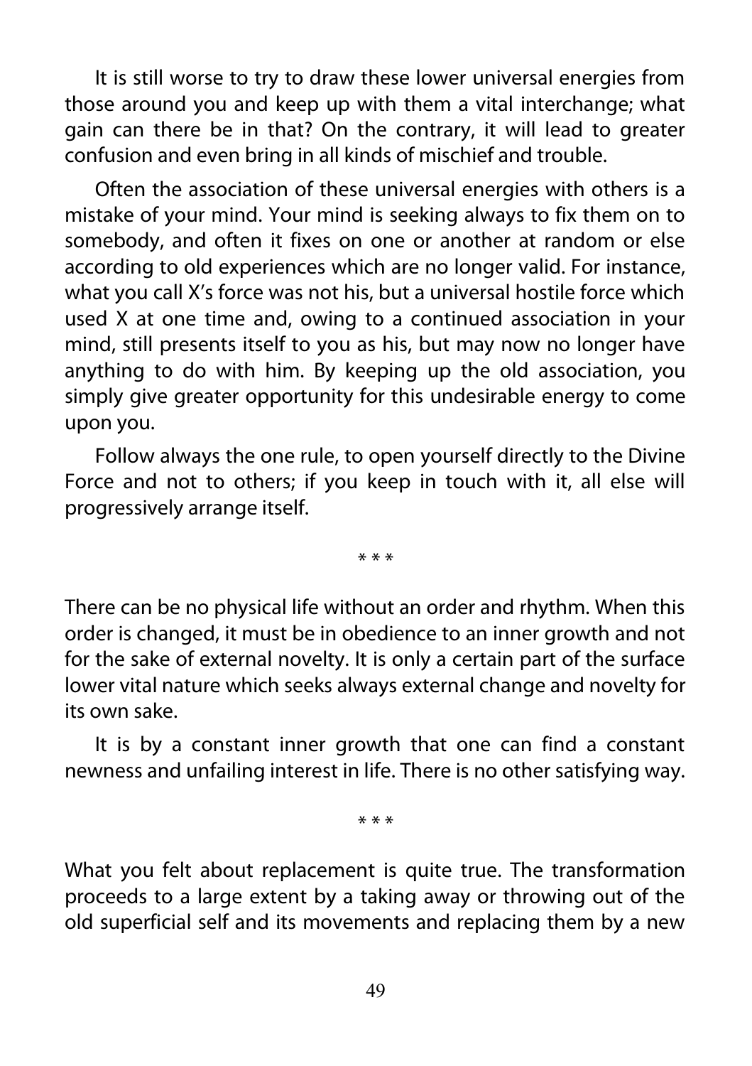It is still worse to try to draw these lower universal energies from those around you and keep up with them a vital interchange; what gain can there be in that? On the contrary, it will lead to greater confusion and even bring in all kinds of mischief and trouble.

Often the association of these universal energies with others is a mistake of your mind. Your mind is seeking always to fix them on to somebody, and often it fixes on one or another at random or else according to old experiences which are no longer valid. For instance, what you call X's force was not his, but a universal hostile force which used X at one time and, owing to a continued association in your mind, still presents itself to you as his, but may now no longer have anything to do with him. By keeping up the old association, you simply give greater opportunity for this undesirable energy to come upon you.

Follow always the one rule, to open yourself directly to the Divine Force and not to others; if you keep in touch with it, all else will progressively arrange itself.

\* \* \*

There can be no physical life without an order and rhythm. When this order is changed, it must be in obedience to an inner growth and not for the sake of external novelty. It is only a certain part of the surface lower vital nature which seeks always external change and novelty for its own sake.

It is by a constant inner growth that one can find a constant newness and unfailing interest in life. There is no other satisfying way.

\* \* \*

What you felt about replacement is quite true. The transformation proceeds to a large extent by a taking away or throwing out of the old superficial self and its movements and replacing them by a new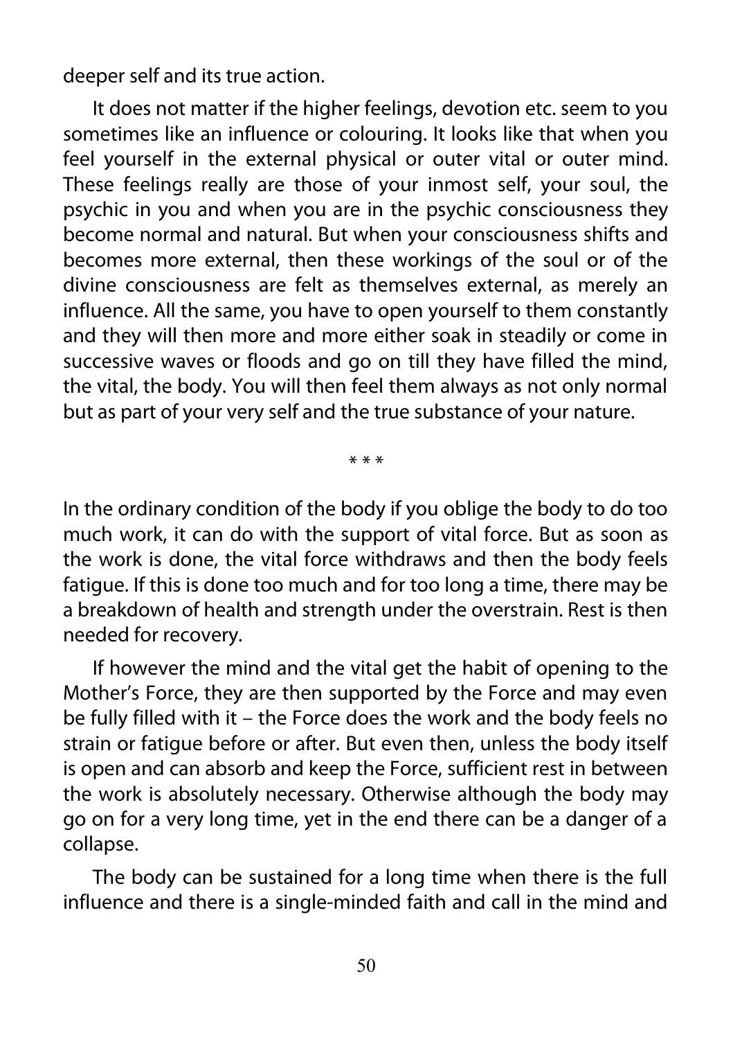deeper self and its true action.

It does not matter if the higher feelings, devotion etc. seem to you sometimes like an influence or colouring. It looks like that when you feel yourself in the external physical or outer vital or outer mind. These feelings really are those of your inmost self, your soul, the psychic in you and when you are in the psychic consciousness they become normal and natural. But when your consciousness shifts and becomes more external, then these workings of the soul or of the divine consciousness are felt as themselves external, as merely an influence. All the same, you have to open yourself to them constantly and they will then more and more either soak in steadily or come in successive waves or floods and go on till they have filled the mind, the vital, the body. You will then feel them always as not only normal but as part of your very self and the true substance of your nature.

\* \* \*

In the ordinary condition of the body if you oblige the body to do too much work, it can do with the support of vital force. But as soon as the work is done, the vital force withdraws and then the body feels fatigue. If this is done too much and for too long a time, there may be a breakdown of health and strength under the overstrain. Rest is then needed for recovery.

If however the mind and the vital get the habit of opening to the Mother's Force, they are then supported by the Force and may even be fully filled with it – the Force does the work and the body feels no strain or fatigue before or after. But even then, unless the body itself is open and can absorb and keep the Force, sufficient rest in between the work is absolutely necessary. Otherwise although the body may go on for a very long time, yet in the end there can be a danger of a collapse.

The body can be sustained for a long time when there is the full influence and there is a single-minded faith and call in the mind and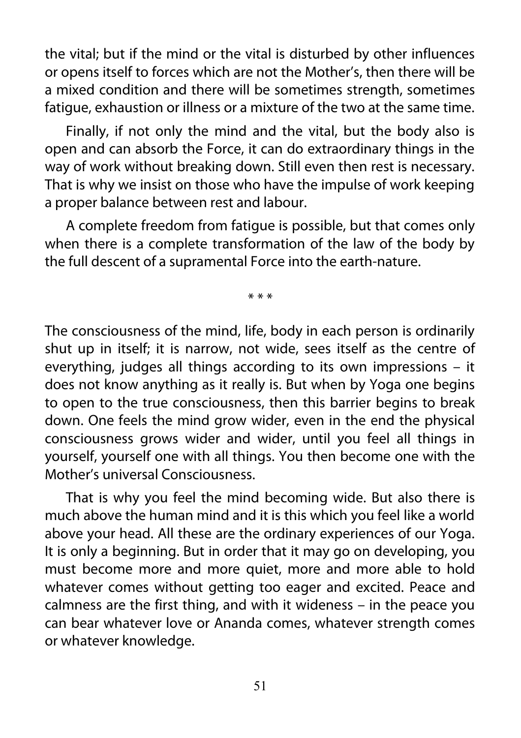the vital; but if the mind or the vital is disturbed by other influences or opens itself to forces which are not the Mother's, then there will be a mixed condition and there will be sometimes strength, sometimes fatigue, exhaustion or illness or a mixture of the two at the same time.

Finally, if not only the mind and the vital, but the body also is open and can absorb the Force, it can do extraordinary things in the way of work without breaking down. Still even then rest is necessary. That is why we insist on those who have the impulse of work keeping a proper balance between rest and labour.

A complete freedom from fatigue is possible, but that comes only when there is a complete transformation of the law of the body by the full descent of a supramental Force into the earth-nature.

* * *

The consciousness of the mind, life, body in each person is ordinarily shut up in itself; it is narrow, not wide, sees itself as the centre of everything, judges all things according to its own impressions – it does not know anything as it really is. But when by Yoga one begins to open to the true consciousness, then this barrier begins to break down. One feels the mind grow wider, even in the end the physical consciousness grows wider and wider, until you feel all things in yourself, yourself one with all things. You then become one with the Mother's universal Consciousness.

That is why you feel the mind becoming wide. But also there is much above the human mind and it is this which you feel like a world above your head. All these are the ordinary experiences of our Yoga. It is only a beginning. But in order that it may go on developing, you must become more and more quiet, more and more able to hold whatever comes without getting too eager and excited. Peace and calmness are the first thing, and with it wideness – in the peace you can bear whatever love or Ananda comes, whatever strength comes or whatever knowledge.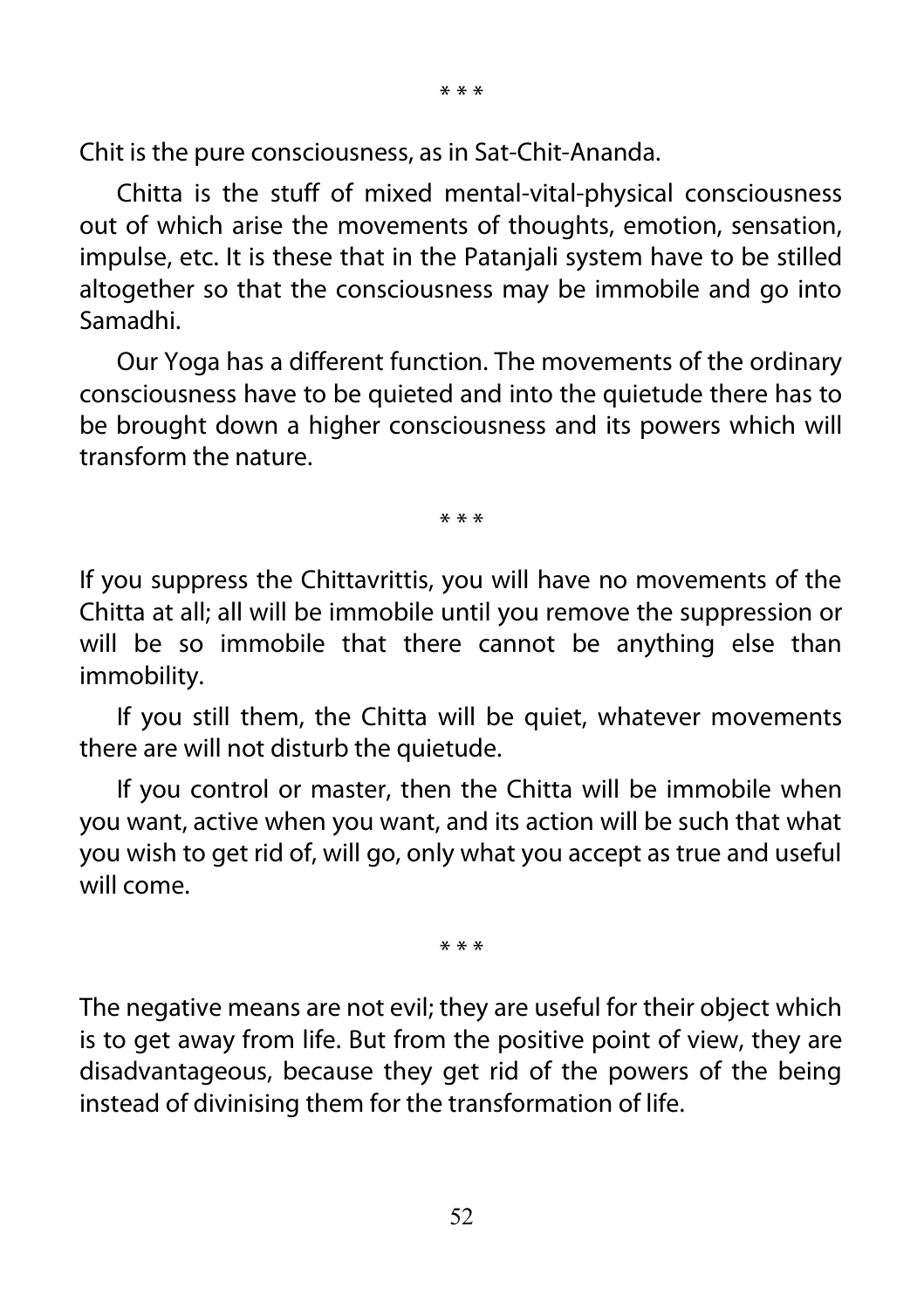\* \* \*

Chit is the pure consciousness, as in Sat-Chit-Ananda.

Chitta is the stuff of mixed mental-vital-physical consciousness out of which arise the movements of thoughts, emotion, sensation, impulse, etc. It is these that in the Patanjali system have to be stilled altogether so that the consciousness may be immobile and go into Samadhi.

Our Yoga has a different function. The movements of the ordinary consciousness have to be quieted and into the quietude there has to be brought down a higher consciousness and its powers which will transform the nature.

\* \* \*

If you suppress the Chittavrittis, you will have no movements of the Chitta at all; all will be immobile until you remove the suppression or will be so immobile that there cannot be anything else than immobility.

If you still them, the Chitta will be quiet, whatever movements there are will not disturb the quietude.

If you control or master, then the Chitta will be immobile when you want, active when you want, and its action will be such that what you wish to get rid of, will go, only what you accept as true and useful will come.

\* \* \*

The negative means are not evil; they are useful for their object which is to get away from life. But from the positive point of view, they are disadvantageous, because they get rid of the powers of the being instead of divinising them for the transformation of life.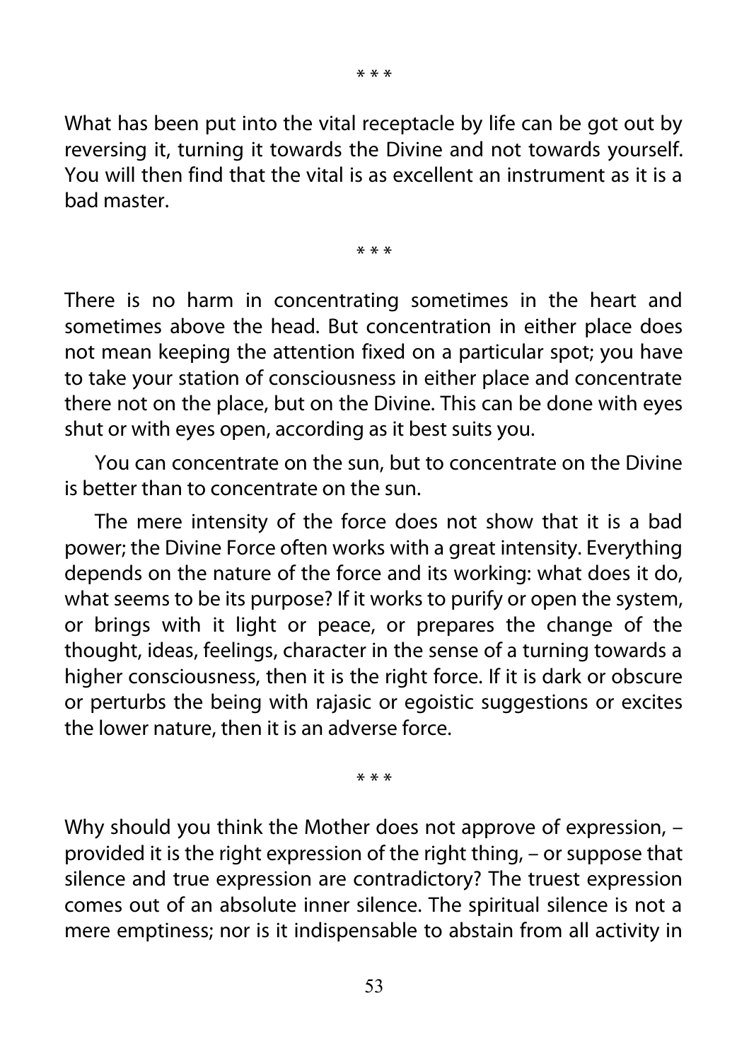\* \* \*

What has been put into the vital receptacle by life can be got out by reversing it, turning it towards the Divine and not towards yourself. You will then find that the vital is as excellent an instrument as it is a bad master.

\* \* \*

There is no harm in concentrating sometimes in the heart and sometimes above the head. But concentration in either place does not mean keeping the attention fixed on a particular spot; you have to take your station of consciousness in either place and concentrate there not on the place, but on the Divine. This can be done with eyes shut or with eyes open, according as it best suits you.

You can concentrate on the sun, but to concentrate on the Divine is better than to concentrate on the sun.

The mere intensity of the force does not show that it is a bad power; the Divine Force often works with a great intensity. Everything depends on the nature of the force and its working: what does it do, what seems to be its purpose? If it works to purify or open the system, or brings with it light or peace, or prepares the change of the thought, ideas, feelings, character in the sense of a turning towards a higher consciousness, then it is the right force. If it is dark or obscure or perturbs the being with rajasic or egoistic suggestions or excites the lower nature, then it is an adverse force.

\* \* \*

Why should you think the Mother does not approve of expression, – provided it is the right expression of the right thing, – or suppose that silence and true expression are contradictory? The truest expression comes out of an absolute inner silence. The spiritual silence is not a mere emptiness; nor is it indispensable to abstain from all activity in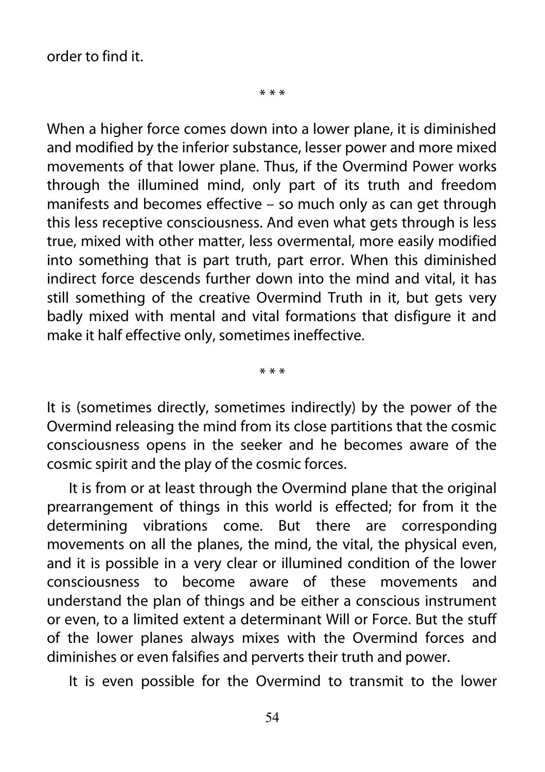order to find it.

\* \* \*

When a higher force comes down into a lower plane, it is diminished and modified by the inferior substance, lesser power and more mixed movements of that lower plane. Thus, if the Overmind Power works through the illumined mind, only part of its truth and freedom manifests and becomes effective – so much only as can get through this less receptive consciousness. And even what gets through is less true, mixed with other matter, less overmental, more easily modified into something that is part truth, part error. When this diminished indirect force descends further down into the mind and vital, it has still something of the creative Overmind Truth in it, but gets very badly mixed with mental and vital formations that disfigure it and make it half effective only, sometimes ineffective.

\* \* \*

It is (sometimes directly, sometimes indirectly) by the power of the Overmind releasing the mind from its close partitions that the cosmic consciousness opens in the seeker and he becomes aware of the cosmic spirit and the play of the cosmic forces.

It is from or at least through the Overmind plane that the original prearrangement of things in this world is effected; for from it the determining vibrations come. But there are corresponding movements on all the planes, the mind, the vital, the physical even, and it is possible in a very clear or illumined condition of the lower consciousness to become aware of these movements and understand the plan of things and be either a conscious instrument or even, to a limited extent a determinant Will or Force. But the stuff of the lower planes always mixes with the Overmind forces and diminishes or even falsifies and perverts their truth and power.

It is even possible for the Overmind to transmit to the lower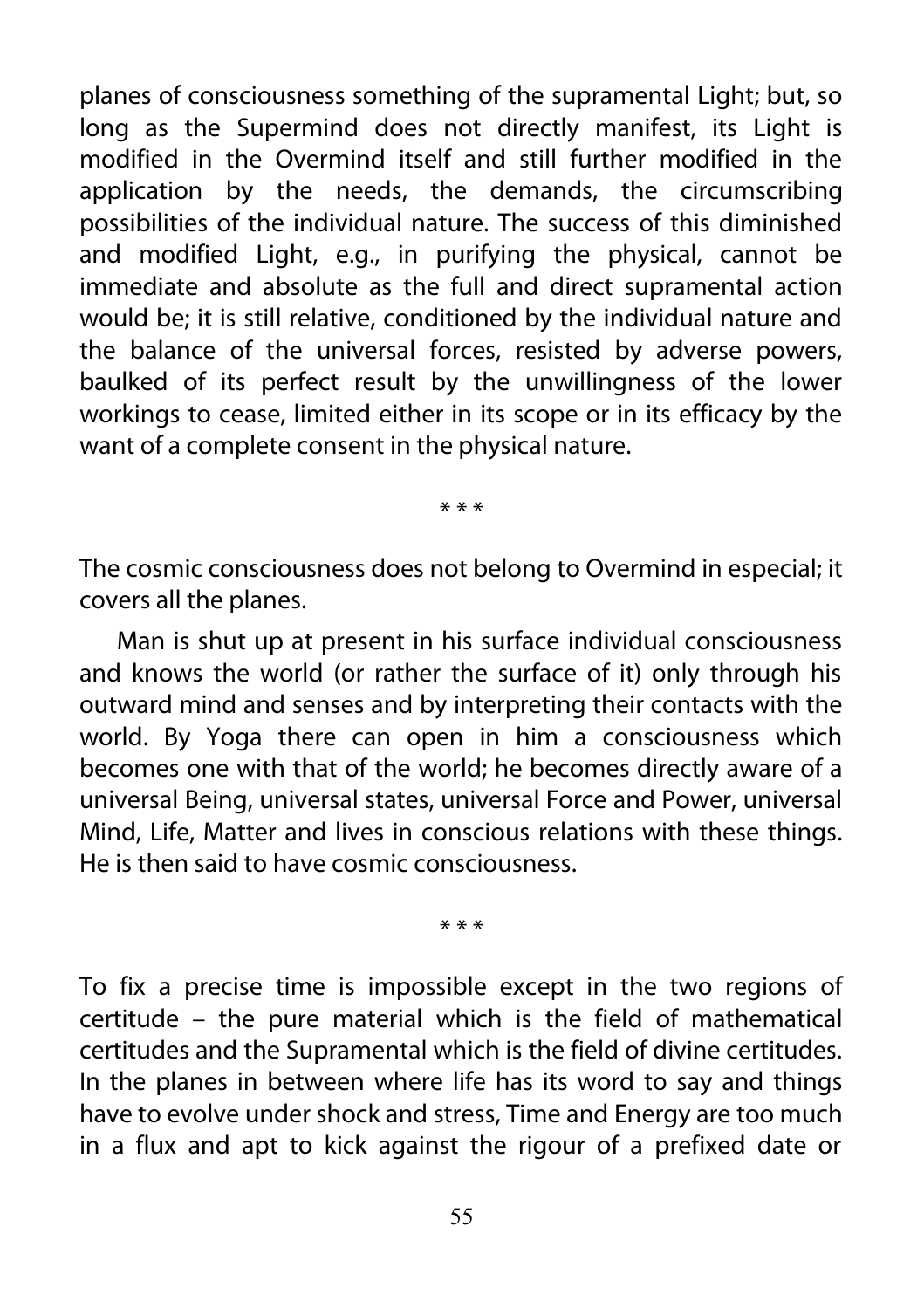planes of consciousness something of the supramental Light; but, so long as the Supermind does not directly manifest, its Light is modified in the Overmind itself and still further modified in the application by the needs, the demands, the circumscribing possibilities of the individual nature. The success of this diminished and modified Light, e.g., in purifying the physical, cannot be immediate and absolute as the full and direct supramental action would be; it is still relative, conditioned by the individual nature and the balance of the universal forces, resisted by adverse powers, baulked of its perfect result by the unwillingness of the lower workings to cease, limited either in its scope or in its efficacy by the want of a complete consent in the physical nature.

\* \* \*

The cosmic consciousness does not belong to Overmind in especial; it covers all the planes.

Man is shut up at present in his surface individual consciousness and knows the world (or rather the surface of it) only through his outward mind and senses and by interpreting their contacts with the world. By Yoga there can open in him a consciousness which becomes one with that of the world; he becomes directly aware of a universal Being, universal states, universal Force and Power, universal Mind, Life, Matter and lives in conscious relations with these things. He is then said to have cosmic consciousness.

\* \* \*

To fix a precise time is impossible except in the two regions of certitude – the pure material which is the field of mathematical certitudes and the Supramental which is the field of divine certitudes. In the planes in between where life has its word to say and things have to evolve under shock and stress, Time and Energy are too much in a flux and apt to kick against the rigour of a prefixed date or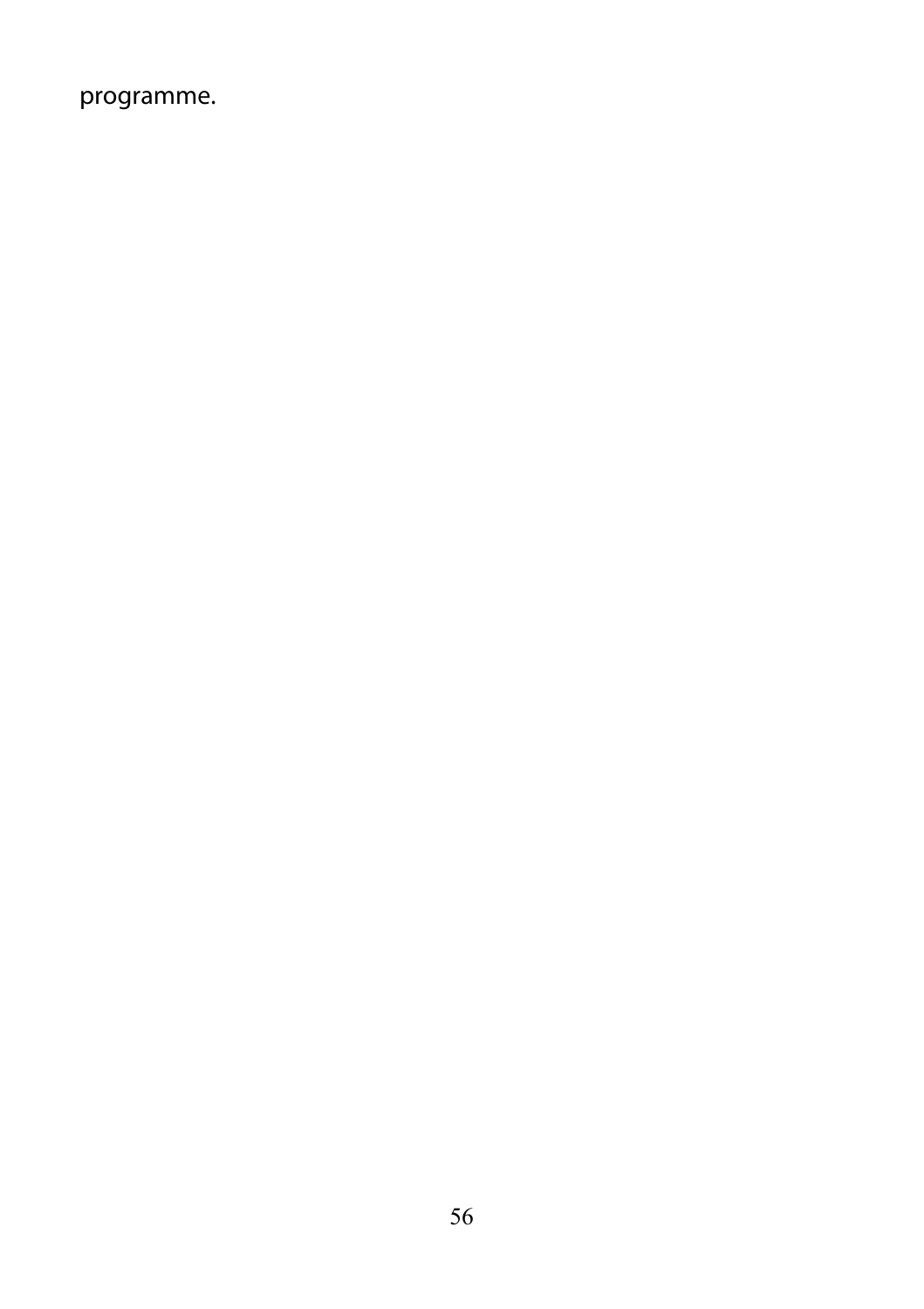programme.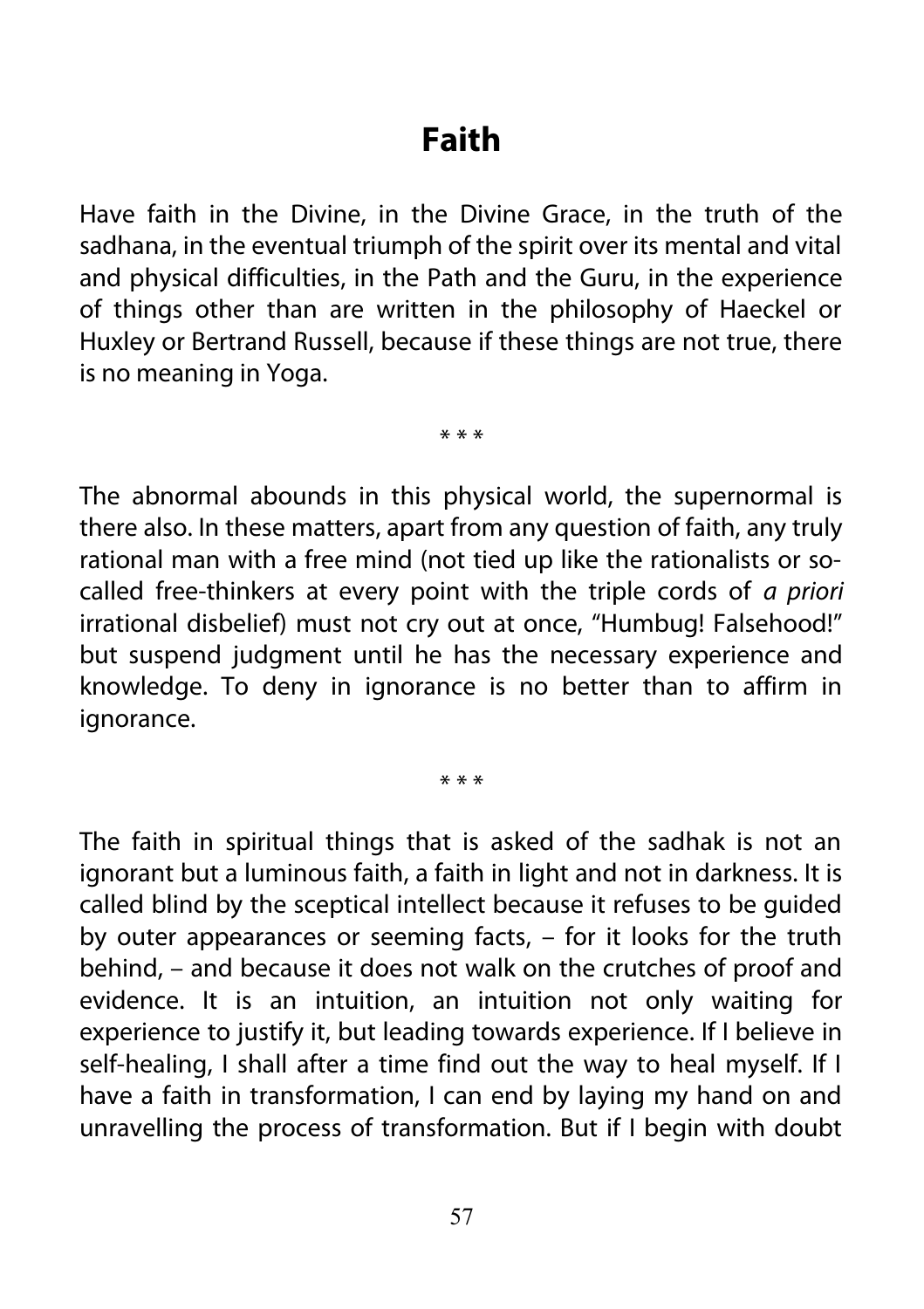# Faith

Have faith in the Divine, in the Divine Grace, in the truth of the sadhana, in the eventual triumph of the spirit over its mental and vital and physical difficulties, in the Path and the Guru, in the experience of things other than are written in the philosophy of Haeckel or Huxley or Bertrand Russell, because if these things are not true, there is no meaning in Yoga.

\* \* \*

The abnormal abounds in this physical world, the supernormal is there also. In these matters, apart from any question of faith, any truly rational man with a free mind (not tied up like the rationalists or so-called free-thinkers at every point with the triple cords of *a priori* irrational disbelief) must not cry out at once, "Humbug! Falsehood!" but suspend judgment until he has the necessary experience and knowledge. To deny in ignorance is no better than to affirm in ignorance.

\* \* \*

The faith in spiritual things that is asked of the sadhak is not an ignorant but a luminous faith, a faith in light and not in darkness. It is called blind by the sceptical intellect because it refuses to be guided by outer appearances or seeming facts, – for it looks for the truth behind, – and because it does not walk on the crutches of proof and evidence. It is an intuition, an intuition not only waiting for experience to justify it, but leading towards experience. If I believe in self-healing, I shall after a time find out the way to heal myself. If I have a faith in transformation, I can end by laying my hand on and unravelling the process of transformation. But if I begin with doubt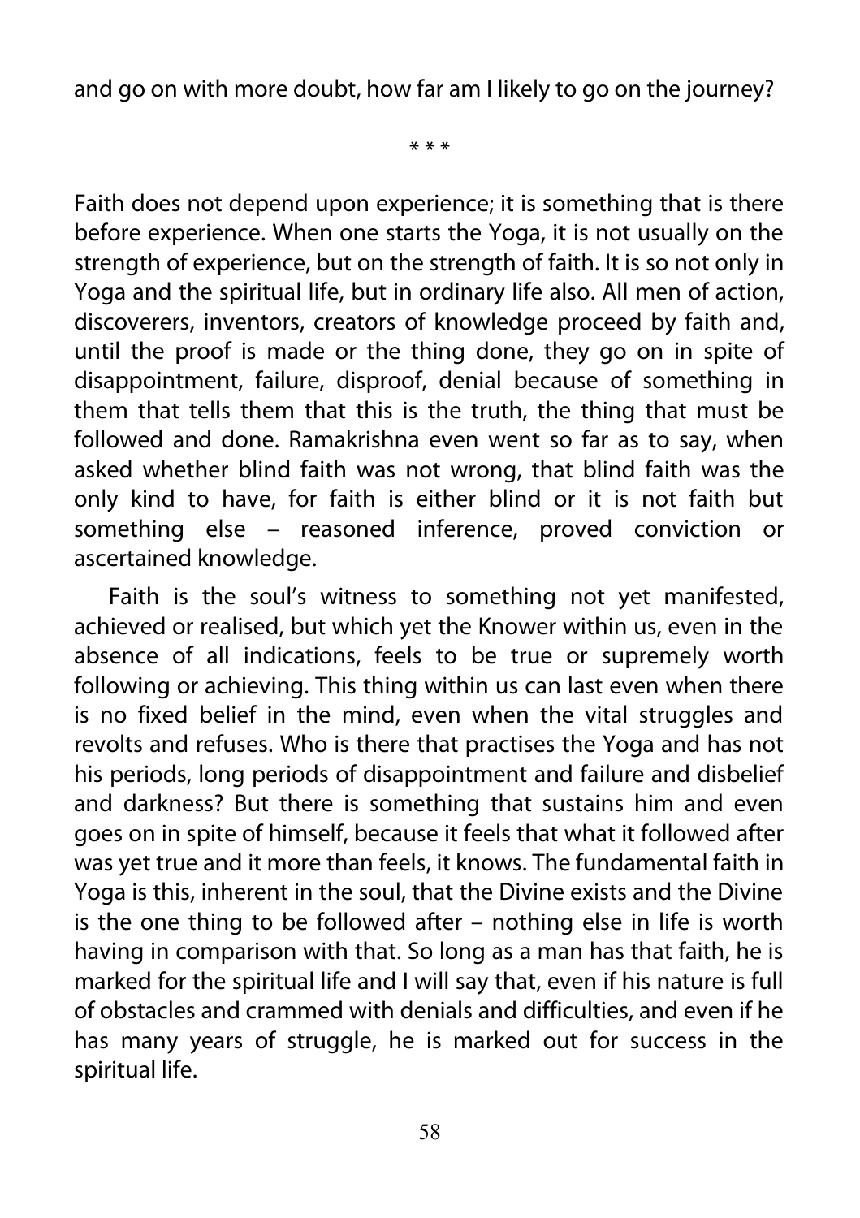and go on with more doubt, how far am I likely to go on the journey?

\* \* \*

Faith does not depend upon experience; it is something that is there before experience. When one starts the Yoga, it is not usually on the strength of experience, but on the strength of faith. It is so not only in Yoga and the spiritual life, but in ordinary life also. All men of action, discoverers, inventors, creators of knowledge proceed by faith and, until the proof is made or the thing done, they go on in spite of disappointment, failure, disproof, denial because of something in them that tells them that this is the truth, the thing that must be followed and done. Ramakrishna even went so far as to say, when asked whether blind faith was not wrong, that blind faith was the only kind to have, for faith is either blind or it is not faith but something else – reasoned inference, proved conviction or ascertained knowledge.

Faith is the soul's witness to something not yet manifested, achieved or realised, but which yet the Knower within us, even in the absence of all indications, feels to be true or supremely worth following or achieving. This thing within us can last even when there is no fixed belief in the mind, even when the vital struggles and revolts and refuses. Who is there that practises the Yoga and has not his periods, long periods of disappointment and failure and disbelief and darkness? But there is something that sustains him and even goes on in spite of himself, because it feels that what it followed after was yet true and it more than feels, it knows. The fundamental faith in Yoga is this, inherent in the soul, that the Divine exists and the Divine is the one thing to be followed after – nothing else in life is worth having in comparison with that. So long as a man has that faith, he is marked for the spiritual life and I will say that, even if his nature is full of obstacles and crammed with denials and difficulties, and even if he has many years of struggle, he is marked out for success in the spiritual life.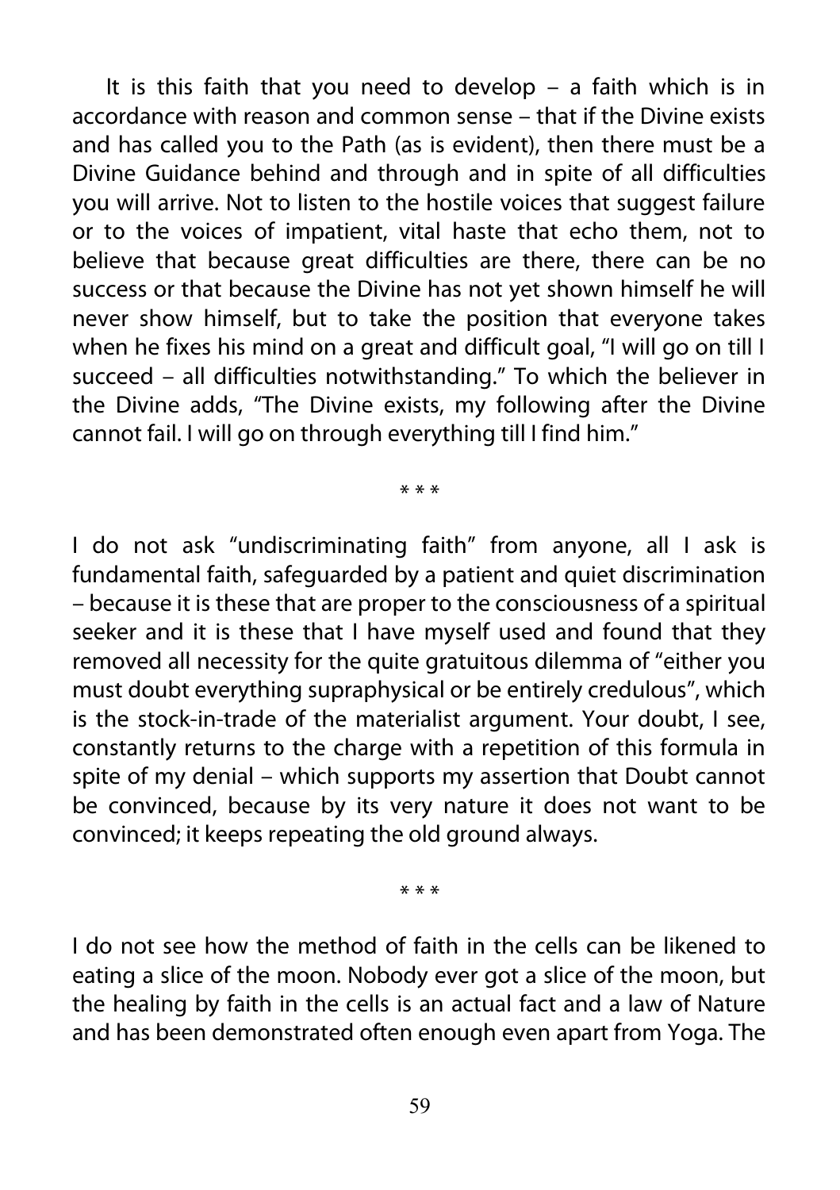It is this faith that you need to develop – a faith which is in accordance with reason and common sense – that if the Divine exists and has called you to the Path (as is evident), then there must be a Divine Guidance behind and through and in spite of all difficulties you will arrive. Not to listen to the hostile voices that suggest failure or to the voices of impatient, vital haste that echo them, not to believe that because great difficulties are there, there can be no success or that because the Divine has not yet shown himself he will never show himself, but to take the position that everyone takes when he fixes his mind on a great and difficult goal, "I will go on till I succeed – all difficulties notwithstanding." To which the believer in the Divine adds, "The Divine exists, my following after the Divine cannot fail. I will go on through everything till I find him."

* * *

I do not ask "undiscriminating faith" from anyone, all I ask is fundamental faith, safeguarded by a patient and quiet discrimination – because it is these that are proper to the consciousness of a spiritual seeker and it is these that I have myself used and found that they removed all necessity for the quite gratuitous dilemma of "either you must doubt everything supraphysical or be entirely credulous", which is the stock-in-trade of the materialist argument. Your doubt, I see, constantly returns to the charge with a repetition of this formula in spite of my denial – which supports my assertion that Doubt cannot be convinced, because by its very nature it does not want to be convinced; it keeps repeating the old ground always.

* * *

I do not see how the method of faith in the cells can be likened to eating a slice of the moon. Nobody ever got a slice of the moon, but the healing by faith in the cells is an actual fact and a law of Nature and has been demonstrated often enough even apart from Yoga. The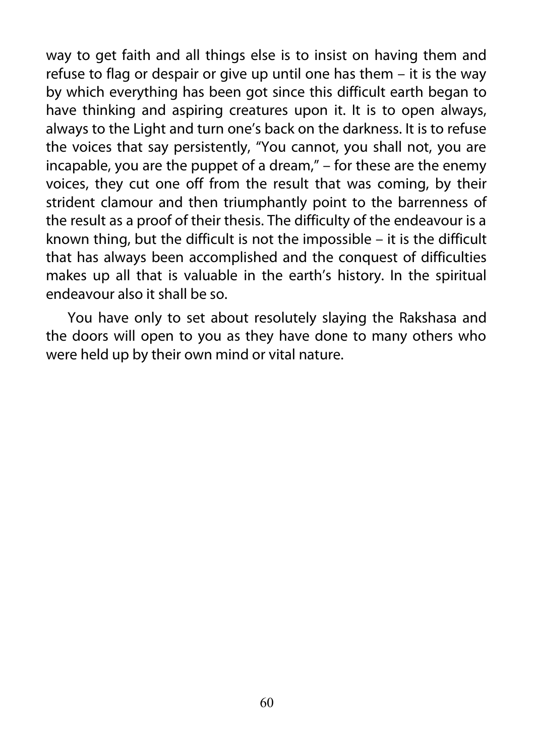way to get faith and all things else is to insist on having them and refuse to flag or despair or give up until one has them – it is the way by which everything has been got since this difficult earth began to have thinking and aspiring creatures upon it. It is to open always, always to the Light and turn one's back on the darkness. It is to refuse the voices that say persistently, "You cannot, you shall not, you are incapable, you are the puppet of a dream," – for these are the enemy voices, they cut one off from the result that was coming, by their strident clamour and then triumphantly point to the barrenness of the result as a proof of their thesis. The difficulty of the endeavour is a known thing, but the difficult is not the impossible – it is the difficult that has always been accomplished and the conquest of difficulties makes up all that is valuable in the earth's history. In the spiritual endeavour also it shall be so.

You have only to set about resolutely slaying the Rakshasa and the doors will open to you as they have done to many others who were held up by their own mind or vital nature.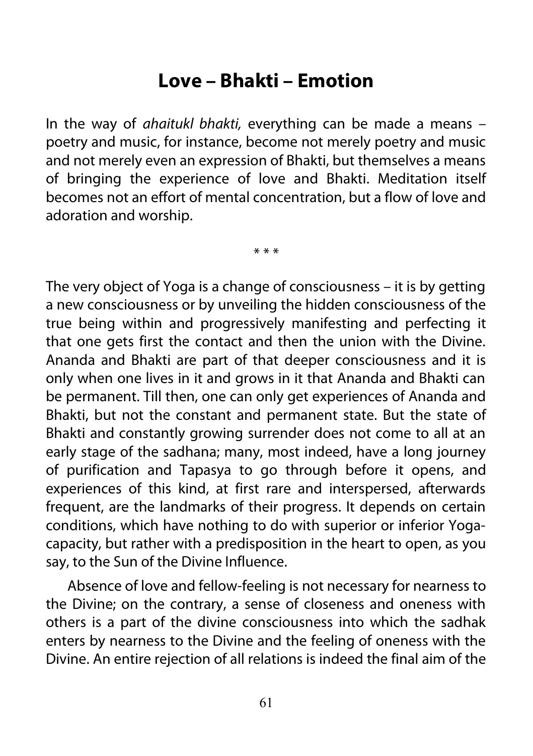# Love – Bhakti – Emotion

In the way of *ahaitukl bhakti,* everything can be made a means – poetry and music, for instance, become not merely poetry and music and not merely even an expression of Bhakti, but themselves a means of bringing the experience of love and Bhakti. Meditation itself becomes not an effort of mental concentration, but a flow of love and adoration and worship.

\* \* \*

The very object of Yoga is a change of consciousness – it is by getting a new consciousness or by unveiling the hidden consciousness of the true being within and progressively manifesting and perfecting it that one gets first the contact and then the union with the Divine. Ananda and Bhakti are part of that deeper consciousness and it is only when one lives in it and grows in it that Ananda and Bhakti can be permanent. Till then, one can only get experiences of Ananda and Bhakti, but not the constant and permanent state. But the state of Bhakti and constantly growing surrender does not come to all at an early stage of the sadhana; many, most indeed, have a long journey of purification and Tapasya to go through before it opens, and experiences of this kind, at first rare and interspersed, afterwards frequent, are the landmarks of their progress. It depends on certain conditions, which have nothing to do with superior or inferior Yoga-capacity, but rather with a predisposition in the heart to open, as you say, to the Sun of the Divine Influence.

Absence of love and fellow-feeling is not necessary for nearness to the Divine; on the contrary, a sense of closeness and oneness with others is a part of the divine consciousness into which the sadhak enters by nearness to the Divine and the feeling of oneness with the Divine. An entire rejection of all relations is indeed the final aim of the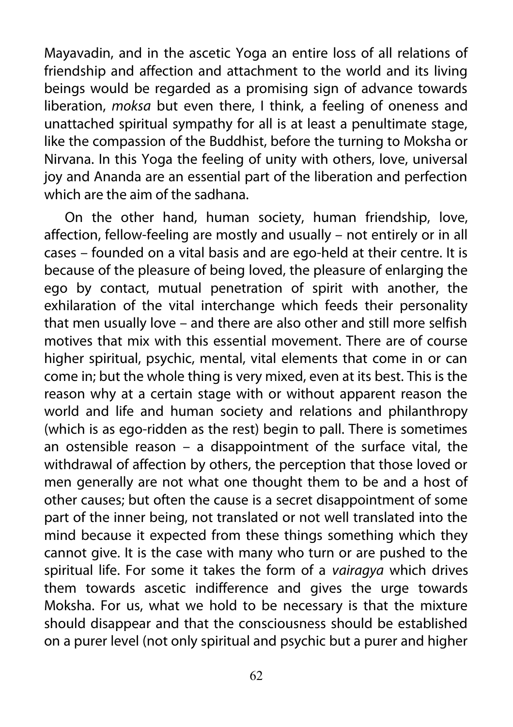Mayavadin, and in the ascetic Yoga an entire loss of all relations of friendship and affection and attachment to the world and its living beings would be regarded as a promising sign of advance towards liberation, *moksa* but even there, I think, a feeling of oneness and unattached spiritual sympathy for all is at least a penultimate stage, like the compassion of the Buddhist, before the turning to Moksha or Nirvana. In this Yoga the feeling of unity with others, love, universal joy and Ananda are an essential part of the liberation and perfection which are the aim of the sadhana.

On the other hand, human society, human friendship, love, affection, fellow-feeling are mostly and usually – not entirely or in all cases – founded on a vital basis and are ego-held at their centre. It is because of the pleasure of being loved, the pleasure of enlarging the ego by contact, mutual penetration of spirit with another, the exhilaration of the vital interchange which feeds their personality that men usually love – and there are also other and still more selfish motives that mix with this essential movement. There are of course higher spiritual, psychic, mental, vital elements that come in or can come in; but the whole thing is very mixed, even at its best. This is the reason why at a certain stage with or without apparent reason the world and life and human society and relations and philanthropy (which is as ego-ridden as the rest) begin to pall. There is sometimes an ostensible reason – a disappointment of the surface vital, the withdrawal of affection by others, the perception that those loved or men generally are not what one thought them to be and a host of other causes; but often the cause is a secret disappointment of some part of the inner being, not translated or not well translated into the mind because it expected from these things something which they cannot give. It is the case with many who turn or are pushed to the spiritual life. For some it takes the form of a *vairagya* which drives them towards ascetic indifference and gives the urge towards Moksha. For us, what we hold to be necessary is that the mixture should disappear and that the consciousness should be established on a purer level (not only spiritual and psychic but a purer and higher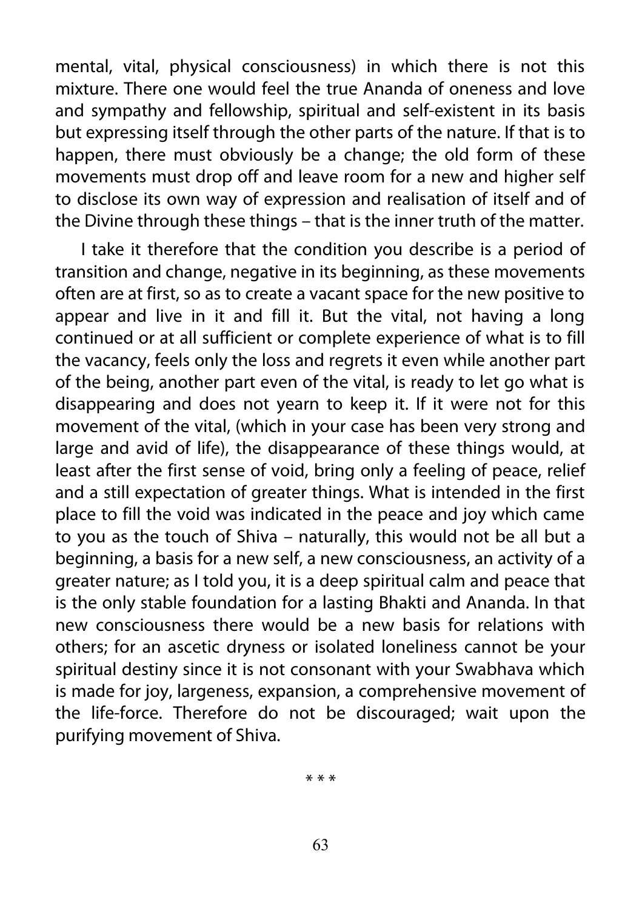mental, vital, physical consciousness) in which there is not this mixture. There one would feel the true Ananda of oneness and love and sympathy and fellowship, spiritual and self-existent in its basis but expressing itself through the other parts of the nature. If that is to happen, there must obviously be a change; the old form of these movements must drop off and leave room for a new and higher self to disclose its own way of expression and realisation of itself and of the Divine through these things – that is the inner truth of the matter.

I take it therefore that the condition you describe is a period of transition and change, negative in its beginning, as these movements often are at first, so as to create a vacant space for the new positive to appear and live in it and fill it. But the vital, not having a long continued or at all sufficient or complete experience of what is to fill the vacancy, feels only the loss and regrets it even while another part of the being, another part even of the vital, is ready to let go what is disappearing and does not yearn to keep it. If it were not for this movement of the vital, (which in your case has been very strong and large and avid of life), the disappearance of these things would, at least after the first sense of void, bring only a feeling of peace, relief and a still expectation of greater things. What is intended in the first place to fill the void was indicated in the peace and joy which came to you as the touch of Shiva – naturally, this would not be all but a beginning, a basis for a new self, a new consciousness, an activity of a greater nature; as I told you, it is a deep spiritual calm and peace that is the only stable foundation for a lasting Bhakti and Ananda. In that new consciousness there would be a new basis for relations with others; for an ascetic dryness or isolated loneliness cannot be your spiritual destiny since it is not consonant with your Swabhava which is made for joy, largeness, expansion, a comprehensive movement of the life-force. Therefore do not be discouraged; wait upon the purifying movement of Shiva.

* * *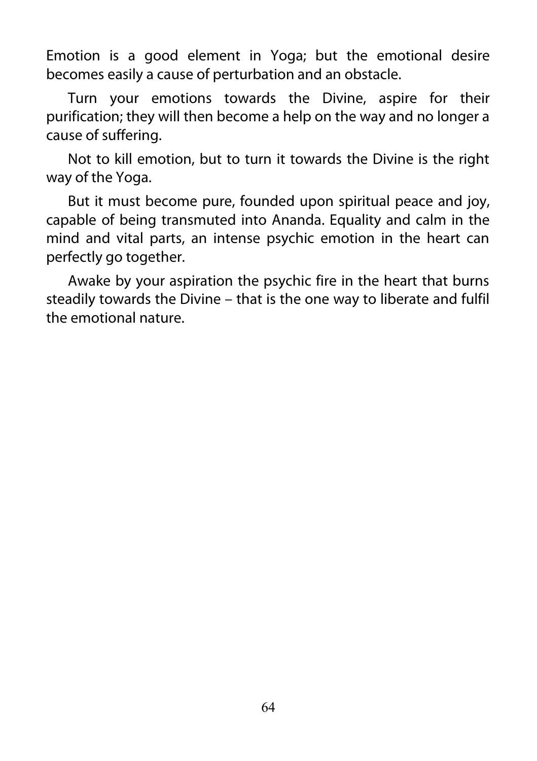Emotion is a good element in Yoga; but the emotional desire becomes easily a cause of perturbation and an obstacle.

Turn your emotions towards the Divine, aspire for their purification; they will then become a help on the way and no longer a cause of suffering.

Not to kill emotion, but to turn it towards the Divine is the right way of the Yoga.

But it must become pure, founded upon spiritual peace and joy, capable of being transmuted into Ananda. Equality and calm in the mind and vital parts, an intense psychic emotion in the heart can perfectly go together.

Awake by your aspiration the psychic fire in the heart that burns steadily towards the Divine – that is the one way to liberate and fulfil the emotional nature.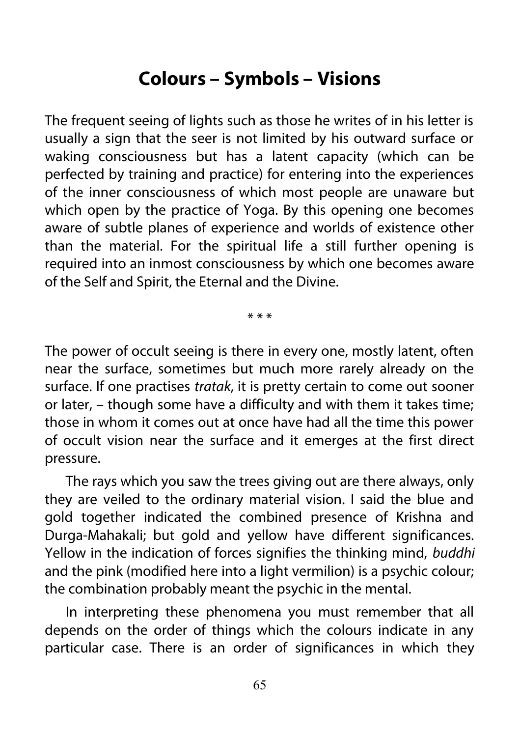# Colours – Symbols – Visions

The frequent seeing of lights such as those he writes of in his letter is usually a sign that the seer is not limited by his outward surface or waking consciousness but has a latent capacity (which can be perfected by training and practice) for entering into the experiences of the inner consciousness of which most people are unaware but which open by the practice of Yoga. By this opening one becomes aware of subtle planes of experience and worlds of existence other than the material. For the spiritual life a still further opening is required into an inmost consciousness by which one becomes aware of the Self and Spirit, the Eternal and the Divine.

\* \* \*

The power of occult seeing is there in every one, mostly latent, often near the surface, sometimes but much more rarely already on the surface. If one practises *tratak*, it is pretty certain to come out sooner or later, – though some have a difficulty and with them it takes time; those in whom it comes out at once have had all the time this power of occult vision near the surface and it emerges at the first direct pressure.

The rays which you saw the trees giving out are there always, only they are veiled to the ordinary material vision. I said the blue and gold together indicated the combined presence of Krishna and Durga-Mahakali; but gold and yellow have different significances. Yellow in the indication of forces signifies the thinking mind, *buddhi* and the pink (modified here into a light vermilion) is a psychic colour; the combination probably meant the psychic in the mental.

In interpreting these phenomena you must remember that all depends on the order of things which the colours indicate in any particular case. There is an order of significances in which they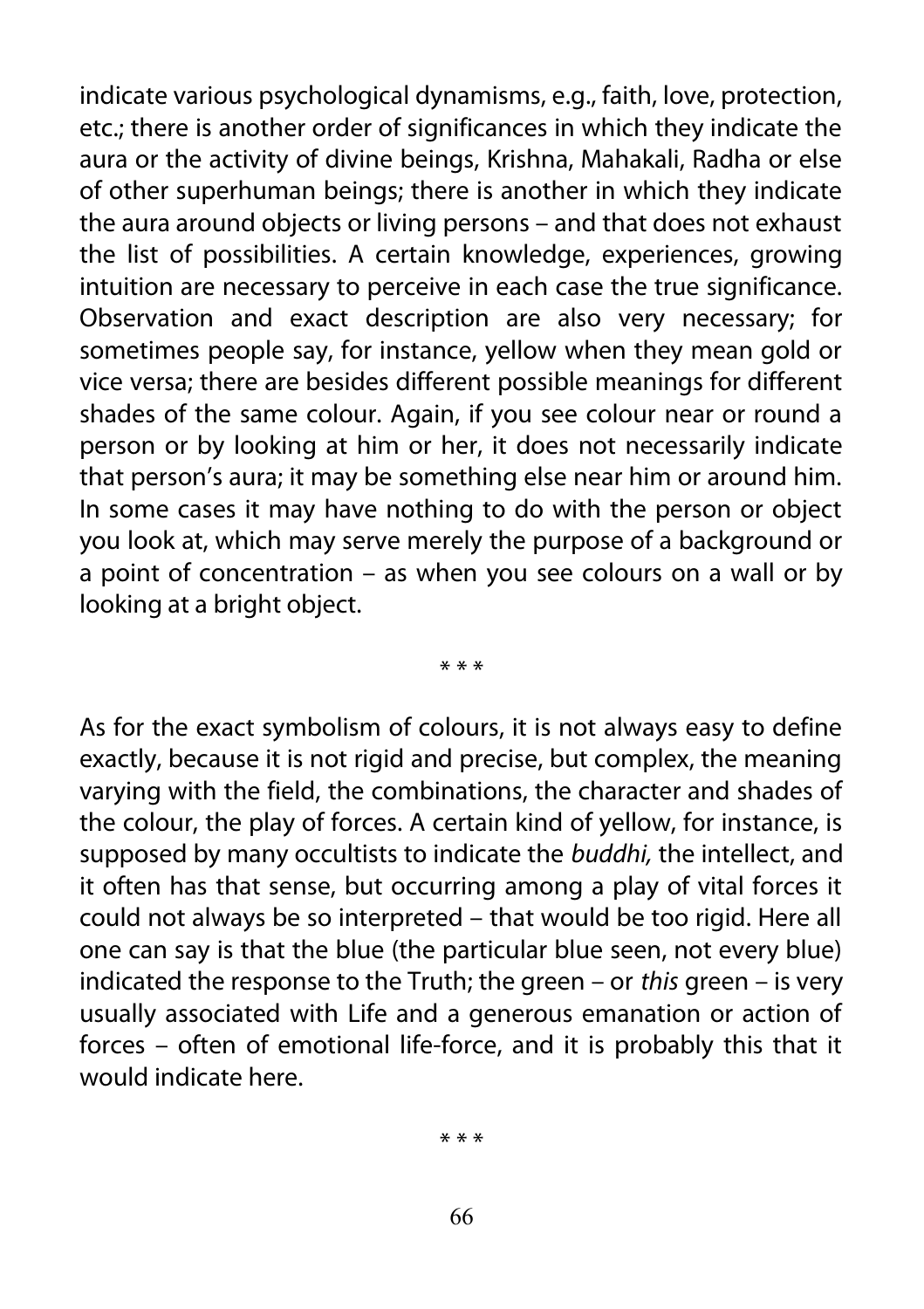indicate various psychological dynamisms, e.g., faith, love, protection, etc.; there is another order of significances in which they indicate the aura or the activity of divine beings, Krishna, Mahakali, Radha or else of other superhuman beings; there is another in which they indicate the aura around objects or living persons – and that does not exhaust the list of possibilities. A certain knowledge, experiences, growing intuition are necessary to perceive in each case the true significance. Observation and exact description are also very necessary; for sometimes people say, for instance, yellow when they mean gold or vice versa; there are besides different possible meanings for different shades of the same colour. Again, if you see colour near or round a person or by looking at him or her, it does not necessarily indicate that person's aura; it may be something else near him or around him. In some cases it may have nothing to do with the person or object you look at, which may serve merely the purpose of a background or a point of concentration – as when you see colours on a wall or by looking at a bright object.

\* \* \*

As for the exact symbolism of colours, it is not always easy to define exactly, because it is not rigid and precise, but complex, the meaning varying with the field, the combinations, the character and shades of the colour, the play of forces. A certain kind of yellow, for instance, is supposed by many occultists to indicate the *buddhi,* the intellect, and it often has that sense, but occurring among a play of vital forces it could not always be so interpreted – that would be too rigid. Here all one can say is that the blue (the particular blue seen, not every blue) indicated the response to the Truth; the green – or *this* green – is very usually associated with Life and a generous emanation or action of forces – often of emotional life-force, and it is probably this that it would indicate here.

\* \* \*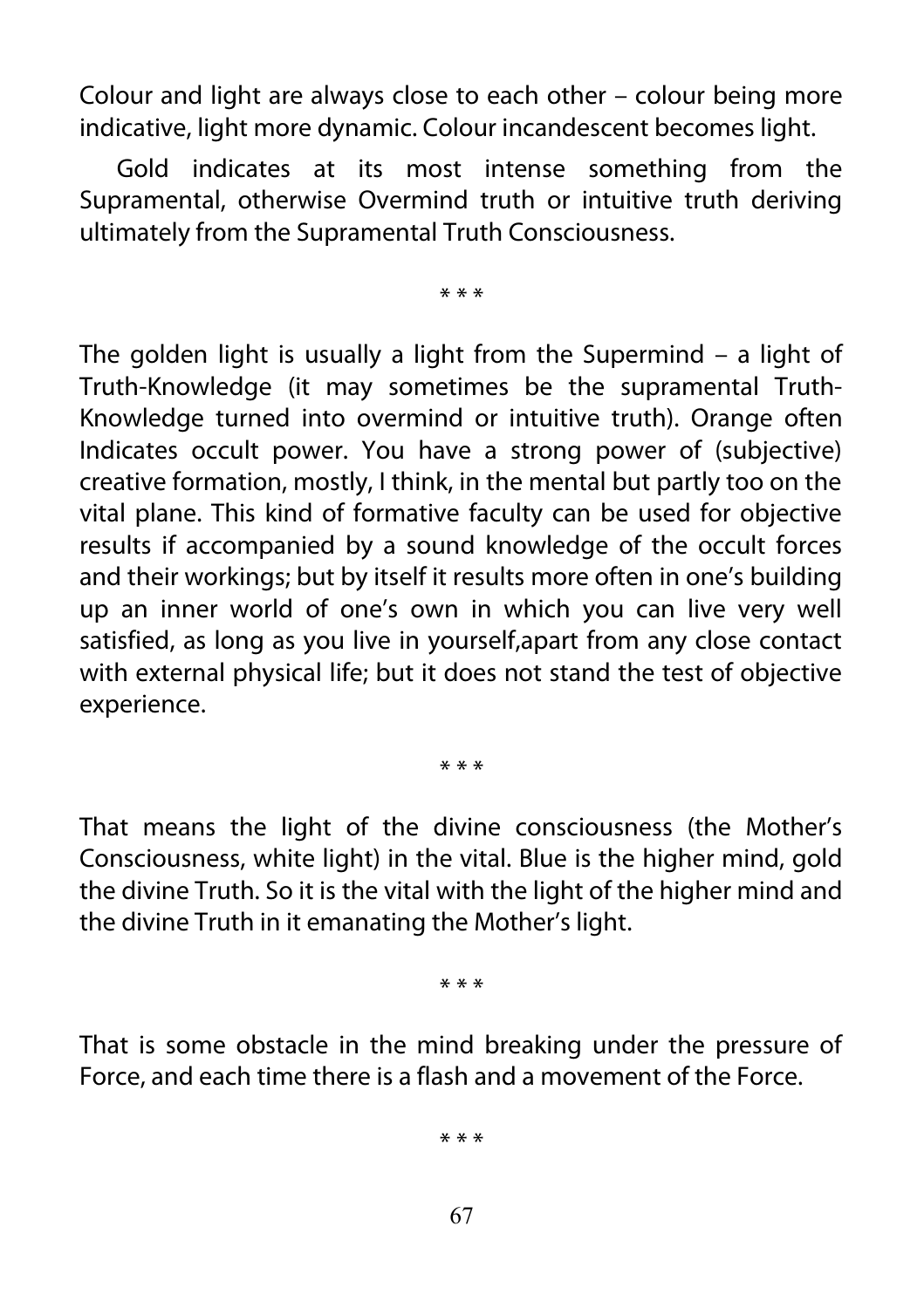Colour and light are always close to each other – colour being more indicative, light more dynamic. Colour incandescent becomes light.

Gold indicates at its most intense something from the Supramental, otherwise Overmind truth or intuitive truth deriving ultimately from the Supramental Truth Consciousness.

* * *

The golden light is usually a light from the Supermind – a light of Truth-Knowledge (it may sometimes be the supramental Truth-Knowledge turned into overmind or intuitive truth). Orange often Indicates occult power. You have a strong power of (subjective) creative formation, mostly, I think, in the mental but partly too on the vital plane. This kind of formative faculty can be used for objective results if accompanied by a sound knowledge of the occult forces and their workings; but by itself it results more often in one's building up an inner world of one's own in which you can live very well satisfied, as long as you live in yourself,apart from any close contact with external physical life; but it does not stand the test of objective experience.

* * *

That means the light of the divine consciousness (the Mother's Consciousness, white light) in the vital. Blue is the higher mind, gold the divine Truth. So it is the vital with the light of the higher mind and the divine Truth in it emanating the Mother's light.

* * *

That is some obstacle in the mind breaking under the pressure of Force, and each time there is a flash and a movement of the Force.

* * *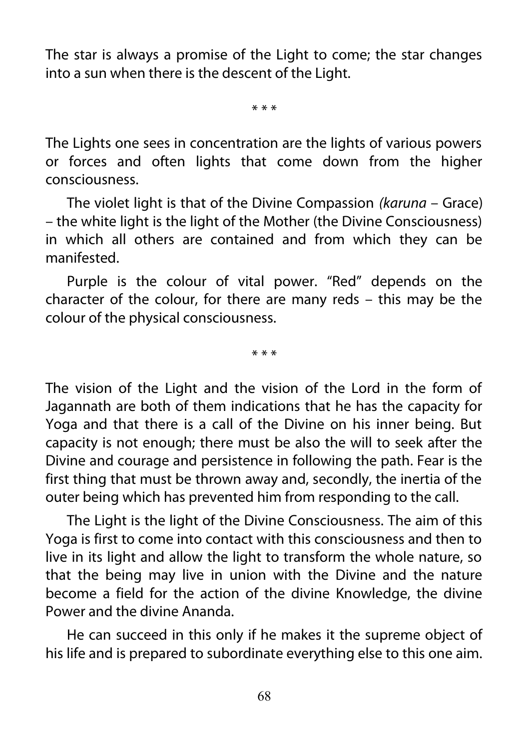The star is always a promise of the Light to come; the star changes into a sun when there is the descent of the Light.

\* \* \*

The Lights one sees in concentration are the lights of various powers or forces and often lights that come down from the higher consciousness.

The violet light is that of the Divine Compassion *(karuna* – Grace) – the white light is the light of the Mother (the Divine Consciousness) in which all others are contained and from which they can be manifested.

Purple is the colour of vital power. "Red" depends on the character of the colour, for there are many reds – this may be the colour of the physical consciousness.

\* \* \*

The vision of the Light and the vision of the Lord in the form of Jagannath are both of them indications that he has the capacity for Yoga and that there is a call of the Divine on his inner being. But capacity is not enough; there must be also the will to seek after the Divine and courage and persistence in following the path. Fear is the first thing that must be thrown away and, secondly, the inertia of the outer being which has prevented him from responding to the call.

The Light is the light of the Divine Consciousness. The aim of this Yoga is first to come into contact with this consciousness and then to live in its light and allow the light to transform the whole nature, so that the being may live in union with the Divine and the nature become a field for the action of the divine Knowledge, the divine Power and the divine Ananda.

He can succeed in this only if he makes it the supreme object of his life and is prepared to subordinate everything else to this one aim.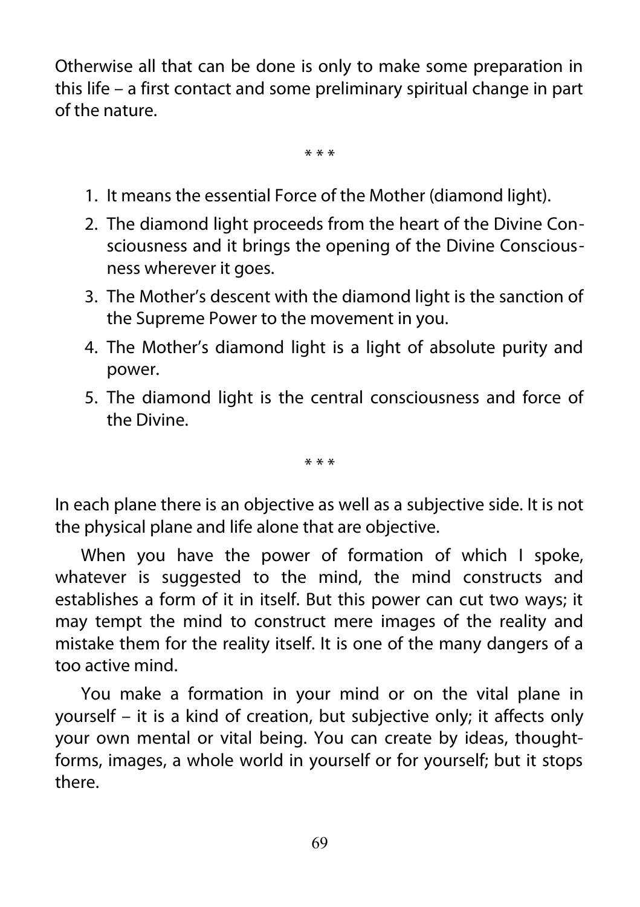Otherwise all that can be done is only to make some preparation in this life – a first contact and some preliminary spiritual change in part of the nature.

\* \* \*

1. It means the essential Force of the Mother (diamond light).
2. The diamond light proceeds from the heart of the Divine Consciousness and it brings the opening of the Divine Consciousness wherever it goes.
3. The Mother's descent with the diamond light is the sanction of the Supreme Power to the movement in you.
4. The Mother's diamond light is a light of absolute purity and power.
5. The diamond light is the central consciousness and force of the Divine.

\* \* \*

In each plane there is an objective as well as a subjective side. It is not the physical plane and life alone that are objective.

When you have the power of formation of which I spoke, whatever is suggested to the mind, the mind constructs and establishes a form of it in itself. But this power can cut two ways; it may tempt the mind to construct mere images of the reality and mistake them for the reality itself. It is one of the many dangers of a too active mind.

You make a formation in your mind or on the vital plane in yourself – it is a kind of creation, but subjective only; it affects only your own mental or vital being. You can create by ideas, thought-forms, images, a whole world in yourself or for yourself; but it stops there.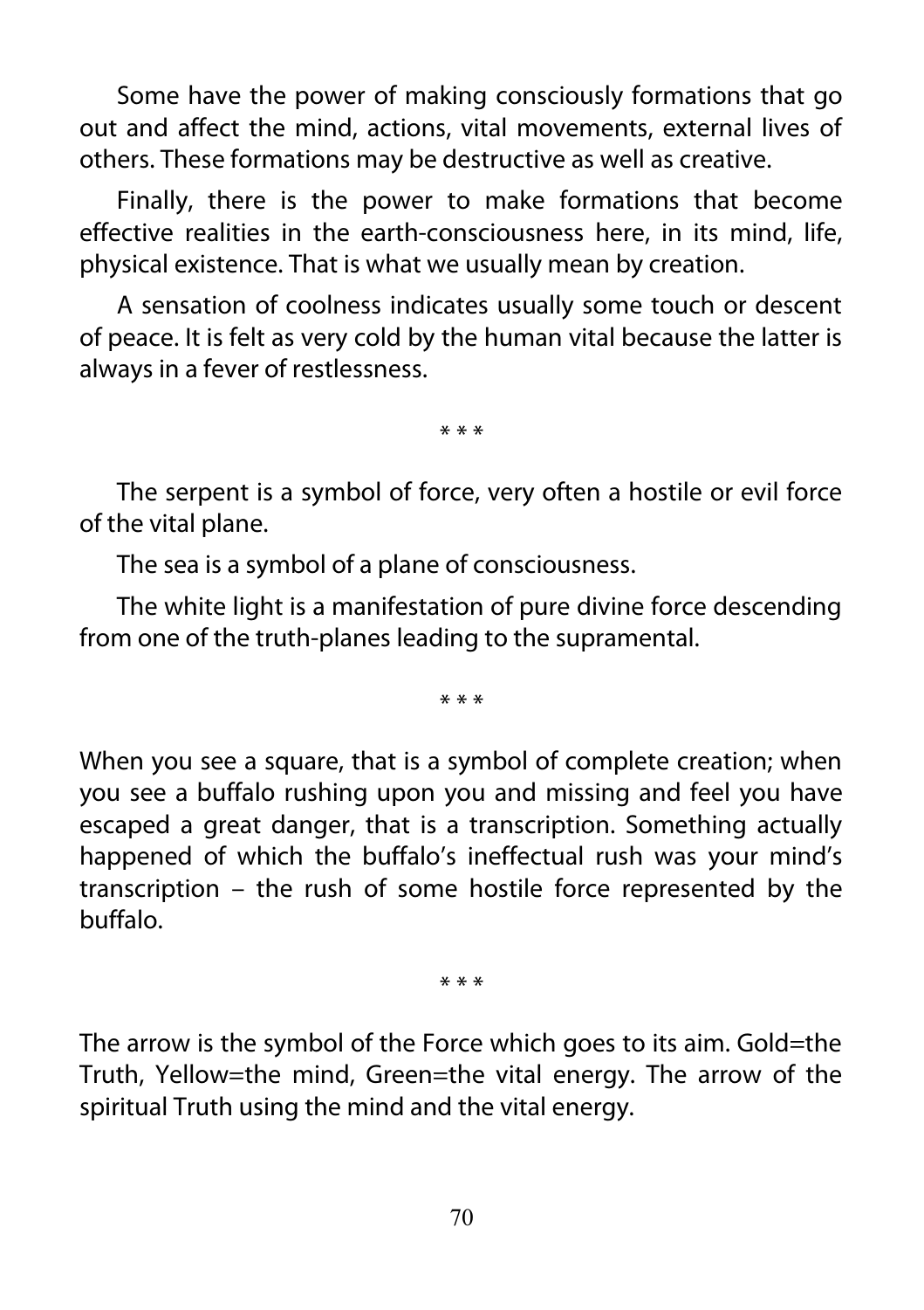Some have the power of making consciously formations that go out and affect the mind, actions, vital movements, external lives of others. These formations may be destructive as well as creative.

Finally, there is the power to make formations that become effective realities in the earth-consciousness here, in its mind, life, physical existence. That is what we usually mean by creation.

A sensation of coolness indicates usually some touch or descent of peace. It is felt as very cold by the human vital because the latter is always in a fever of restlessness.

\* \* \*

The serpent is a symbol of force, very often a hostile or evil force of the vital plane.

The sea is a symbol of a plane of consciousness.

The white light is a manifestation of pure divine force descending from one of the truth-planes leading to the supramental.

\* \* \*

When you see a square, that is a symbol of complete creation; when you see a buffalo rushing upon you and missing and feel you have escaped a great danger, that is a transcription. Something actually happened of which the buffalo's ineffectual rush was your mind's transcription – the rush of some hostile force represented by the buffalo.

\* \* \*

The arrow is the symbol of the Force which goes to its aim. Gold=the Truth, Yellow=the mind, Green=the vital energy. The arrow of the spiritual Truth using the mind and the vital energy.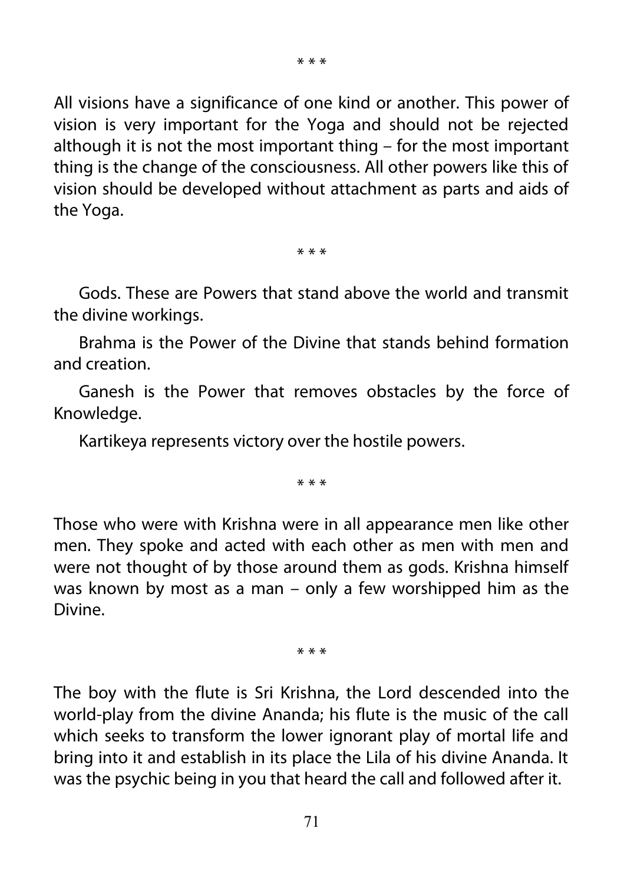\* \* \*

All visions have a significance of one kind or another. This power of vision is very important for the Yoga and should not be rejected although it is not the most important thing – for the most important thing is the change of the consciousness. All other powers like this of vision should be developed without attachment as parts and aids of the Yoga.

\* \* \*

Gods. These are Powers that stand above the world and transmit the divine workings.

Brahma is the Power of the Divine that stands behind formation and creation.

Ganesh is the Power that removes obstacles by the force of Knowledge.

Kartikeya represents victory over the hostile powers.

\* \* \*

Those who were with Krishna were in all appearance men like other men. They spoke and acted with each other as men with men and were not thought of by those around them as gods. Krishna himself was known by most as a man – only a few worshipped him as the Divine.

\* \* \*

The boy with the flute is Sri Krishna, the Lord descended into the world-play from the divine Ananda; his flute is the music of the call which seeks to transform the lower ignorant play of mortal life and bring into it and establish in its place the Lila of his divine Ananda. It was the psychic being in you that heard the call and followed after it.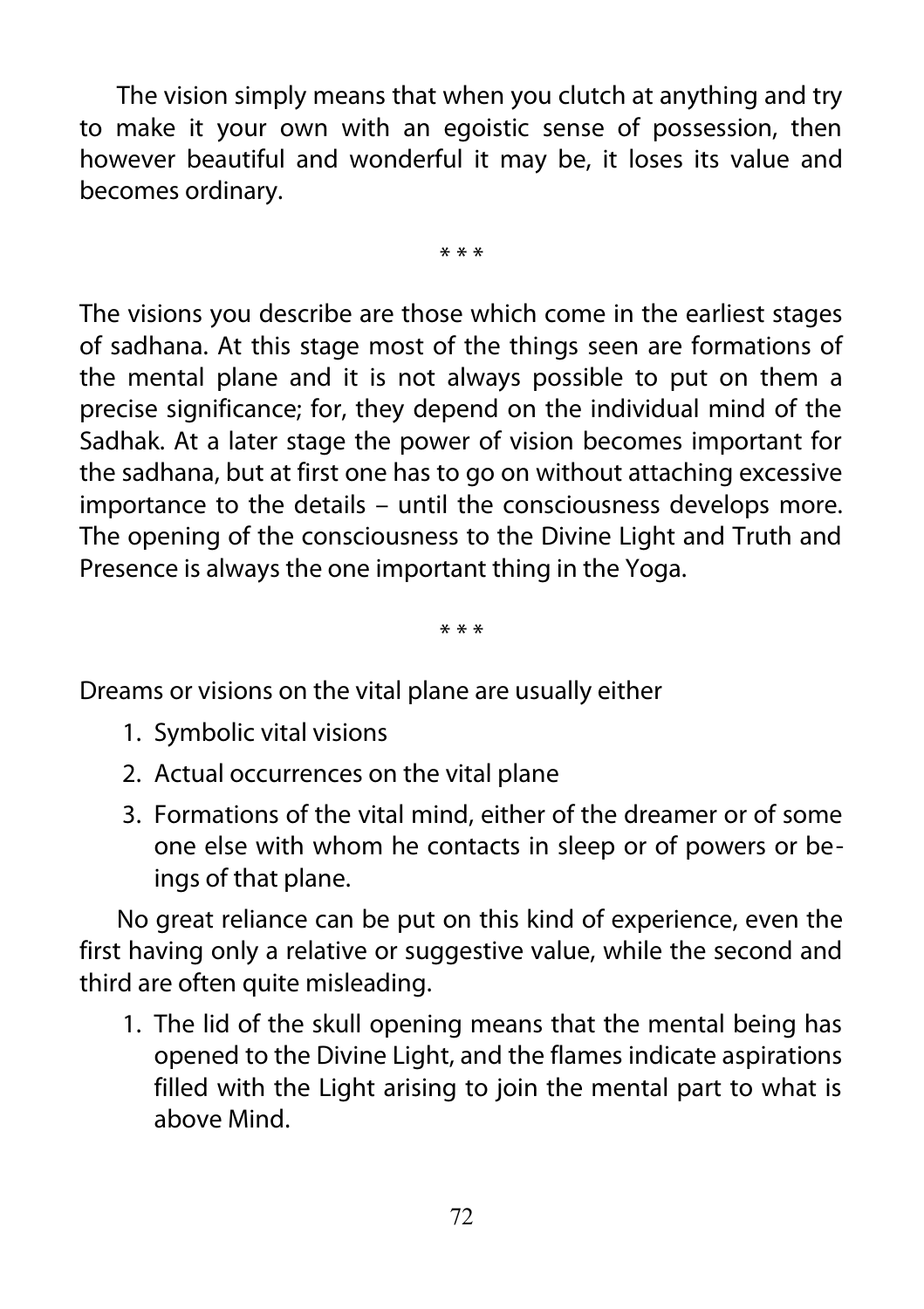The vision simply means that when you clutch at anything and try to make it your own with an egoistic sense of possession, then however beautiful and wonderful it may be, it loses its value and becomes ordinary.

\* \* \*

The visions you describe are those which come in the earliest stages of sadhana. At this stage most of the things seen are formations of the mental plane and it is not always possible to put on them a precise significance; for, they depend on the individual mind of the Sadhak. At a later stage the power of vision becomes important for the sadhana, but at first one has to go on without attaching excessive importance to the details – until the consciousness develops more. The opening of the consciousness to the Divine Light and Truth and Presence is always the one important thing in the Yoga.

\* \* \*

Dreams or visions on the vital plane are usually either

1. Symbolic vital visions
2. Actual occurrences on the vital plane
3. Formations of the vital mind, either of the dreamer or of some one else with whom he contacts in sleep or of powers or beings of that plane.

No great reliance can be put on this kind of experience, even the first having only a relative or suggestive value, while the second and third are often quite misleading.

1. The lid of the skull opening means that the mental being has opened to the Divine Light, and the flames indicate aspirations filled with the Light arising to join the mental part to what is above Mind.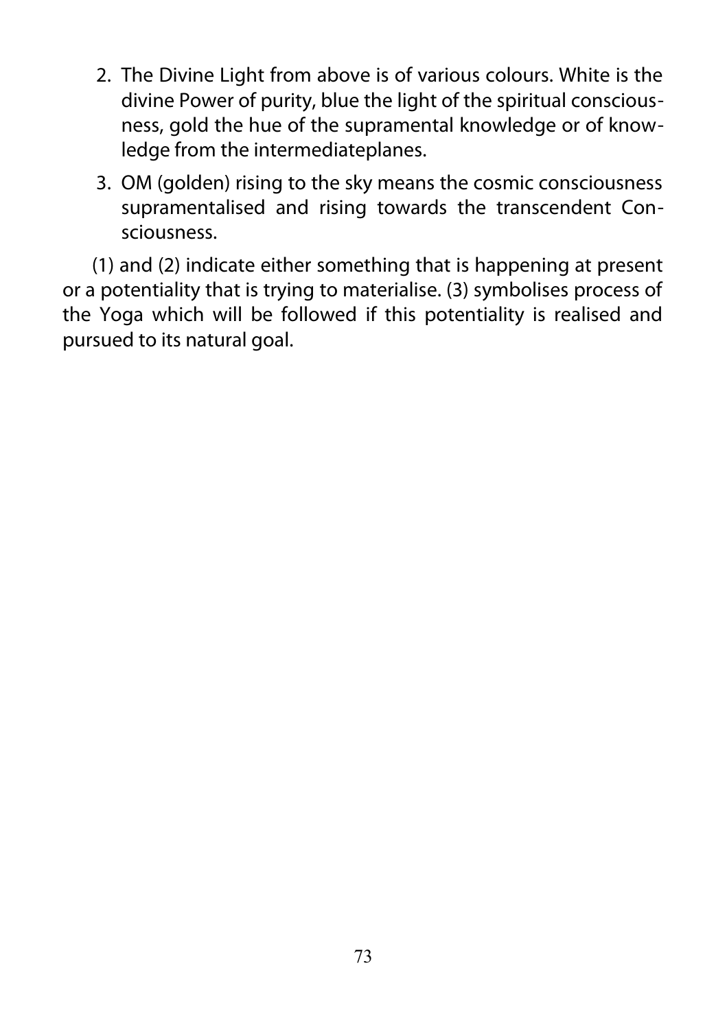2. The Divine Light from above is of various colours. White is the divine Power of purity, blue the light of the spiritual consciousness, gold the hue of the supramental knowledge or of knowledge from the intermediateplanes.
3. OM (golden) rising to the sky means the cosmic consciousness supramentalised and rising towards the transcendent Consciousness.

(1) and (2) indicate either something that is happening at present or a potentiality that is trying to materialise. (3) symbolises process of the Yoga which will be followed if this potentiality is realised and pursued to its natural goal.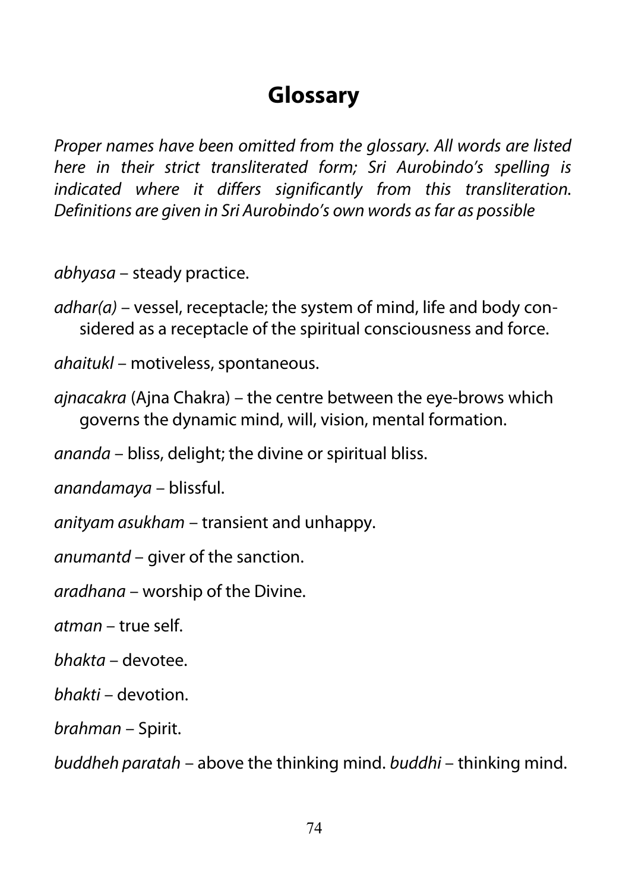# Glossary

*Proper names have been omitted from the glossary. All words are listed here in their strict transliterated form; Sri Aurobindo's spelling is indicated where it differs significantly from this transliteration. Definitions are given in Sri Aurobindo's own words as far as possible*

*abhyasa* – steady practice.

*adhar(a)* – vessel, receptacle; the system of mind, life and body considered as a receptacle of the spiritual consciousness and force.

*ahaitukl* – motiveless, spontaneous.

*ajnacakra* (Ajna Chakra) – the centre between the eye-brows which governs the dynamic mind, will, vision, mental formation.

*ananda* – bliss, delight; the divine or spiritual bliss.

*anandamaya* – blissful.

*anityam asukham* – transient and unhappy.

*anumantd* – giver of the sanction.

*aradhana* – worship of the Divine.

*atman* – true self.

*bhakta* – devotee.

*bhakti* – devotion.

*brahman* – Spirit.

*buddheh paratah* – above the thinking mind. *buddhi* – thinking mind.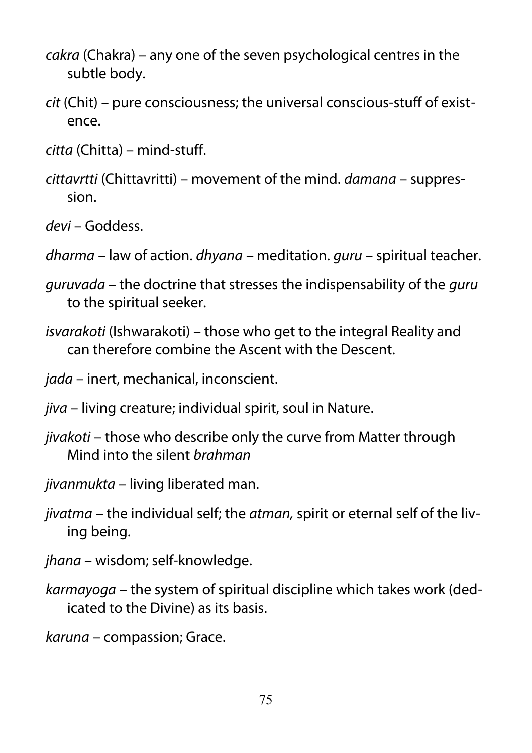*cakra* (Chakra) – any one of the seven psychological centres in the subtle body.

*cit* (Chit) – pure consciousness; the universal conscious-stuff of existence.

*citta* (Chitta) – mind-stuff.

*cittavrtti* (Chittavritti) – movement of the mind. *damana* – suppression.

*devi* – Goddess.

*dharma* – law of action. *dhyana* – meditation. *guru* – spiritual teacher.

*guruvada* – the doctrine that stresses the indispensability of the *guru* to the spiritual seeker.

*isvarakoti* (Ishwarakoti) – those who get to the integral Reality and can therefore combine the Ascent with the Descent.

*jada* – inert, mechanical, inconscient.

*jiva* – living creature; individual spirit, soul in Nature.

*jivakoti* – those who describe only the curve from Matter through Mind into the silent *brahman*

*jivanmukta* – living liberated man.

*jivatma* – the individual self; the *atman,* spirit or eternal self of the living being.

*jhana* – wisdom; self-knowledge.

*karmayoga* – the system of spiritual discipline which takes work (dedicated to the Divine) as its basis.

*karuna* – compassion; Grace.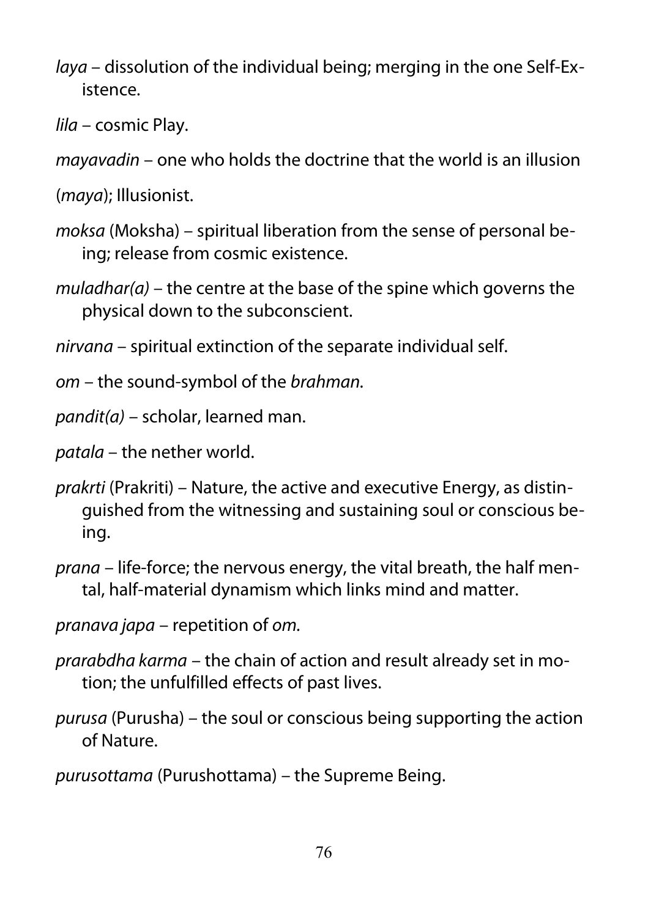*laya* – dissolution of the individual being; merging in the one Self-Existence.

*lila* – cosmic Play.

*mayavadin* – one who holds the doctrine that the world is an illusion

(*maya*); Illusionist.

*moksa* (Moksha) – spiritual liberation from the sense of personal being; release from cosmic existence.

*muladhar(a)* – the centre at the base of the spine which governs the physical down to the subconscient.

*nirvana* – spiritual extinction of the separate individual self.

*om* – the sound-symbol of the *brahman*.

*pandit(a)* – scholar, learned man.

*patala* – the nether world.

*prakrti* (Prakriti) – Nature, the active and executive Energy, as distinguished from the witnessing and sustaining soul or conscious being.

*prana* – life-force; the nervous energy, the vital breath, the half mental, half-material dynamism which links mind and matter.

*pranava japa* – repetition of *om*.

*prarabdha karma* – the chain of action and result already set in motion; the unfulfilled effects of past lives.

*purusa* (Purusha) – the soul or conscious being supporting the action of Nature.

*purusottama* (Purushottama) – the Supreme Being.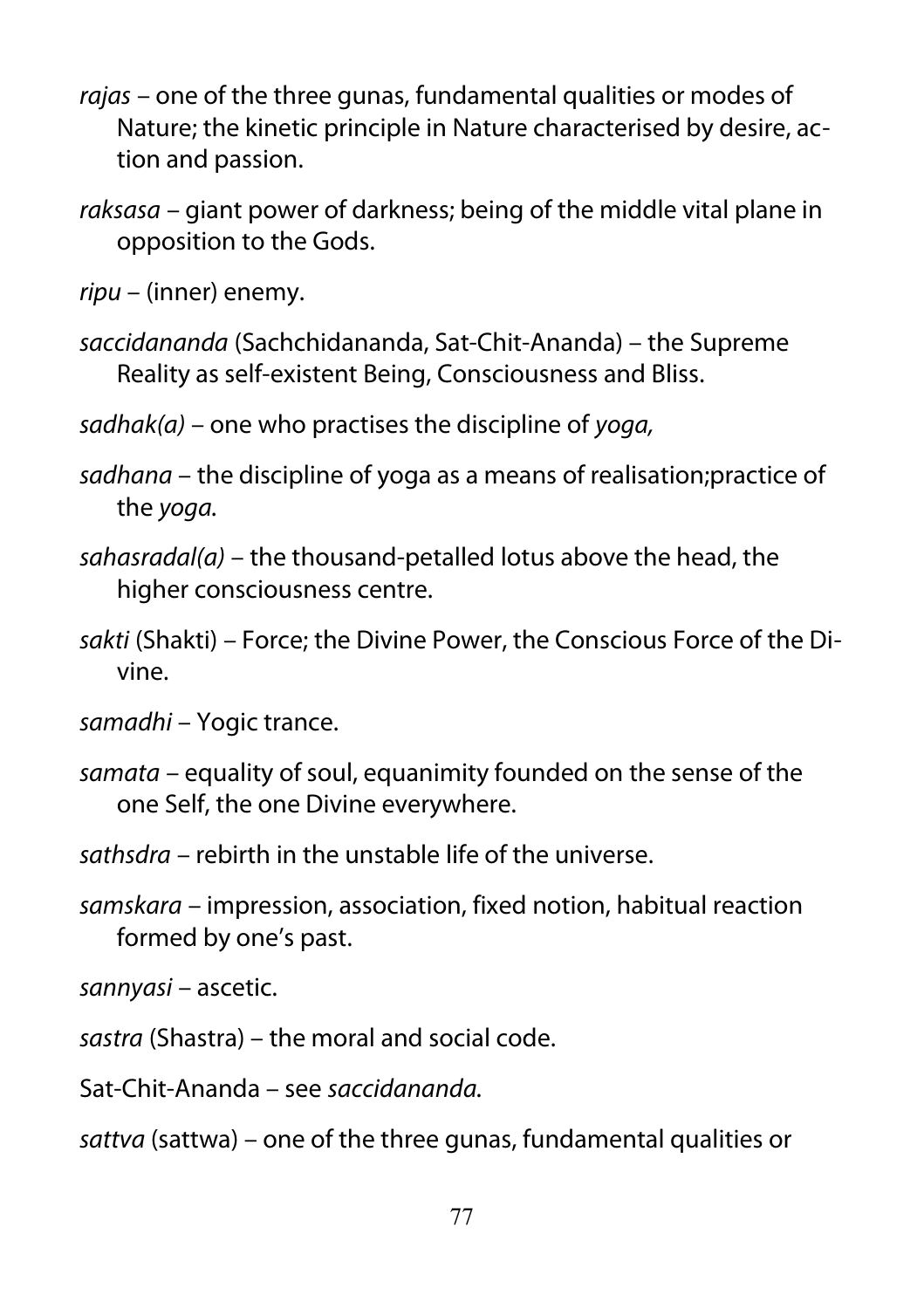*rajas* – one of the three gunas, fundamental qualities or modes of Nature; the kinetic principle in Nature characterised by desire, action and passion.

*raksasa* – giant power of darkness; being of the middle vital plane in opposition to the Gods.

*ripu* – (inner) enemy.

*saccidananda* (Sachchidananda, Sat-Chit-Ananda) – the Supreme Reality as self-existent Being, Consciousness and Bliss.

*sadhak(a)* – one who practises the discipline of *yoga,*

*sadhana* – the discipline of yoga as a means of realisation;practice of the *yoga.*

*sahasradal(a)* – the thousand-petalled lotus above the head, the higher consciousness centre.

*sakti* (Shakti) – Force; the Divine Power, the Conscious Force of the Divine.

*samadhi* – Yogic trance.

*samata* – equality of soul, equanimity founded on the sense of the one Self, the one Divine everywhere.

*sathsdra* – rebirth in the unstable life of the universe.

*samskara* – impression, association, fixed notion, habitual reaction formed by one's past.

*sannyasi* – ascetic.

*sastra* (Shastra) – the moral and social code.

Sat-Chit-Ananda – see *saccidananda.*

*sattva* (sattwa) – one of the three gunas, fundamental qualities or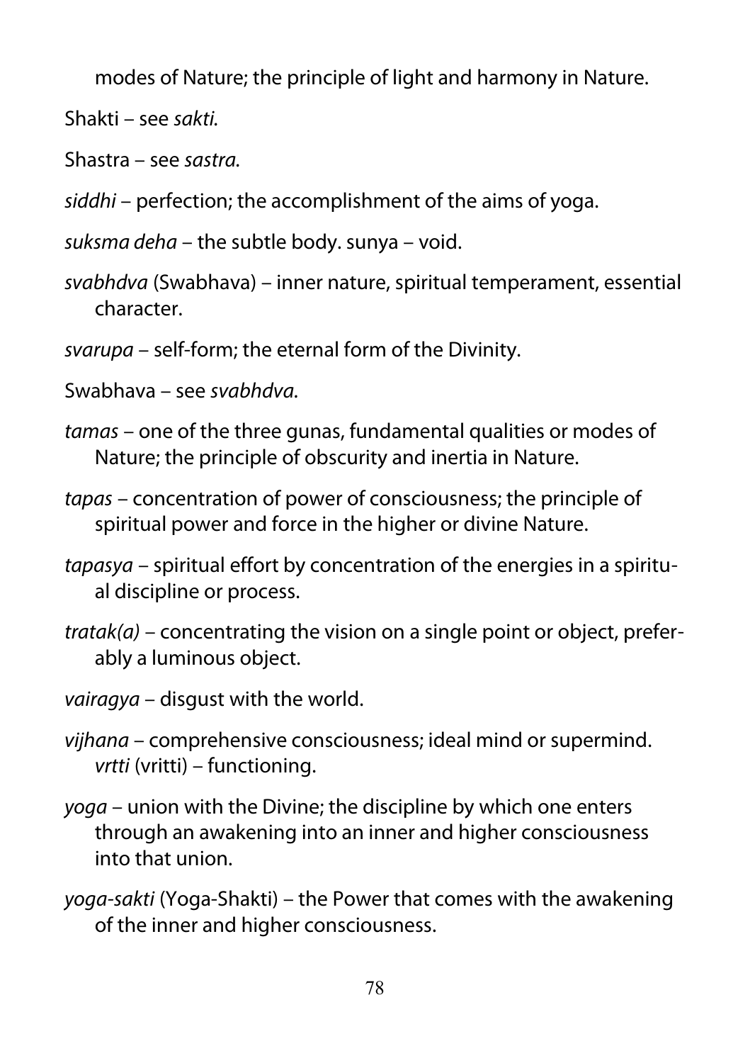modes of Nature; the principle of light and harmony in Nature.

Shakti – see *sakti.*

Shastra – see *sastra.*

*siddhi* – perfection; the accomplishment of the aims of yoga.

*suksma deha* – the subtle body. sunya – void.

*svabhdva* (Swabhava) – inner nature, spiritual temperament, essential character.

*svarupa* – self-form; the eternal form of the Divinity.

Swabhava – see *svabhdva.*

*tamas* – one of the three gunas, fundamental qualities or modes of Nature; the principle of obscurity and inertia in Nature.

*tapas* – concentration of power of consciousness; the principle of spiritual power and force in the higher or divine Nature.

*tapasya* – spiritual effort by concentration of the energies in a spiritual discipline or process.

*tratak(a)* – concentrating the vision on a single point or object, preferably a luminous object.

*vairagya* – disgust with the world.

*vijhana* – comprehensive consciousness; ideal mind or supermind. *vrtti* (vritti) – functioning.

*yoga* – union with the Divine; the discipline by which one enters through an awakening into an inner and higher consciousness into that union.

*yoga-sakti* (Yoga-Shakti) – the Power that comes with the awakening of the inner and higher consciousness.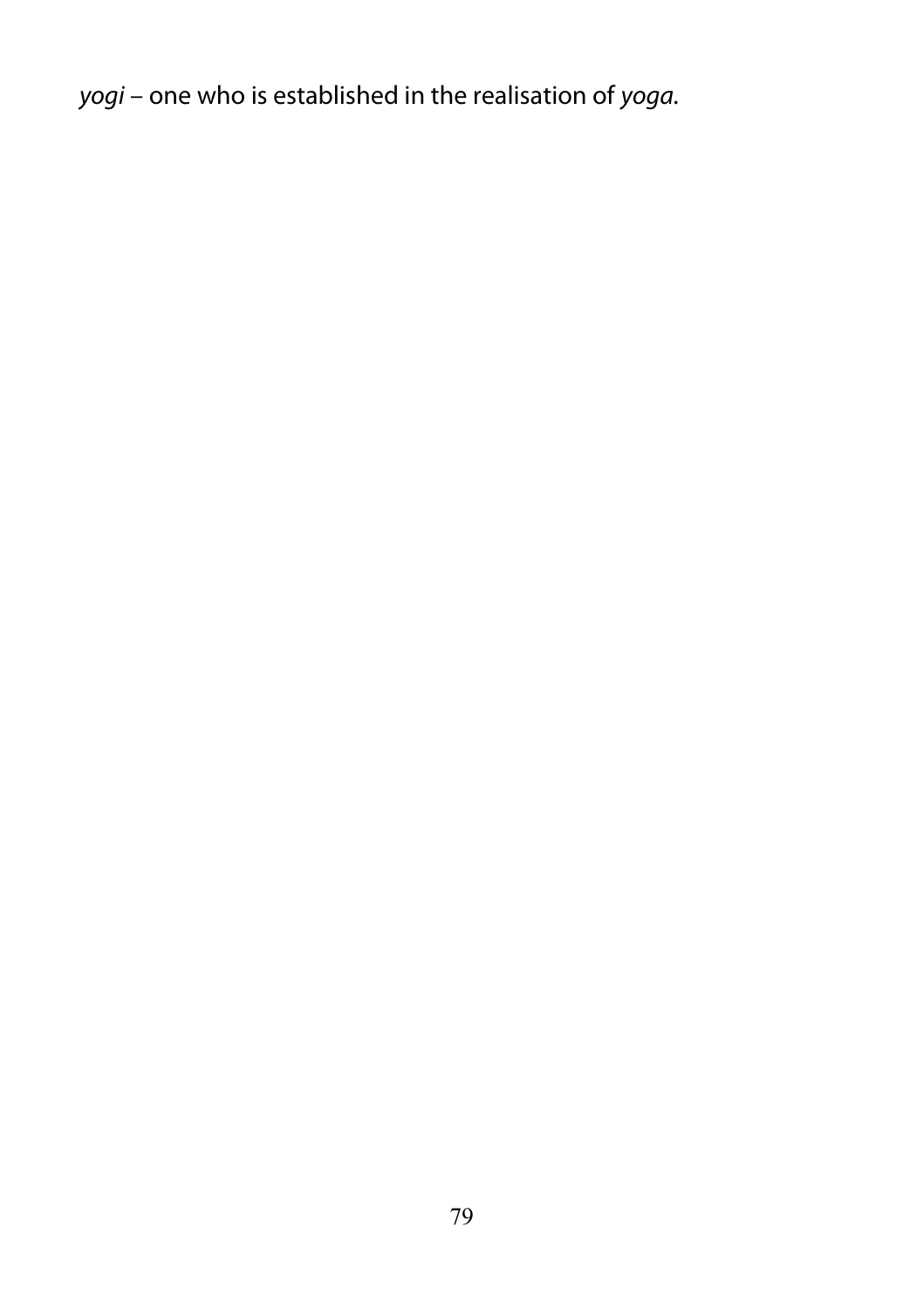*yogi* – one who is established in the realisation of *yoga.*